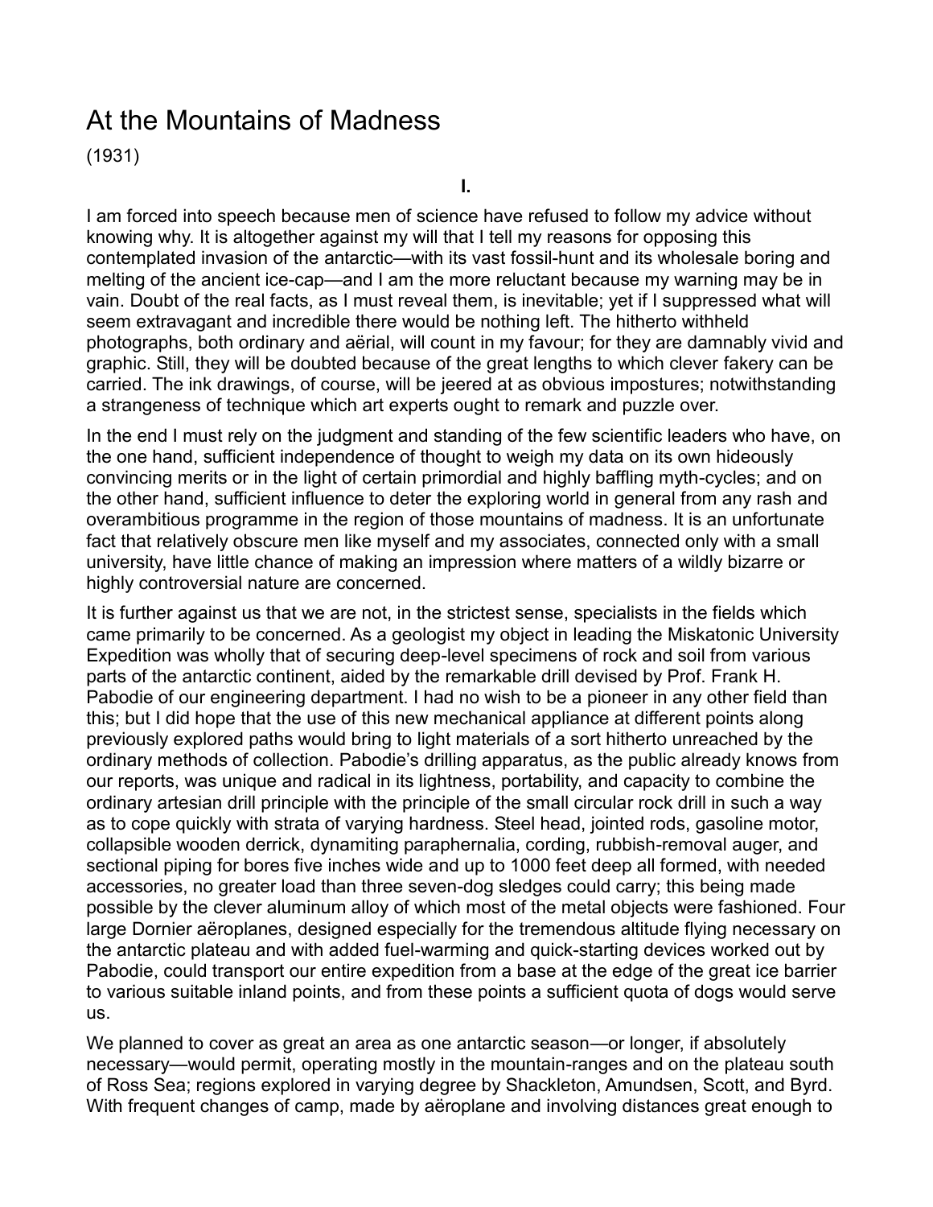# At the Mountains of Madness

(1931)

**I.**

I am forced into speech because men of science have refused to follow my advice without knowing why. It is altogether against my will that I tell my reasons for opposing this contemplated invasion of the antarctic—with its vast fossil-hunt and its wholesale boring and melting of the ancient ice-cap—and I am the more reluctant because my warning may be in vain. Doubt of the real facts, as I must reveal them, is inevitable; yet if I suppressed what will seem extravagant and incredible there would be nothing left. The hitherto withheld photographs, both ordinary and aërial, will count in my favour; for they are damnably vivid and graphic. Still, they will be doubted because of the great lengths to which clever fakery can be carried. The ink drawings, of course, will be jeered at as obvious impostures; notwithstanding a strangeness of technique which art experts ought to remark and puzzle over.

In the end I must rely on the judgment and standing of the few scientific leaders who have, on the one hand, sufficient independence of thought to weigh my data on its own hideously convincing merits or in the light of certain primordial and highly baffling myth-cycles; and on the other hand, sufficient influence to deter the exploring world in general from any rash and overambitious programme in the region of those mountains of madness. It is an unfortunate fact that relatively obscure men like myself and my associates, connected only with a small university, have little chance of making an impression where matters of a wildly bizarre or highly controversial nature are concerned.

It is further against us that we are not, in the strictest sense, specialists in the fields which came primarily to be concerned. As a geologist my object in leading the Miskatonic University Expedition was wholly that of securing deep-level specimens of rock and soil from various parts of the antarctic continent, aided by the remarkable drill devised by Prof. Frank H. Pabodie of our engineering department. I had no wish to be a pioneer in any other field than this; but I did hope that the use of this new mechanical appliance at different points along previously explored paths would bring to light materials of a sort hitherto unreached by the ordinary methods of collection. Pabodie's drilling apparatus, as the public already knows from our reports, was unique and radical in its lightness, portability, and capacity to combine the ordinary artesian drill principle with the principle of the small circular rock drill in such a way as to cope quickly with strata of varying hardness. Steel head, jointed rods, gasoline motor, collapsible wooden derrick, dynamiting paraphernalia, cording, rubbish-removal auger, and sectional piping for bores five inches wide and up to 1000 feet deep all formed, with needed accessories, no greater load than three seven-dog sledges could carry; this being made possible by the clever aluminum alloy of which most of the metal objects were fashioned. Four large Dornier aëroplanes, designed especially for the tremendous altitude flying necessary on the antarctic plateau and with added fuel-warming and quick-starting devices worked out by Pabodie, could transport our entire expedition from a base at the edge of the great ice barrier to various suitable inland points, and from these points a sufficient quota of dogs would serve us.

We planned to cover as great an area as one antarctic season—or longer, if absolutely necessary—would permit, operating mostly in the mountain-ranges and on the plateau south of Ross Sea; regions explored in varying degree by Shackleton, Amundsen, Scott, and Byrd. With frequent changes of camp, made by aëroplane and involving distances great enough to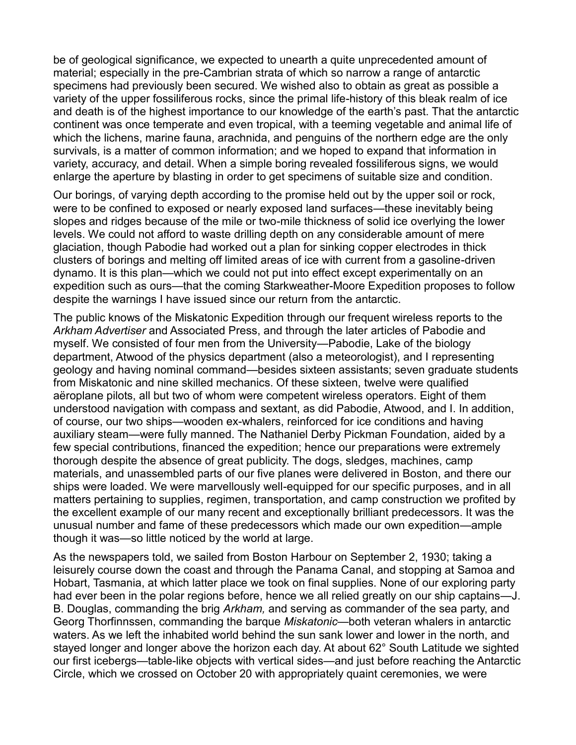be of geological significance, we expected to unearth a quite unprecedented amount of material; especially in the pre-Cambrian strata of which so narrow a range of antarctic specimens had previously been secured. We wished also to obtain as great as possible a variety of the upper fossiliferous rocks, since the primal life-history of this bleak realm of ice and death is of the highest importance to our knowledge of the earth's past. That the antarctic continent was once temperate and even tropical, with a teeming vegetable and animal life of which the lichens, marine fauna, arachnida, and penguins of the northern edge are the only survivals, is a matter of common information; and we hoped to expand that information in variety, accuracy, and detail. When a simple boring revealed fossiliferous signs, we would enlarge the aperture by blasting in order to get specimens of suitable size and condition.

Our borings, of varying depth according to the promise held out by the upper soil or rock, were to be confined to exposed or nearly exposed land surfaces—these inevitably being slopes and ridges because of the mile or two-mile thickness of solid ice overlying the lower levels. We could not afford to waste drilling depth on any considerable amount of mere glaciation, though Pabodie had worked out a plan for sinking copper electrodes in thick clusters of borings and melting off limited areas of ice with current from a gasoline-driven dynamo. It is this plan—which we could not put into effect except experimentally on an expedition such as ours—that the coming Starkweather-Moore Expedition proposes to follow despite the warnings I have issued since our return from the antarctic.

The public knows of the Miskatonic Expedition through our frequent wireless reports to the *Arkham Advertiser* and Associated Press, and through the later articles of Pabodie and myself. We consisted of four men from the University—Pabodie, Lake of the biology department, Atwood of the physics department (also a meteorologist), and I representing geology and having nominal command—besides sixteen assistants; seven graduate students from Miskatonic and nine skilled mechanics. Of these sixteen, twelve were qualified aëroplane pilots, all but two of whom were competent wireless operators. Eight of them understood navigation with compass and sextant, as did Pabodie, Atwood, and I. In addition, of course, our two ships—wooden ex-whalers, reinforced for ice conditions and having auxiliary steam—were fully manned. The Nathaniel Derby Pickman Foundation, aided by a few special contributions, financed the expedition; hence our preparations were extremely thorough despite the absence of great publicity. The dogs, sledges, machines, camp materials, and unassembled parts of our five planes were delivered in Boston, and there our ships were loaded. We were marvellously well-equipped for our specific purposes, and in all matters pertaining to supplies, regimen, transportation, and camp construction we profited by the excellent example of our many recent and exceptionally brilliant predecessors. It was the unusual number and fame of these predecessors which made our own expedition—ample though it was—so little noticed by the world at large.

As the newspapers told, we sailed from Boston Harbour on September 2, 1930; taking a leisurely course down the coast and through the Panama Canal, and stopping at Samoa and Hobart, Tasmania, at which latter place we took on final supplies. None of our exploring party had ever been in the polar regions before, hence we all relied greatly on our ship captains—J. B. Douglas, commanding the brig *Arkham,* and serving as commander of the sea party, and Georg Thorfinnssen, commanding the barque *Miskatonic*—both veteran whalers in antarctic waters. As we left the inhabited world behind the sun sank lower and lower in the north, and stayed longer and longer above the horizon each day. At about 62° South Latitude we sighted our first icebergs—table-like objects with vertical sides—and just before reaching the Antarctic Circle, which we crossed on October 20 with appropriately quaint ceremonies, we were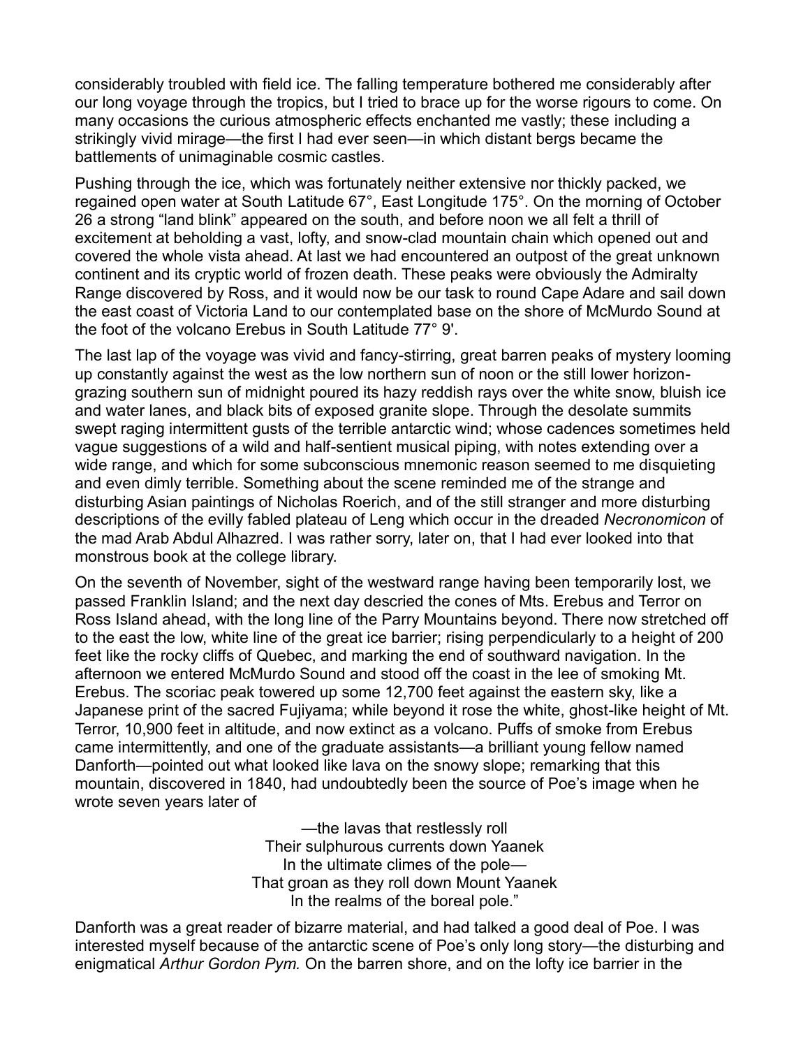considerably troubled with field ice. The falling temperature bothered me considerably after our long voyage through the tropics, but I tried to brace up for the worse rigours to come. On many occasions the curious atmospheric effects enchanted me vastly; these including a strikingly vivid mirage—the first I had ever seen—in which distant bergs became the battlements of unimaginable cosmic castles.

Pushing through the ice, which was fortunately neither extensive nor thickly packed, we regained open water at South Latitude 67°, East Longitude 175°. On the morning of October 26 a strong "land blink" appeared on the south, and before noon we all felt a thrill of excitement at beholding a vast, lofty, and snow-clad mountain chain which opened out and covered the whole vista ahead. At last we had encountered an outpost of the great unknown continent and its cryptic world of frozen death. These peaks were obviously the Admiralty Range discovered by Ross, and it would now be our task to round Cape Adare and sail down the east coast of Victoria Land to our contemplated base on the shore of McMurdo Sound at the foot of the volcano Erebus in South Latitude 77° 9'.

The last lap of the voyage was vivid and fancy-stirring, great barren peaks of mystery looming up constantly against the west as the low northern sun of noon or the still lower horizon-grazing southern sun of midnight poured its hazy reddish rays over the white snow, bluish ice and water lanes, and black bits of exposed granite slope. Through the desolate summits swept raging intermittent gusts of the terrible antarctic wind; whose cadences sometimes held vague suggestions of a wild and half-sentient musical piping, with notes extending over a wide range, and which for some subconscious mnemonic reason seemed to me disquieting and even dimly terrible. Something about the scene reminded me of the strange and disturbing Asian paintings of Nicholas Roerich, and of the still stranger and more disturbing descriptions of the evilly fabled plateau of Leng which occur in the dreaded *Necronomicon* of the mad Arab Abdul Alhazred. I was rather sorry, later on, that I had ever looked into that monstrous book at the college library.

On the seventh of November, sight of the westward range having been temporarily lost, we passed Franklin Island; and the next day descried the cones of Mts. Erebus and Terror on Ross Island ahead, with the long line of the Parry Mountains beyond. There now stretched off to the east the low, white line of the great ice barrier; rising perpendicularly to a height of 200 feet like the rocky cliffs of Quebec, and marking the end of southward navigation. In the afternoon we entered McMurdo Sound and stood off the coast in the lee of smoking Mt. Erebus. The scoriac peak towered up some 12,700 feet against the eastern sky, like a Japanese print of the sacred Fujiyama; while beyond it rose the white, ghost-like height of Mt. Terror, 10,900 feet in altitude, and now extinct as a volcano. Puffs of smoke from Erebus came intermittently, and one of the graduate assistants—a brilliant young fellow named Danforth—pointed out what looked like lava on the snowy slope; remarking that this mountain, discovered in 1840, had undoubtedly been the source of Poe's image when he wrote seven years later of

—the lavas that restlessly roll
Their sulphurous currents down Yaanek
In the ultimate climes of the pole—
That groan as they roll down Mount Yaanek
In the realms of the boreal pole."

Danforth was a great reader of bizarre material, and had talked a good deal of Poe. I was interested myself because of the antarctic scene of Poe's only long story—the disturbing and enigmatical *Arthur Gordon Pym.* On the barren shore, and on the lofty ice barrier in the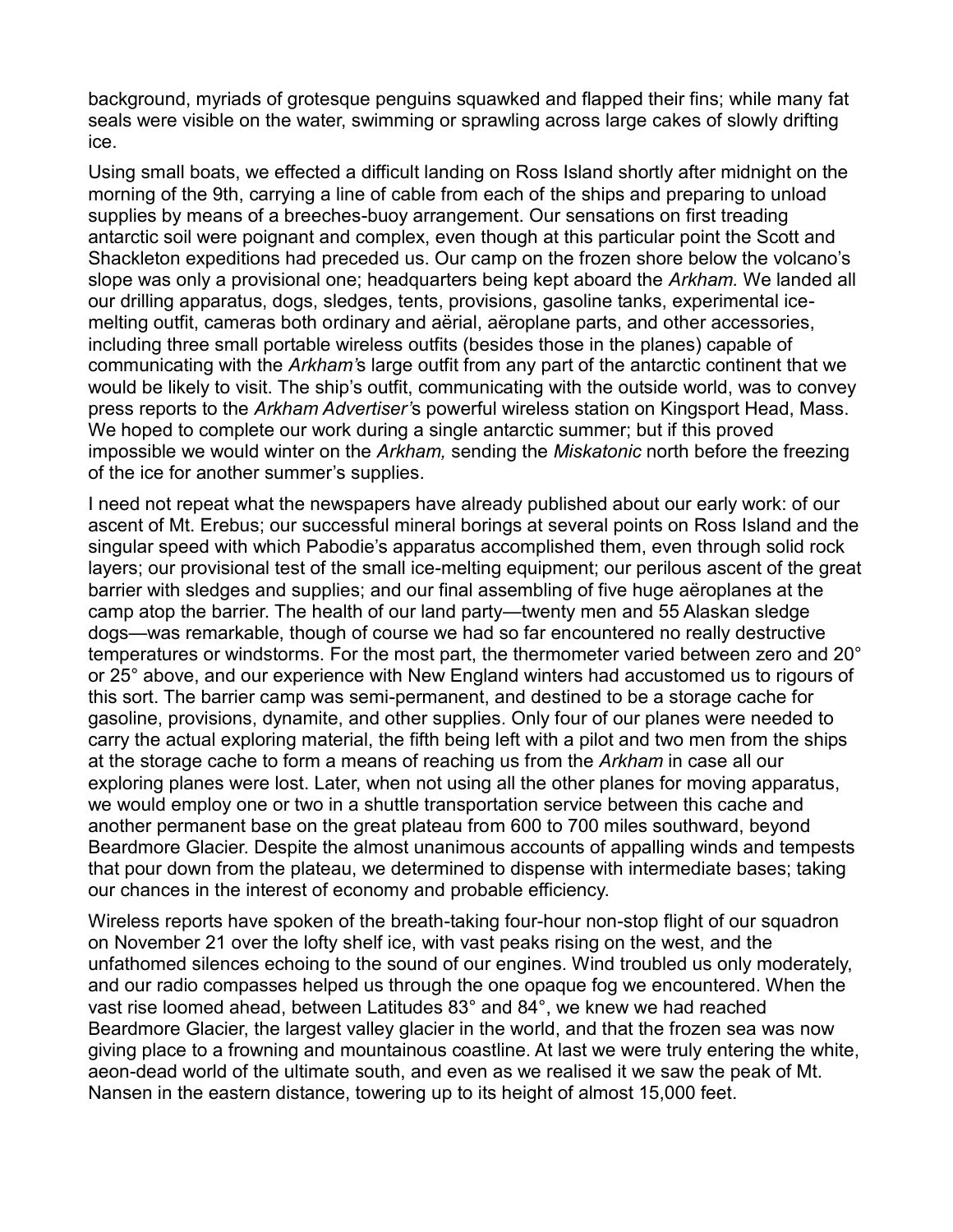background, myriads of grotesque penguins squawked and flapped their fins; while many fat seals were visible on the water, swimming or sprawling across large cakes of slowly drifting ice.

Using small boats, we effected a difficult landing on Ross Island shortly after midnight on the morning of the 9th, carrying a line of cable from each of the ships and preparing to unload supplies by means of a breeches-buoy arrangement. Our sensations on first treading antarctic soil were poignant and complex, even though at this particular point the Scott and Shackleton expeditions had preceded us. Our camp on the frozen shore below the volcano's slope was only a provisional one; headquarters being kept aboard the *Arkham.* We landed all our drilling apparatus, dogs, sledges, tents, provisions, gasoline tanks, experimental ice-melting outfit, cameras both ordinary and aërial, aëroplane parts, and other accessories, including three small portable wireless outfits (besides those in the planes) capable of communicating with the *Arkham*'s large outfit from any part of the antarctic continent that we would be likely to visit. The ship's outfit, communicating with the outside world, was to convey press reports to the *Arkham Advertiser*'s powerful wireless station on Kingsport Head, Mass. We hoped to complete our work during a single antarctic summer; but if this proved impossible we would winter on the *Arkham,* sending the *Miskatonic* north before the freezing of the ice for another summer's supplies.

I need not repeat what the newspapers have already published about our early work: of our ascent of Mt. Erebus; our successful mineral borings at several points on Ross Island and the singular speed with which Pabodie's apparatus accomplished them, even through solid rock layers; our provisional test of the small ice-melting equipment; our perilous ascent of the great barrier with sledges and supplies; and our final assembling of five huge aëroplanes at the camp atop the barrier. The health of our land party—twenty men and 55 Alaskan sledge dogs—was remarkable, though of course we had so far encountered no really destructive temperatures or windstorms. For the most part, the thermometer varied between zero and 20° or 25° above, and our experience with New England winters had accustomed us to rigours of this sort. The barrier camp was semi-permanent, and destined to be a storage cache for gasoline, provisions, dynamite, and other supplies. Only four of our planes were needed to carry the actual exploring material, the fifth being left with a pilot and two men from the ships at the storage cache to form a means of reaching us from the *Arkham* in case all our exploring planes were lost. Later, when not using all the other planes for moving apparatus, we would employ one or two in a shuttle transportation service between this cache and another permanent base on the great plateau from 600 to 700 miles southward, beyond Beardmore Glacier. Despite the almost unanimous accounts of appalling winds and tempests that pour down from the plateau, we determined to dispense with intermediate bases; taking our chances in the interest of economy and probable efficiency.

Wireless reports have spoken of the breath-taking four-hour non-stop flight of our squadron on November 21 over the lofty shelf ice, with vast peaks rising on the west, and the unfathomed silences echoing to the sound of our engines. Wind troubled us only moderately, and our radio compasses helped us through the one opaque fog we encountered. When the vast rise loomed ahead, between Latitudes 83° and 84°, we knew we had reached Beardmore Glacier, the largest valley glacier in the world, and that the frozen sea was now giving place to a frowning and mountainous coastline. At last we were truly entering the white, aeon-dead world of the ultimate south, and even as we realised it we saw the peak of Mt. Nansen in the eastern distance, towering up to its height of almost 15,000 feet.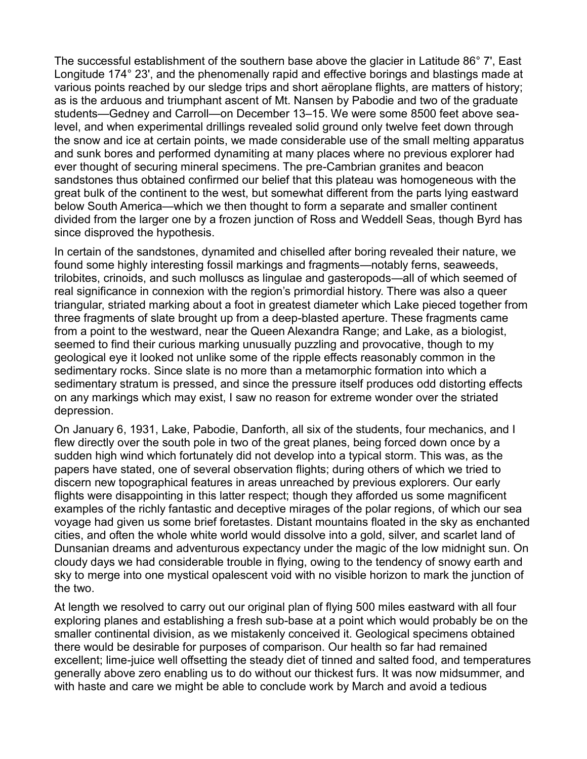The successful establishment of the southern base above the glacier in Latitude 86° 7', East Longitude 174° 23', and the phenomenally rapid and effective borings and blastings made at various points reached by our sledge trips and short aëroplane flights, are matters of history; as is the arduous and triumphant ascent of Mt. Nansen by Pabodie and two of the graduate students—Gedney and Carroll—on December 13–15. We were some 8500 feet above sea-level, and when experimental drillings revealed solid ground only twelve feet down through the snow and ice at certain points, we made considerable use of the small melting apparatus and sunk bores and performed dynamiting at many places where no previous explorer had ever thought of securing mineral specimens. The pre-Cambrian granites and beacon sandstones thus obtained confirmed our belief that this plateau was homogeneous with the great bulk of the continent to the west, but somewhat different from the parts lying eastward below South America—which we then thought to form a separate and smaller continent divided from the larger one by a frozen junction of Ross and Weddell Seas, though Byrd has since disproved the hypothesis.

In certain of the sandstones, dynamited and chiselled after boring revealed their nature, we found some highly interesting fossil markings and fragments—notably ferns, seaweeds, trilobites, crinoids, and such molluscs as lingulae and gasteropods—all of which seemed of real significance in connexion with the region's primordial history. There was also a queer triangular, striated marking about a foot in greatest diameter which Lake pieced together from three fragments of slate brought up from a deep-blasted aperture. These fragments came from a point to the westward, near the Queen Alexandra Range; and Lake, as a biologist, seemed to find their curious marking unusually puzzling and provocative, though to my geological eye it looked not unlike some of the ripple effects reasonably common in the sedimentary rocks. Since slate is no more than a metamorphic formation into which a sedimentary stratum is pressed, and since the pressure itself produces odd distorting effects on any markings which may exist, I saw no reason for extreme wonder over the striated depression.

On January 6, 1931, Lake, Pabodie, Danforth, all six of the students, four mechanics, and I flew directly over the south pole in two of the great planes, being forced down once by a sudden high wind which fortunately did not develop into a typical storm. This was, as the papers have stated, one of several observation flights; during others of which we tried to discern new topographical features in areas unreached by previous explorers. Our early flights were disappointing in this latter respect; though they afforded us some magnificent examples of the richly fantastic and deceptive mirages of the polar regions, of which our sea voyage had given us some brief foretastes. Distant mountains floated in the sky as enchanted cities, and often the whole white world would dissolve into a gold, silver, and scarlet land of Dunsanian dreams and adventurous expectancy under the magic of the low midnight sun. On cloudy days we had considerable trouble in flying, owing to the tendency of snowy earth and sky to merge into one mystical opalescent void with no visible horizon to mark the junction of the two.

At length we resolved to carry out our original plan of flying 500 miles eastward with all four exploring planes and establishing a fresh sub-base at a point which would probably be on the smaller continental division, as we mistakenly conceived it. Geological specimens obtained there would be desirable for purposes of comparison. Our health so far had remained excellent; lime-juice well offsetting the steady diet of tinned and salted food, and temperatures generally above zero enabling us to do without our thickest furs. It was now midsummer, and with haste and care we might be able to conclude work by March and avoid a tedious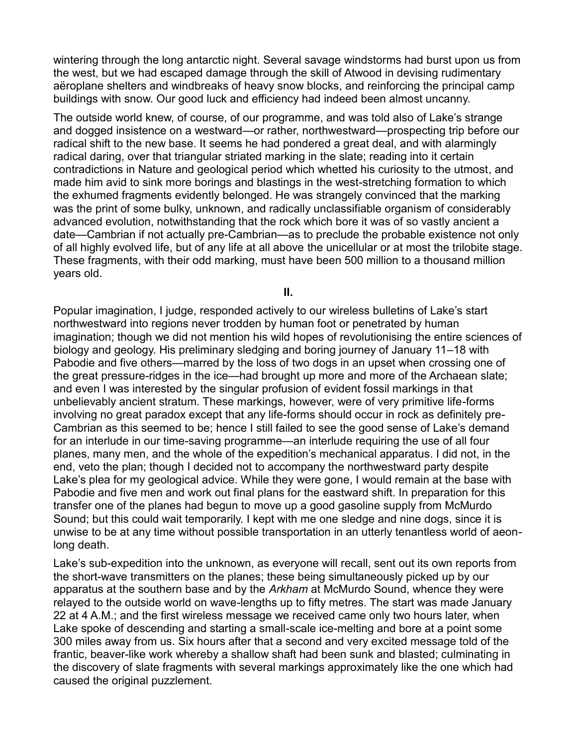wintering through the long antarctic night. Several savage windstorms had burst upon us from the west, but we had escaped damage through the skill of Atwood in devising rudimentary aëroplane shelters and windbreaks of heavy snow blocks, and reinforcing the principal camp buildings with snow. Our good luck and efficiency had indeed been almost uncanny.

The outside world knew, of course, of our programme, and was told also of Lake's strange and dogged insistence on a westward—or rather, northwestward—prospecting trip before our radical shift to the new base. It seems he had pondered a great deal, and with alarmingly radical daring, over that triangular striated marking in the slate; reading into it certain contradictions in Nature and geological period which whetted his curiosity to the utmost, and made him avid to sink more borings and blastings in the west-stretching formation to which the exhumed fragments evidently belonged. He was strangely convinced that the marking was the print of some bulky, unknown, and radically unclassifiable organism of considerably advanced evolution, notwithstanding that the rock which bore it was of so vastly ancient a date—Cambrian if not actually pre-Cambrian—as to preclude the probable existence not only of all highly evolved life, but of any life at all above the unicellular or at most the trilobite stage. These fragments, with their odd marking, must have been 500 million to a thousand million years old.

## II.

Popular imagination, I judge, responded actively to our wireless bulletins of Lake's start northwestward into regions never trodden by human foot or penetrated by human imagination; though we did not mention his wild hopes of revolutionising the entire sciences of biology and geology. His preliminary sledging and boring journey of January 11–18 with Pabodie and five others—marred by the loss of two dogs in an upset when crossing one of the great pressure-ridges in the ice—had brought up more and more of the Archaean slate; and even I was interested by the singular profusion of evident fossil markings in that unbelievably ancient stratum. These markings, however, were of very primitive life-forms involving no great paradox except that any life-forms should occur in rock as definitely pre-Cambrian as this seemed to be; hence I still failed to see the good sense of Lake's demand for an interlude in our time-saving programme—an interlude requiring the use of all four planes, many men, and the whole of the expedition's mechanical apparatus. I did not, in the end, veto the plan; though I decided not to accompany the northwestward party despite Lake's plea for my geological advice. While they were gone, I would remain at the base with Pabodie and five men and work out final plans for the eastward shift. In preparation for this transfer one of the planes had begun to move up a good gasoline supply from McMurdo Sound; but this could wait temporarily. I kept with me one sledge and nine dogs, since it is unwise to be at any time without possible transportation in an utterly tenantless world of aeon-long death.

Lake's sub-expedition into the unknown, as everyone will recall, sent out its own reports from the short-wave transmitters on the planes; these being simultaneously picked up by our apparatus at the southern base and by the *Arkham* at McMurdo Sound, whence they were relayed to the outside world on wave-lengths up to fifty metres. The start was made January 22 at 4 A.M.; and the first wireless message we received came only two hours later, when Lake spoke of descending and starting a small-scale ice-melting and bore at a point some 300 miles away from us. Six hours after that a second and very excited message told of the frantic, beaver-like work whereby a shallow shaft had been sunk and blasted; culminating in the discovery of slate fragments with several markings approximately like the one which had caused the original puzzlement.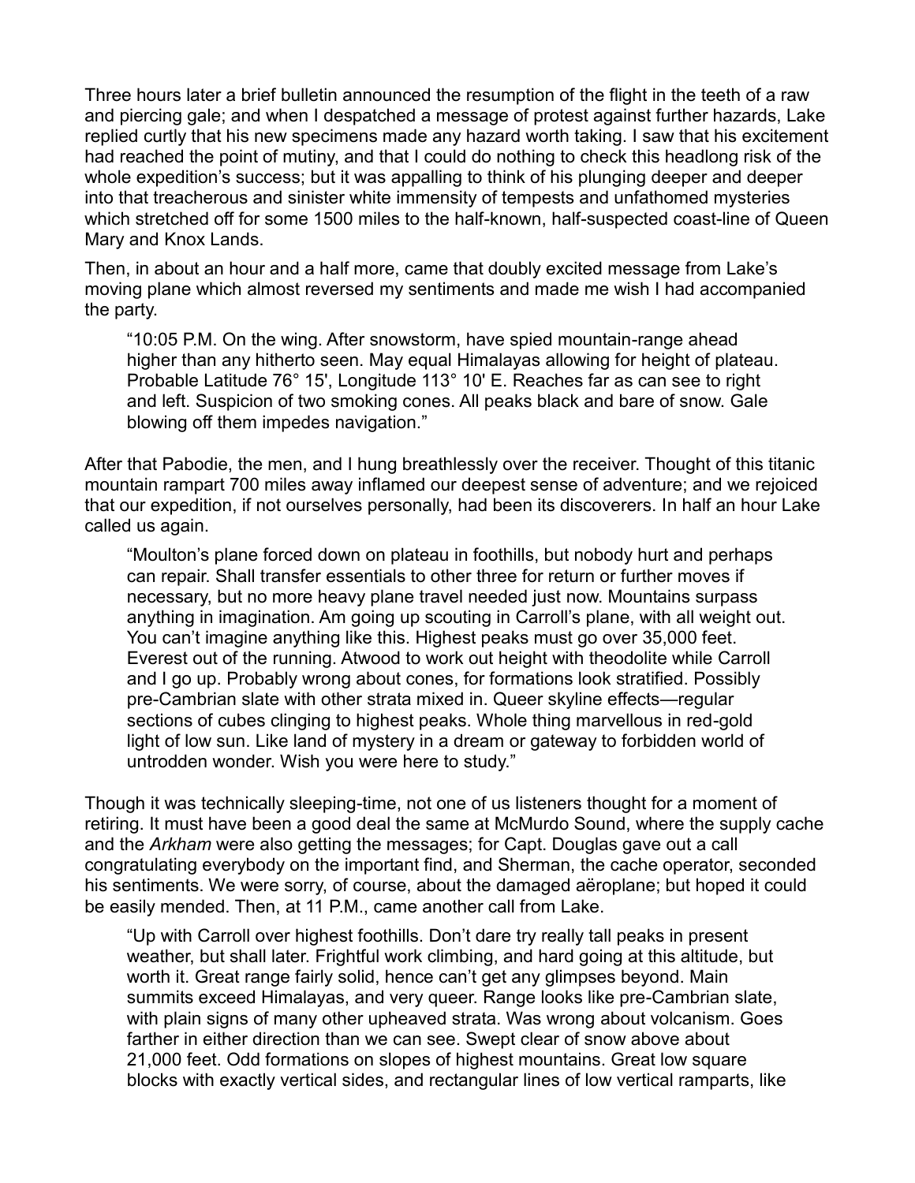Three hours later a brief bulletin announced the resumption of the flight in the teeth of a raw and piercing gale; and when I despatched a message of protest against further hazards, Lake replied curtly that his new specimens made any hazard worth taking. I saw that his excitement had reached the point of mutiny, and that I could do nothing to check this headlong risk of the whole expedition's success; but it was appalling to think of his plunging deeper and deeper into that treacherous and sinister white immensity of tempests and unfathomed mysteries which stretched off for some 1500 miles to the half-known, half-suspected coast-line of Queen Mary and Knox Lands.

Then, in about an hour and a half more, came that doubly excited message from Lake's moving plane which almost reversed my sentiments and made me wish I had accompanied the party.

> "10:05 P.M. On the wing. After snowstorm, have spied mountain-range ahead higher than any hitherto seen. May equal Himalayas allowing for height of plateau. Probable Latitude 76° 15', Longitude 113° 10' E. Reaches far as can see to right and left. Suspicion of two smoking cones. All peaks black and bare of snow. Gale blowing off them impedes navigation."

After that Pabodie, the men, and I hung breathlessly over the receiver. Thought of this titanic mountain rampart 700 miles away inflamed our deepest sense of adventure; and we rejoiced that our expedition, if not ourselves personally, had been its discoverers. In half an hour Lake called us again.

> "Moulton's plane forced down on plateau in foothills, but nobody hurt and perhaps can repair. Shall transfer essentials to other three for return or further moves if necessary, but no more heavy plane travel needed just now. Mountains surpass anything in imagination. Am going up scouting in Carroll's plane, with all weight out. You can't imagine anything like this. Highest peaks must go over 35,000 feet. Everest out of the running. Atwood to work out height with theodolite while Carroll and I go up. Probably wrong about cones, for formations look stratified. Possibly pre-Cambrian slate with other strata mixed in. Queer skyline effects—regular sections of cubes clinging to highest peaks. Whole thing marvellous in red-gold light of low sun. Like land of mystery in a dream or gateway to forbidden world of untrodden wonder. Wish you were here to study."

Though it was technically sleeping-time, not one of us listeners thought for a moment of retiring. It must have been a good deal the same at McMurdo Sound, where the supply cache and the *Arkham* were also getting the messages; for Capt. Douglas gave out a call congratulating everybody on the important find, and Sherman, the cache operator, seconded his sentiments. We were sorry, of course, about the damaged aëroplane; but hoped it could be easily mended. Then, at 11 P.M., came another call from Lake.

> "Up with Carroll over highest foothills. Don't dare try really tall peaks in present weather, but shall later. Frightful work climbing, and hard going at this altitude, but worth it. Great range fairly solid, hence can't get any glimpses beyond. Main summits exceed Himalayas, and very queer. Range looks like pre-Cambrian slate, with plain signs of many other upheaved strata. Was wrong about volcanism. Goes farther in either direction than we can see. Swept clear of snow above about 21,000 feet. Odd formations on slopes of highest mountains. Great low square blocks with exactly vertical sides, and rectangular lines of low vertical ramparts, like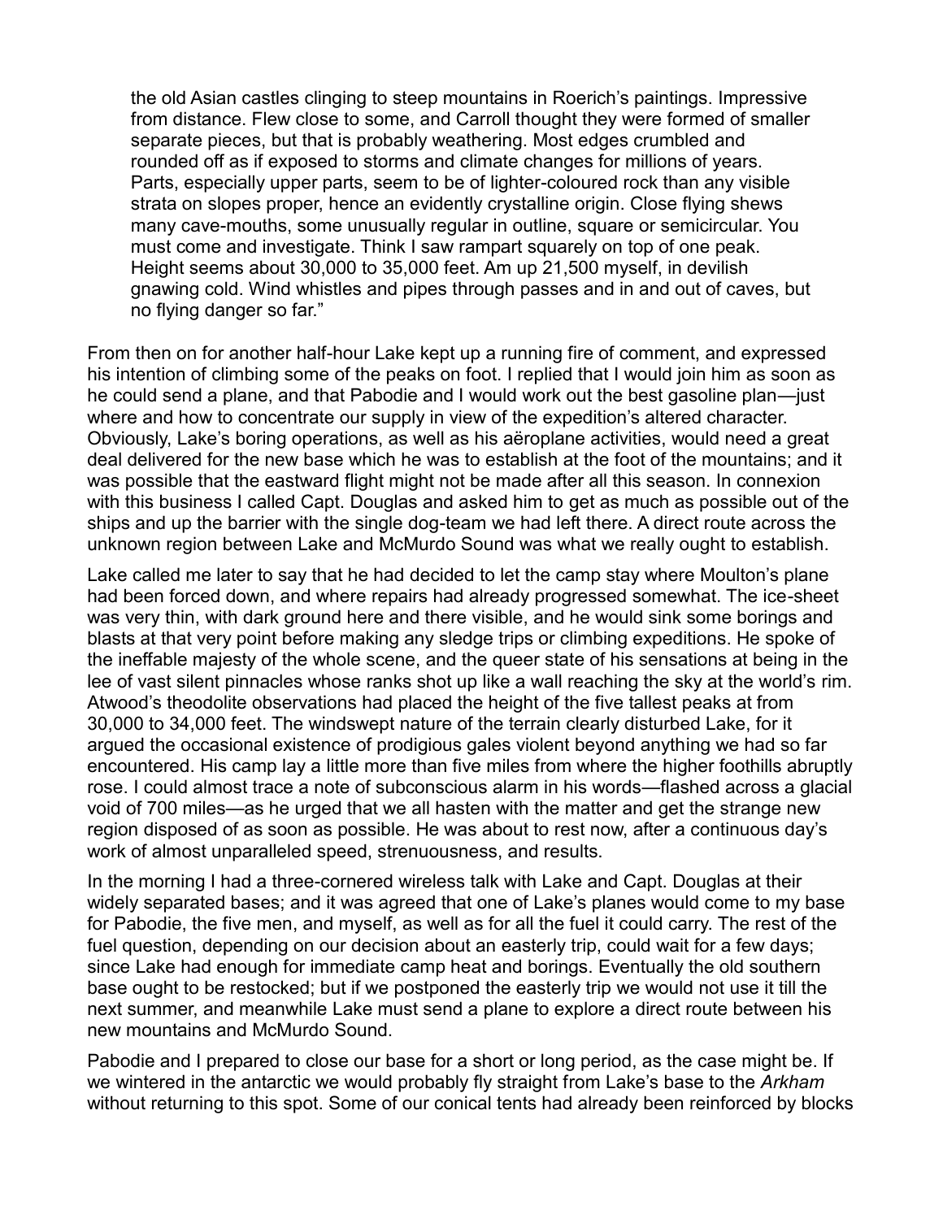> the old Asian castles clinging to steep mountains in Roerich's paintings. Impressive from distance. Flew close to some, and Carroll thought they were formed of smaller separate pieces, but that is probably weathering. Most edges crumbled and rounded off as if exposed to storms and climate changes for millions of years. Parts, especially upper parts, seem to be of lighter-coloured rock than any visible strata on slopes proper, hence an evidently crystalline origin. Close flying shews many cave-mouths, some unusually regular in outline, square or semicircular. You must come and investigate. Think I saw rampart squarely on top of one peak. Height seems about 30,000 to 35,000 feet. Am up 21,500 myself, in devilish gnawing cold. Wind whistles and pipes through passes and in and out of caves, but no flying danger so far."

From then on for another half-hour Lake kept up a running fire of comment, and expressed his intention of climbing some of the peaks on foot. I replied that I would join him as soon as he could send a plane, and that Pabodie and I would work out the best gasoline plan—just where and how to concentrate our supply in view of the expedition's altered character. Obviously, Lake's boring operations, as well as his aëroplane activities, would need a great deal delivered for the new base which he was to establish at the foot of the mountains; and it was possible that the eastward flight might not be made after all this season. In connexion with this business I called Capt. Douglas and asked him to get as much as possible out of the ships and up the barrier with the single dog-team we had left there. A direct route across the unknown region between Lake and McMurdo Sound was what we really ought to establish.

Lake called me later to say that he had decided to let the camp stay where Moulton's plane had been forced down, and where repairs had already progressed somewhat. The ice-sheet was very thin, with dark ground here and there visible, and he would sink some borings and blasts at that very point before making any sledge trips or climbing expeditions. He spoke of the ineffable majesty of the whole scene, and the queer state of his sensations at being in the lee of vast silent pinnacles whose ranks shot up like a wall reaching the sky at the world's rim. Atwood's theodolite observations had placed the height of the five tallest peaks at from 30,000 to 34,000 feet. The windswept nature of the terrain clearly disturbed Lake, for it argued the occasional existence of prodigious gales violent beyond anything we had so far encountered. His camp lay a little more than five miles from where the higher foothills abruptly rose. I could almost trace a note of subconscious alarm in his words—flashed across a glacial void of 700 miles—as he urged that we all hasten with the matter and get the strange new region disposed of as soon as possible. He was about to rest now, after a continuous day's work of almost unparalleled speed, strenuousness, and results.

In the morning I had a three-cornered wireless talk with Lake and Capt. Douglas at their widely separated bases; and it was agreed that one of Lake's planes would come to my base for Pabodie, the five men, and myself, as well as for all the fuel it could carry. The rest of the fuel question, depending on our decision about an easterly trip, could wait for a few days; since Lake had enough for immediate camp heat and borings. Eventually the old southern base ought to be restocked; but if we postponed the easterly trip we would not use it till the next summer, and meanwhile Lake must send a plane to explore a direct route between his new mountains and McMurdo Sound.

Pabodie and I prepared to close our base for a short or long period, as the case might be. If we wintered in the antarctic we would probably fly straight from Lake's base to the *Arkham* without returning to this spot. Some of our conical tents had already been reinforced by blocks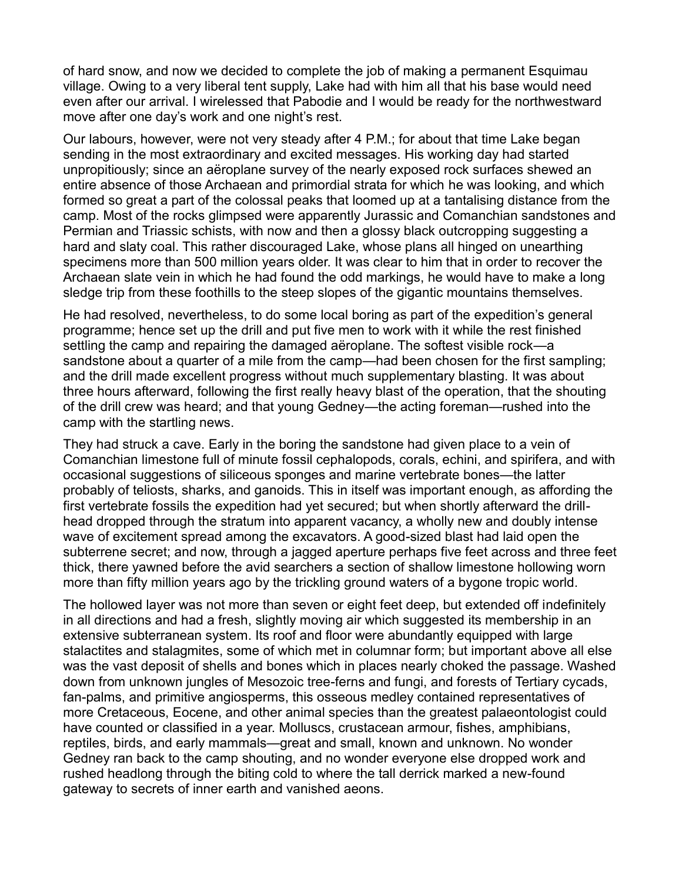of hard snow, and now we decided to complete the job of making a permanent Esquimau village. Owing to a very liberal tent supply, Lake had with him all that his base would need even after our arrival. I wirelessed that Pabodie and I would be ready for the northwestward move after one day's work and one night's rest.

Our labours, however, were not very steady after 4 P.M.; for about that time Lake began sending in the most extraordinary and excited messages. His working day had started unpropitiously; since an aëroplane survey of the nearly exposed rock surfaces shewed an entire absence of those Archaean and primordial strata for which he was looking, and which formed so great a part of the colossal peaks that loomed up at a tantalising distance from the camp. Most of the rocks glimpsed were apparently Jurassic and Comanchian sandstones and Permian and Triassic schists, with now and then a glossy black outcropping suggesting a hard and slaty coal. This rather discouraged Lake, whose plans all hinged on unearthing specimens more than 500 million years older. It was clear to him that in order to recover the Archaean slate vein in which he had found the odd markings, he would have to make a long sledge trip from these foothills to the steep slopes of the gigantic mountains themselves.

He had resolved, nevertheless, to do some local boring as part of the expedition's general programme; hence set up the drill and put five men to work with it while the rest finished settling the camp and repairing the damaged aëroplane. The softest visible rock—a sandstone about a quarter of a mile from the camp—had been chosen for the first sampling; and the drill made excellent progress without much supplementary blasting. It was about three hours afterward, following the first really heavy blast of the operation, that the shouting of the drill crew was heard; and that young Gedney—the acting foreman—rushed into the camp with the startling news.

They had struck a cave. Early in the boring the sandstone had given place to a vein of Comanchian limestone full of minute fossil cephalopods, corals, echini, and spirifera, and with occasional suggestions of siliceous sponges and marine vertebrate bones—the latter probably of teliosts, sharks, and ganoids. This in itself was important enough, as affording the first vertebrate fossils the expedition had yet secured; but when shortly afterward the drill-head dropped through the stratum into apparent vacancy, a wholly new and doubly intense wave of excitement spread among the excavators. A good-sized blast had laid open the subterrene secret; and now, through a jagged aperture perhaps five feet across and three feet thick, there yawned before the avid searchers a section of shallow limestone hollowing worn more than fifty million years ago by the trickling ground waters of a bygone tropic world.

The hollowed layer was not more than seven or eight feet deep, but extended off indefinitely in all directions and had a fresh, slightly moving air which suggested its membership in an extensive subterranean system. Its roof and floor were abundantly equipped with large stalactites and stalagmites, some of which met in columnar form; but important above all else was the vast deposit of shells and bones which in places nearly choked the passage. Washed down from unknown jungles of Mesozoic tree-ferns and fungi, and forests of Tertiary cycads, fan-palms, and primitive angiosperms, this osseous medley contained representatives of more Cretaceous, Eocene, and other animal species than the greatest palaeontologist could have counted or classified in a year. Molluscs, crustacean armour, fishes, amphibians, reptiles, birds, and early mammals—great and small, known and unknown. No wonder Gedney ran back to the camp shouting, and no wonder everyone else dropped work and rushed headlong through the biting cold to where the tall derrick marked a new-found gateway to secrets of inner earth and vanished aeons.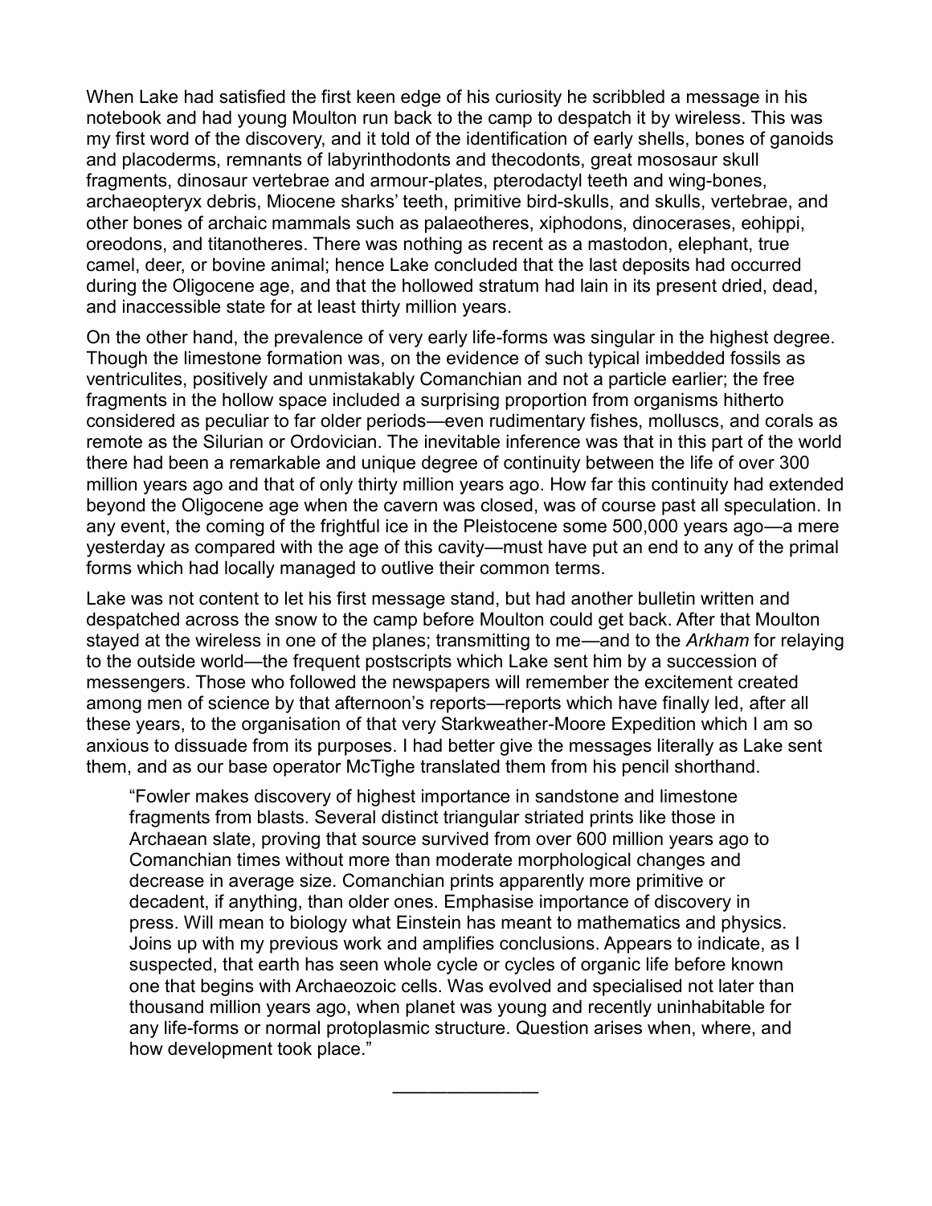When Lake had satisfied the first keen edge of his curiosity he scribbled a message in his notebook and had young Moulton run back to the camp to despatch it by wireless. This was my first word of the discovery, and it told of the identification of early shells, bones of ganoids and placoderms, remnants of labyrinthodonts and thecodonts, great mososaur skull fragments, dinosaur vertebrae and armour-plates, pterodactyl teeth and wing-bones, archaeopteryx debris, Miocene sharks' teeth, primitive bird-skulls, and skulls, vertebrae, and other bones of archaic mammals such as palaeotheres, xiphodons, dinocerases, eohippi, oreodons, and titanotheres. There was nothing as recent as a mastodon, elephant, true camel, deer, or bovine animal; hence Lake concluded that the last deposits had occurred during the Oligocene age, and that the hollowed stratum had lain in its present dried, dead, and inaccessible state for at least thirty million years.

On the other hand, the prevalence of very early life-forms was singular in the highest degree. Though the limestone formation was, on the evidence of such typical imbedded fossils as ventriculites, positively and unmistakably Comanchian and not a particle earlier; the free fragments in the hollow space included a surprising proportion from organisms hitherto considered as peculiar to far older periods—even rudimentary fishes, molluscs, and corals as remote as the Silurian or Ordovician. The inevitable inference was that in this part of the world there had been a remarkable and unique degree of continuity between the life of over 300 million years ago and that of only thirty million years ago. How far this continuity had extended beyond the Oligocene age when the cavern was closed, was of course past all speculation. In any event, the coming of the frightful ice in the Pleistocene some 500,000 years ago—a mere yesterday as compared with the age of this cavity—must have put an end to any of the primal forms which had locally managed to outlive their common terms.

Lake was not content to let his first message stand, but had another bulletin written and despatched across the snow to the camp before Moulton could get back. After that Moulton stayed at the wireless in one of the planes; transmitting to me—and to the *Arkham* for relaying to the outside world—the frequent postscripts which Lake sent him by a succession of messengers. Those who followed the newspapers will remember the excitement created among men of science by that afternoon's reports—reports which have finally led, after all these years, to the organisation of that very Starkweather-Moore Expedition which I am so anxious to dissuade from its purposes. I had better give the messages literally as Lake sent them, and as our base operator McTighe translated them from his pencil shorthand.

> "Fowler makes discovery of highest importance in sandstone and limestone fragments from blasts. Several distinct triangular striated prints like those in Archaean slate, proving that source survived from over 600 million years ago to Comanchian times without more than moderate morphological changes and decrease in average size. Comanchian prints apparently more primitive or decadent, if anything, than older ones. Emphasise importance of discovery in press. Will mean to biology what Einstein has meant to mathematics and physics. Joins up with my previous work and amplifies conclusions. Appears to indicate, as I suspected, that earth has seen whole cycle or cycles of organic life before known one that begins with Archaeozoic cells. Was evolved and specialised not later than thousand million years ago, when planet was young and recently uninhabitable for any life-forms or normal protoplasmic structure. Question arises when, where, and how development took place."

---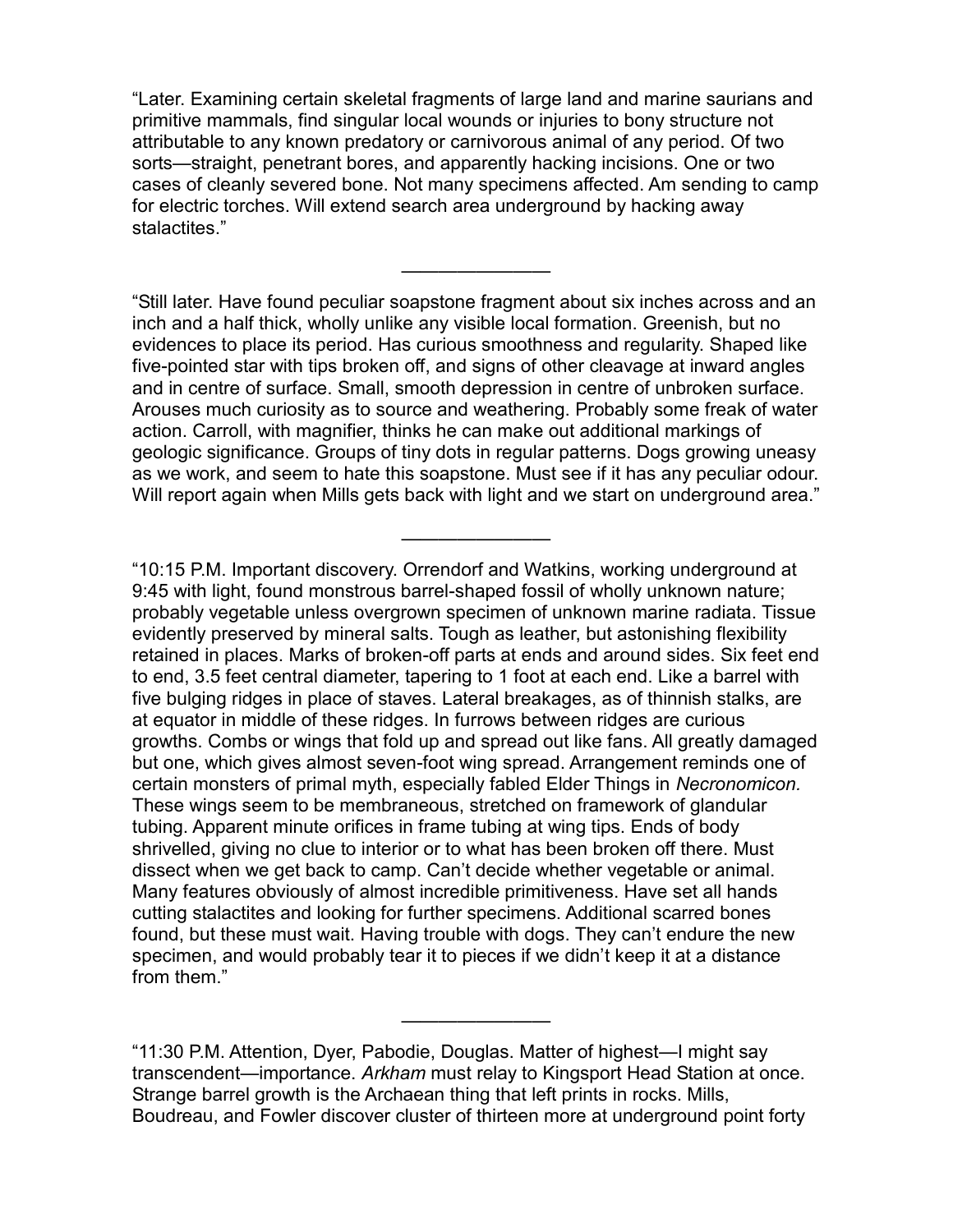"Later. Examining certain skeletal fragments of large land and marine saurians and primitive mammals, find singular local wounds or injuries to bony structure not attributable to any known predatory or carnivorous animal of any period. Of two sorts—straight, penetrant bores, and apparently hacking incisions. One or two cases of cleanly severed bone. Not many specimens affected. Am sending to camp for electric torches. Will extend search area underground by hacking away stalactites."

---

"Still later. Have found peculiar soapstone fragment about six inches across and an inch and a half thick, wholly unlike any visible local formation. Greenish, but no evidences to place its period. Has curious smoothness and regularity. Shaped like five-pointed star with tips broken off, and signs of other cleavage at inward angles and in centre of surface. Small, smooth depression in centre of unbroken surface. Arouses much curiosity as to source and weathering. Probably some freak of water action. Carroll, with magnifier, thinks he can make out additional markings of geologic significance. Groups of tiny dots in regular patterns. Dogs growing uneasy as we work, and seem to hate this soapstone. Must see if it has any peculiar odour. Will report again when Mills gets back with light and we start on underground area."

---

"10:15 P.M. Important discovery. Orrendorf and Watkins, working underground at 9:45 with light, found monstrous barrel-shaped fossil of wholly unknown nature; probably vegetable unless overgrown specimen of unknown marine radiata. Tissue evidently preserved by mineral salts. Tough as leather, but astonishing flexibility retained in places. Marks of broken-off parts at ends and around sides. Six feet end to end, 3.5 feet central diameter, tapering to 1 foot at each end. Like a barrel with five bulging ridges in place of staves. Lateral breakages, as of thinnish stalks, are at equator in middle of these ridges. In furrows between ridges are curious growths. Combs or wings that fold up and spread out like fans. All greatly damaged but one, which gives almost seven-foot wing spread. Arrangement reminds one of certain monsters of primal myth, especially fabled Elder Things in *Necronomicon.* These wings seem to be membraneous, stretched on framework of glandular tubing. Apparent minute orifices in frame tubing at wing tips. Ends of body shrivelled, giving no clue to interior or to what has been broken off there. Must dissect when we get back to camp. Can't decide whether vegetable or animal. Many features obviously of almost incredible primitiveness. Have set all hands cutting stalactites and looking for further specimens. Additional scarred bones found, but these must wait. Having trouble with dogs. They can't endure the new specimen, and would probably tear it to pieces if we didn't keep it at a distance from them."

---

"11:30 P.M. Attention, Dyer, Pabodie, Douglas. Matter of highest—I might say transcendent—importance. *Arkham* must relay to Kingsport Head Station at once. Strange barrel growth is the Archaean thing that left prints in rocks. Mills, Boudreau, and Fowler discover cluster of thirteen more at underground point forty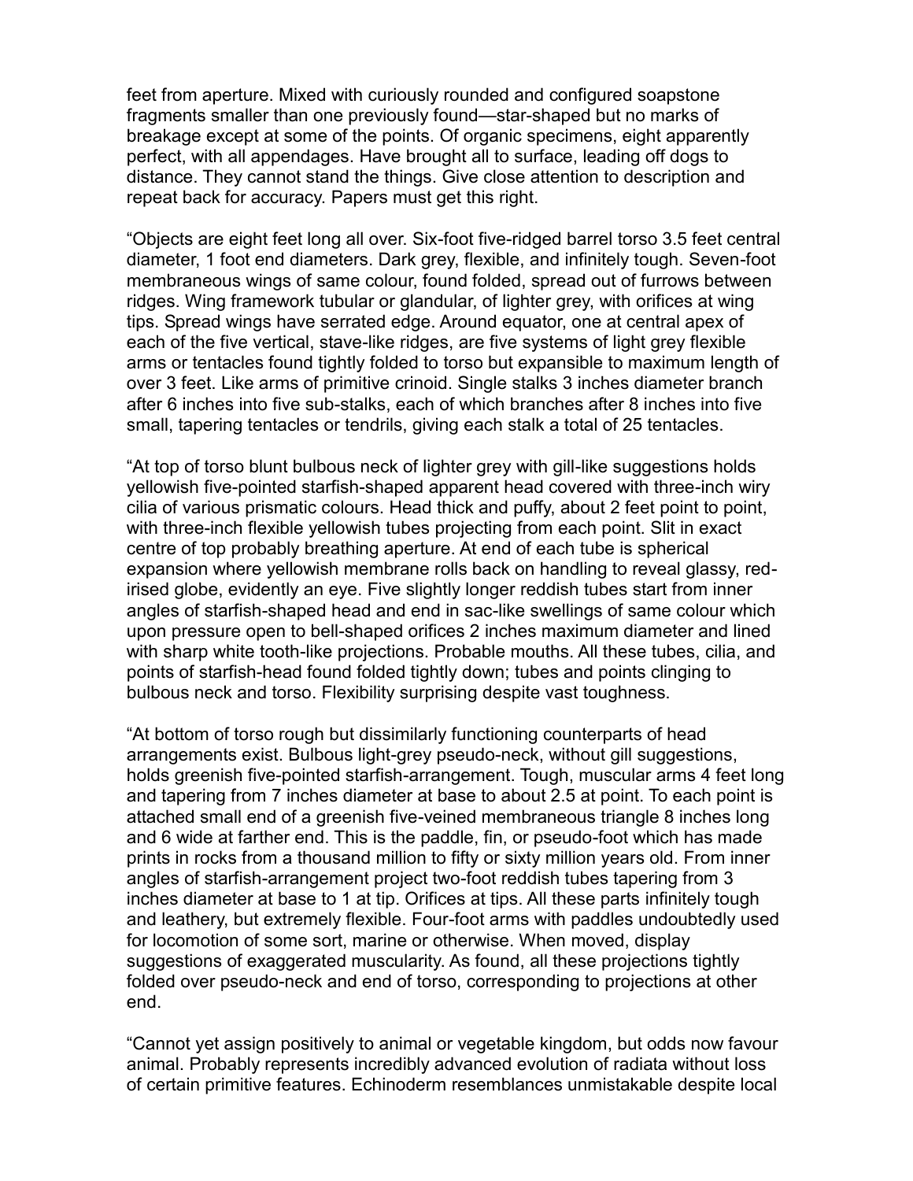feet from aperture. Mixed with curiously rounded and configured soapstone fragments smaller than one previously found—star-shaped but no marks of breakage except at some of the points. Of organic specimens, eight apparently perfect, with all appendages. Have brought all to surface, leading off dogs to distance. They cannot stand the things. Give close attention to description and repeat back for accuracy. Papers must get this right.

"Objects are eight feet long all over. Six-foot five-ridged barrel torso 3.5 feet central diameter, 1 foot end diameters. Dark grey, flexible, and infinitely tough. Seven-foot membraneous wings of same colour, found folded, spread out of furrows between ridges. Wing framework tubular or glandular, of lighter grey, with orifices at wing tips. Spread wings have serrated edge. Around equator, one at central apex of each of the five vertical, stave-like ridges, are five systems of light grey flexible arms or tentacles found tightly folded to torso but expansible to maximum length of over 3 feet. Like arms of primitive crinoid. Single stalks 3 inches diameter branch after 6 inches into five sub-stalks, each of which branches after 8 inches into five small, tapering tentacles or tendrils, giving each stalk a total of 25 tentacles.

"At top of torso blunt bulbous neck of lighter grey with gill-like suggestions holds yellowish five-pointed starfish-shaped apparent head covered with three-inch wiry cilia of various prismatic colours. Head thick and puffy, about 2 feet point to point, with three-inch flexible yellowish tubes projecting from each point. Slit in exact centre of top probably breathing aperture. At end of each tube is spherical expansion where yellowish membrane rolls back on handling to reveal glassy, red-irised globe, evidently an eye. Five slightly longer reddish tubes start from inner angles of starfish-shaped head and end in sac-like swellings of same colour which upon pressure open to bell-shaped orifices 2 inches maximum diameter and lined with sharp white tooth-like projections. Probable mouths. All these tubes, cilia, and points of starfish-head found folded tightly down; tubes and points clinging to bulbous neck and torso. Flexibility surprising despite vast toughness.

"At bottom of torso rough but dissimilarly functioning counterparts of head arrangements exist. Bulbous light-grey pseudo-neck, without gill suggestions, holds greenish five-pointed starfish-arrangement. Tough, muscular arms 4 feet long and tapering from 7 inches diameter at base to about 2.5 at point. To each point is attached small end of a greenish five-veined membraneous triangle 8 inches long and 6 wide at farther end. This is the paddle, fin, or pseudo-foot which has made prints in rocks from a thousand million to fifty or sixty million years old. From inner angles of starfish-arrangement project two-foot reddish tubes tapering from 3 inches diameter at base to 1 at tip. Orifices at tips. All these parts infinitely tough and leathery, but extremely flexible. Four-foot arms with paddles undoubtedly used for locomotion of some sort, marine or otherwise. When moved, display suggestions of exaggerated muscularity. As found, all these projections tightly folded over pseudo-neck and end of torso, corresponding to projections at other end.

"Cannot yet assign positively to animal or vegetable kingdom, but odds now favour animal. Probably represents incredibly advanced evolution of radiata without loss of certain primitive features. Echinoderm resemblances unmistakable despite local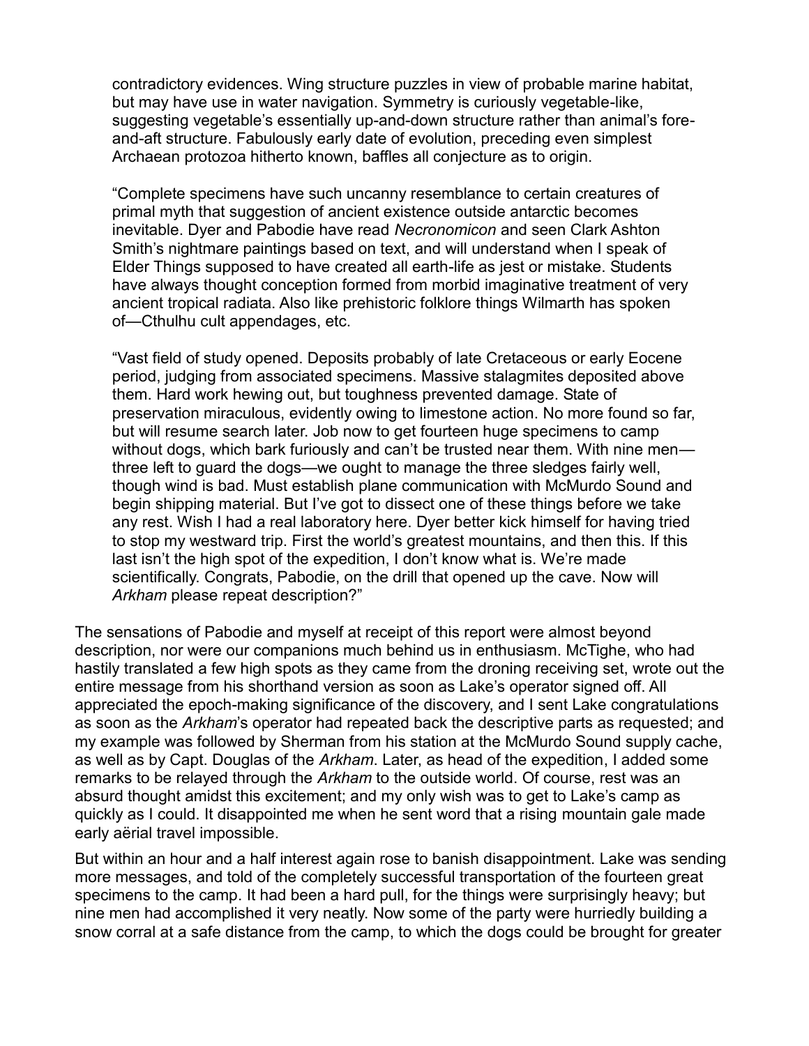contradictory evidences. Wing structure puzzles in view of probable marine habitat, but may have use in water navigation. Symmetry is curiously vegetable-like, suggesting vegetable's essentially up-and-down structure rather than animal's fore-and-aft structure. Fabulously early date of evolution, preceding even simplest Archaean protozoa hitherto known, baffles all conjecture as to origin.

"Complete specimens have such uncanny resemblance to certain creatures of primal myth that suggestion of ancient existence outside antarctic becomes inevitable. Dyer and Pabodie have read *Necronomicon* and seen Clark Ashton Smith's nightmare paintings based on text, and will understand when I speak of Elder Things supposed to have created all earth-life as jest or mistake. Students have always thought conception formed from morbid imaginative treatment of very ancient tropical radiata. Also like prehistoric folklore things Wilmarth has spoken of—Cthulhu cult appendages, etc.

"Vast field of study opened. Deposits probably of late Cretaceous or early Eocene period, judging from associated specimens. Massive stalagmites deposited above them. Hard work hewing out, but toughness prevented damage. State of preservation miraculous, evidently owing to limestone action. No more found so far, but will resume search later. Job now to get fourteen huge specimens to camp without dogs, which bark furiously and can't be trusted near them. With nine men—three left to guard the dogs—we ought to manage the three sledges fairly well, though wind is bad. Must establish plane communication with McMurdo Sound and begin shipping material. But I've got to dissect one of these things before we take any rest. Wish I had a real laboratory here. Dyer better kick himself for having tried to stop my westward trip. First the world's greatest mountains, and then this. If this last isn't the high spot of the expedition, I don't know what is. We're made scientifically. Congrats, Pabodie, on the drill that opened up the cave. Now will *Arkham* please repeat description?"

The sensations of Pabodie and myself at receipt of this report were almost beyond description, nor were our companions much behind us in enthusiasm. McTighe, who had hastily translated a few high spots as they came from the droning receiving set, wrote out the entire message from his shorthand version as soon as Lake's operator signed off. All appreciated the epoch-making significance of the discovery, and I sent Lake congratulations as soon as the *Arkham*'s operator had repeated back the descriptive parts as requested; and my example was followed by Sherman from his station at the McMurdo Sound supply cache, as well as by Capt. Douglas of the *Arkham*. Later, as head of the expedition, I added some remarks to be relayed through the *Arkham* to the outside world. Of course, rest was an absurd thought amidst this excitement; and my only wish was to get to Lake's camp as quickly as I could. It disappointed me when he sent word that a rising mountain gale made early aërial travel impossible.

But within an hour and a half interest again rose to banish disappointment. Lake was sending more messages, and told of the completely successful transportation of the fourteen great specimens to the camp. It had been a hard pull, for the things were surprisingly heavy; but nine men had accomplished it very neatly. Now some of the party were hurriedly building a snow corral at a safe distance from the camp, to which the dogs could be brought for greater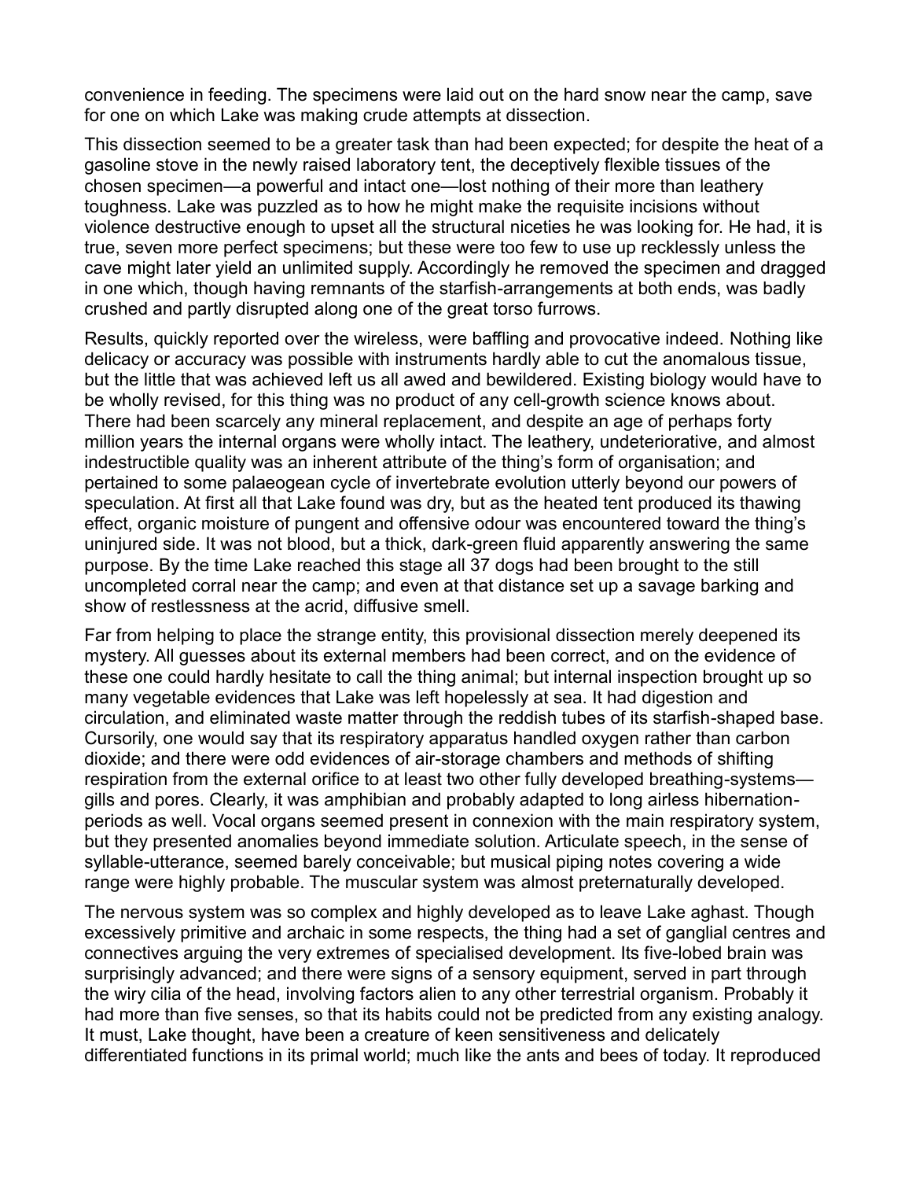convenience in feeding. The specimens were laid out on the hard snow near the camp, save for one on which Lake was making crude attempts at dissection.

This dissection seemed to be a greater task than had been expected; for despite the heat of a gasoline stove in the newly raised laboratory tent, the deceptively flexible tissues of the chosen specimen—a powerful and intact one—lost nothing of their more than leathery toughness. Lake was puzzled as to how he might make the requisite incisions without violence destructive enough to upset all the structural niceties he was looking for. He had, it is true, seven more perfect specimens; but these were too few to use up recklessly unless the cave might later yield an unlimited supply. Accordingly he removed the specimen and dragged in one which, though having remnants of the starfish-arrangements at both ends, was badly crushed and partly disrupted along one of the great torso furrows.

Results, quickly reported over the wireless, were baffling and provocative indeed. Nothing like delicacy or accuracy was possible with instruments hardly able to cut the anomalous tissue, but the little that was achieved left us all awed and bewildered. Existing biology would have to be wholly revised, for this thing was no product of any cell-growth science knows about. There had been scarcely any mineral replacement, and despite an age of perhaps forty million years the internal organs were wholly intact. The leathery, undeteriorative, and almost indestructible quality was an inherent attribute of the thing's form of organisation; and pertained to some palaeogean cycle of invertebrate evolution utterly beyond our powers of speculation. At first all that Lake found was dry, but as the heated tent produced its thawing effect, organic moisture of pungent and offensive odour was encountered toward the thing's uninjured side. It was not blood, but a thick, dark-green fluid apparently answering the same purpose. By the time Lake reached this stage all 37 dogs had been brought to the still uncompleted corral near the camp; and even at that distance set up a savage barking and show of restlessness at the acrid, diffusive smell.

Far from helping to place the strange entity, this provisional dissection merely deepened its mystery. All guesses about its external members had been correct, and on the evidence of these one could hardly hesitate to call the thing animal; but internal inspection brought up so many vegetable evidences that Lake was left hopelessly at sea. It had digestion and circulation, and eliminated waste matter through the reddish tubes of its starfish-shaped base. Cursorily, one would say that its respiratory apparatus handled oxygen rather than carbon dioxide; and there were odd evidences of air-storage chambers and methods of shifting respiration from the external orifice to at least two other fully developed breathing-systems—gills and pores. Clearly, it was amphibian and probably adapted to long airless hibernation-periods as well. Vocal organs seemed present in connexion with the main respiratory system, but they presented anomalies beyond immediate solution. Articulate speech, in the sense of syllable-utterance, seemed barely conceivable; but musical piping notes covering a wide range were highly probable. The muscular system was almost preternaturally developed.

The nervous system was so complex and highly developed as to leave Lake aghast. Though excessively primitive and archaic in some respects, the thing had a set of ganglial centres and connectives arguing the very extremes of specialised development. Its five-lobed brain was surprisingly advanced; and there were signs of a sensory equipment, served in part through the wiry cilia of the head, involving factors alien to any other terrestrial organism. Probably it had more than five senses, so that its habits could not be predicted from any existing analogy. It must, Lake thought, have been a creature of keen sensitiveness and delicately differentiated functions in its primal world; much like the ants and bees of today. It reproduced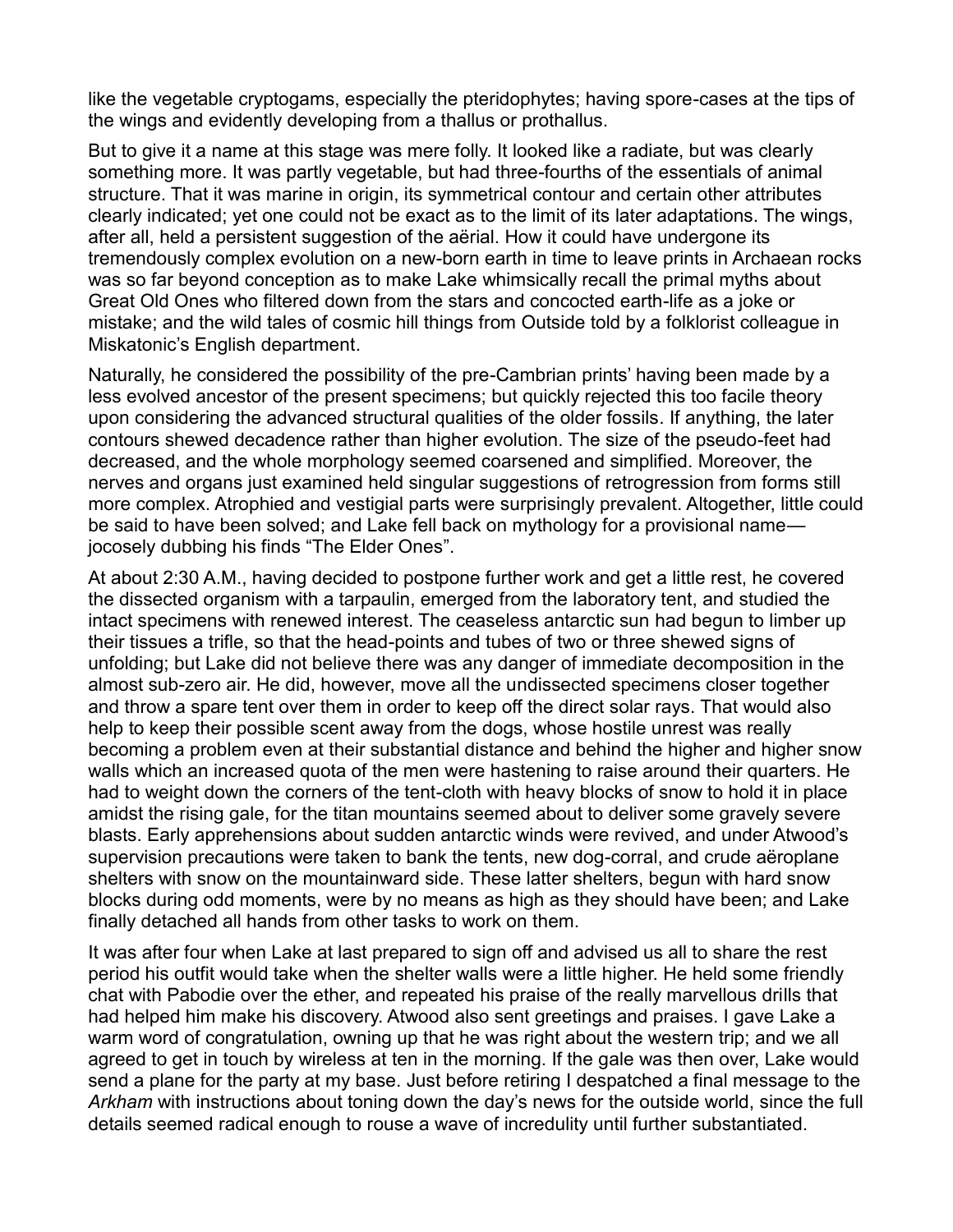like the vegetable cryptogams, especially the pteridophytes; having spore-cases at the tips of the wings and evidently developing from a thallus or prothallus.

But to give it a name at this stage was mere folly. It looked like a radiate, but was clearly something more. It was partly vegetable, but had three-fourths of the essentials of animal structure. That it was marine in origin, its symmetrical contour and certain other attributes clearly indicated; yet one could not be exact as to the limit of its later adaptations. The wings, after all, held a persistent suggestion of the aërial. How it could have undergone its tremendously complex evolution on a new-born earth in time to leave prints in Archaean rocks was so far beyond conception as to make Lake whimsically recall the primal myths about Great Old Ones who filtered down from the stars and concocted earth-life as a joke or mistake; and the wild tales of cosmic hill things from Outside told by a folklorist colleague in Miskatonic's English department.

Naturally, he considered the possibility of the pre-Cambrian prints' having been made by a less evolved ancestor of the present specimens; but quickly rejected this too facile theory upon considering the advanced structural qualities of the older fossils. If anything, the later contours shewed decadence rather than higher evolution. The size of the pseudo-feet had decreased, and the whole morphology seemed coarsened and simplified. Moreover, the nerves and organs just examined held singular suggestions of retrogression from forms still more complex. Atrophied and vestigial parts were surprisingly prevalent. Altogether, little could be said to have been solved; and Lake fell back on mythology for a provisional name—jocosely dubbing his finds "The Elder Ones".

At about 2:30 A.M., having decided to postpone further work and get a little rest, he covered the dissected organism with a tarpaulin, emerged from the laboratory tent, and studied the intact specimens with renewed interest. The ceaseless antarctic sun had begun to limber up their tissues a trifle, so that the head-points and tubes of two or three shewed signs of unfolding; but Lake did not believe there was any danger of immediate decomposition in the almost sub-zero air. He did, however, move all the undissected specimens closer together and throw a spare tent over them in order to keep off the direct solar rays. That would also help to keep their possible scent away from the dogs, whose hostile unrest was really becoming a problem even at their substantial distance and behind the higher and higher snow walls which an increased quota of the men were hastening to raise around their quarters. He had to weight down the corners of the tent-cloth with heavy blocks of snow to hold it in place amidst the rising gale, for the titan mountains seemed about to deliver some gravely severe blasts. Early apprehensions about sudden antarctic winds were revived, and under Atwood's supervision precautions were taken to bank the tents, new dog-corral, and crude aëroplane shelters with snow on the mountainward side. These latter shelters, begun with hard snow blocks during odd moments, were by no means as high as they should have been; and Lake finally detached all hands from other tasks to work on them.

It was after four when Lake at last prepared to sign off and advised us all to share the rest period his outfit would take when the shelter walls were a little higher. He held some friendly chat with Pabodie over the ether, and repeated his praise of the really marvellous drills that had helped him make his discovery. Atwood also sent greetings and praises. I gave Lake a warm word of congratulation, owning up that he was right about the western trip; and we all agreed to get in touch by wireless at ten in the morning. If the gale was then over, Lake would send a plane for the party at my base. Just before retiring I despatched a final message to the *Arkham* with instructions about toning down the day's news for the outside world, since the full details seemed radical enough to rouse a wave of incredulity until further substantiated.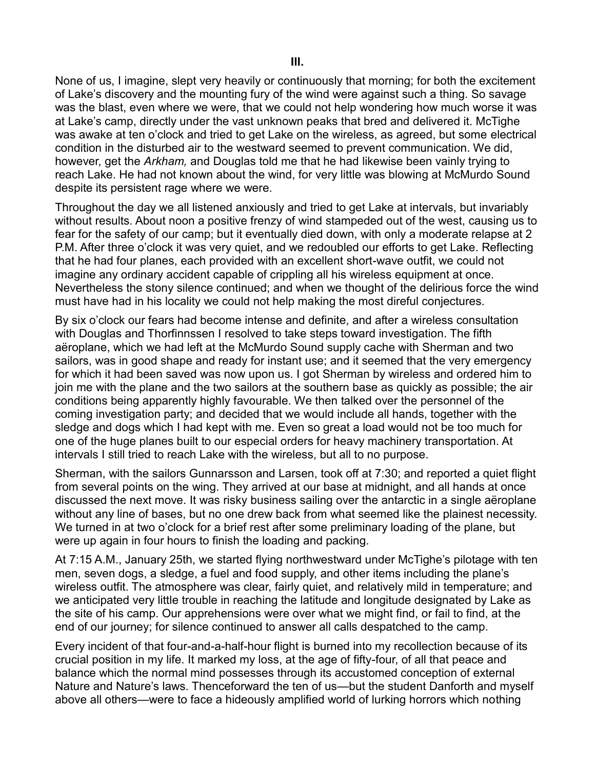## III.

None of us, I imagine, slept very heavily or continuously that morning; for both the excitement of Lake's discovery and the mounting fury of the wind were against such a thing. So savage was the blast, even where we were, that we could not help wondering how much worse it was at Lake's camp, directly under the vast unknown peaks that bred and delivered it. McTighe was awake at ten o'clock and tried to get Lake on the wireless, as agreed, but some electrical condition in the disturbed air to the westward seemed to prevent communication. We did, however, get the *Arkham,* and Douglas told me that he had likewise been vainly trying to reach Lake. He had not known about the wind, for very little was blowing at McMurdo Sound despite its persistent rage where we were.

Throughout the day we all listened anxiously and tried to get Lake at intervals, but invariably without results. About noon a positive frenzy of wind stampeded out of the west, causing us to fear for the safety of our camp; but it eventually died down, with only a moderate relapse at 2 P.M. After three o'clock it was very quiet, and we redoubled our efforts to get Lake. Reflecting that he had four planes, each provided with an excellent short-wave outfit, we could not imagine any ordinary accident capable of crippling all his wireless equipment at once. Nevertheless the stony silence continued; and when we thought of the delirious force the wind must have had in his locality we could not help making the most direful conjectures.

By six o'clock our fears had become intense and definite, and after a wireless consultation with Douglas and Thorfinnssen I resolved to take steps toward investigation. The fifth aëroplane, which we had left at the McMurdo Sound supply cache with Sherman and two sailors, was in good shape and ready for instant use; and it seemed that the very emergency for which it had been saved was now upon us. I got Sherman by wireless and ordered him to join me with the plane and the two sailors at the southern base as quickly as possible; the air conditions being apparently highly favourable. We then talked over the personnel of the coming investigation party; and decided that we would include all hands, together with the sledge and dogs which I had kept with me. Even so great a load would not be too much for one of the huge planes built to our especial orders for heavy machinery transportation. At intervals I still tried to reach Lake with the wireless, but all to no purpose.

Sherman, with the sailors Gunnarsson and Larsen, took off at 7:30; and reported a quiet flight from several points on the wing. They arrived at our base at midnight, and all hands at once discussed the next move. It was risky business sailing over the antarctic in a single aëroplane without any line of bases, but no one drew back from what seemed like the plainest necessity. We turned in at two o'clock for a brief rest after some preliminary loading of the plane, but were up again in four hours to finish the loading and packing.

At 7:15 A.M., January 25th, we started flying northwestward under McTighe's pilotage with ten men, seven dogs, a sledge, a fuel and food supply, and other items including the plane's wireless outfit. The atmosphere was clear, fairly quiet, and relatively mild in temperature; and we anticipated very little trouble in reaching the latitude and longitude designated by Lake as the site of his camp. Our apprehensions were over what we might find, or fail to find, at the end of our journey; for silence continued to answer all calls despatched to the camp.

Every incident of that four-and-a-half-hour flight is burned into my recollection because of its crucial position in my life. It marked my loss, at the age of fifty-four, of all that peace and balance which the normal mind possesses through its accustomed conception of external Nature and Nature's laws. Thenceforward the ten of us—but the student Danforth and myself above all others—were to face a hideously amplified world of lurking horrors which nothing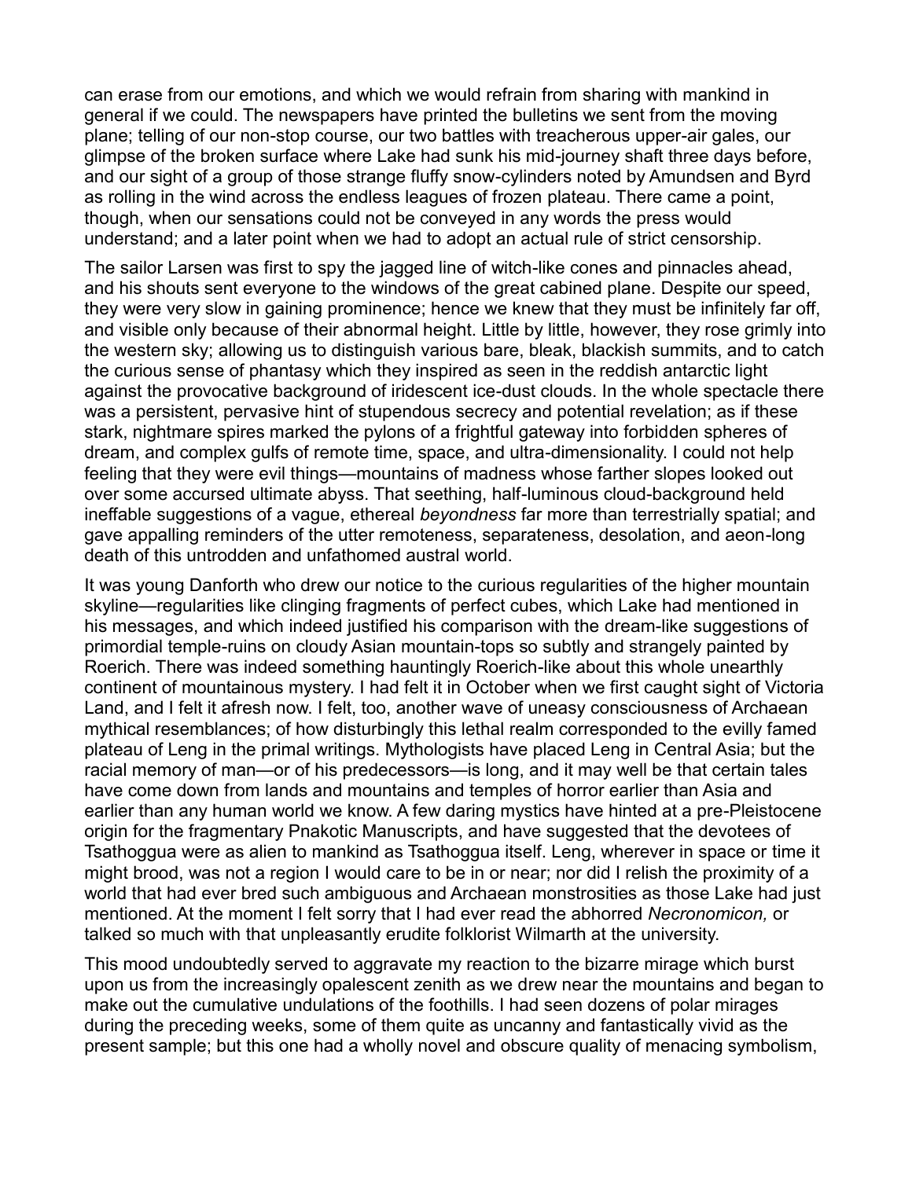can erase from our emotions, and which we would refrain from sharing with mankind in general if we could. The newspapers have printed the bulletins we sent from the moving plane; telling of our non-stop course, our two battles with treacherous upper-air gales, our glimpse of the broken surface where Lake had sunk his mid-journey shaft three days before, and our sight of a group of those strange fluffy snow-cylinders noted by Amundsen and Byrd as rolling in the wind across the endless leagues of frozen plateau. There came a point, though, when our sensations could not be conveyed in any words the press would understand; and a later point when we had to adopt an actual rule of strict censorship.

The sailor Larsen was first to spy the jagged line of witch-like cones and pinnacles ahead, and his shouts sent everyone to the windows of the great cabined plane. Despite our speed, they were very slow in gaining prominence; hence we knew that they must be infinitely far off, and visible only because of their abnormal height. Little by little, however, they rose grimly into the western sky; allowing us to distinguish various bare, bleak, blackish summits, and to catch the curious sense of phantasy which they inspired as seen in the reddish antarctic light against the provocative background of iridescent ice-dust clouds. In the whole spectacle there was a persistent, pervasive hint of stupendous secrecy and potential revelation; as if these stark, nightmare spires marked the pylons of a frightful gateway into forbidden spheres of dream, and complex gulfs of remote time, space, and ultra-dimensionality. I could not help feeling that they were evil things—mountains of madness whose farther slopes looked out over some accursed ultimate abyss. That seething, half-luminous cloud-background held ineffable suggestions of a vague, ethereal *beyondness* far more than terrestrially spatial; and gave appalling reminders of the utter remoteness, separateness, desolation, and aeon-long death of this untrodden and unfathomed austral world.

It was young Danforth who drew our notice to the curious regularities of the higher mountain skyline—regularities like clinging fragments of perfect cubes, which Lake had mentioned in his messages, and which indeed justified his comparison with the dream-like suggestions of primordial temple-ruins on cloudy Asian mountain-tops so subtly and strangely painted by Roerich. There was indeed something hauntingly Roerich-like about this whole unearthly continent of mountainous mystery. I had felt it in October when we first caught sight of Victoria Land, and I felt it afresh now. I felt, too, another wave of uneasy consciousness of Archaean mythical resemblances; of how disturbingly this lethal realm corresponded to the evilly famed plateau of Leng in the primal writings. Mythologists have placed Leng in Central Asia; but the racial memory of man—or of his predecessors—is long, and it may well be that certain tales have come down from lands and mountains and temples of horror earlier than Asia and earlier than any human world we know. A few daring mystics have hinted at a pre-Pleistocene origin for the fragmentary Pnakotic Manuscripts, and have suggested that the devotees of Tsathoggua were as alien to mankind as Tsathoggua itself. Leng, wherever in space or time it might brood, was not a region I would care to be in or near; nor did I relish the proximity of a world that had ever bred such ambiguous and Archaean monstrosities as those Lake had just mentioned. At the moment I felt sorry that I had ever read the abhorred *Necronomicon,* or talked so much with that unpleasantly erudite folklorist Wilmarth at the university.

This mood undoubtedly served to aggravate my reaction to the bizarre mirage which burst upon us from the increasingly opalescent zenith as we drew near the mountains and began to make out the cumulative undulations of the foothills. I had seen dozens of polar mirages during the preceding weeks, some of them quite as uncanny and fantastically vivid as the present sample; but this one had a wholly novel and obscure quality of menacing symbolism,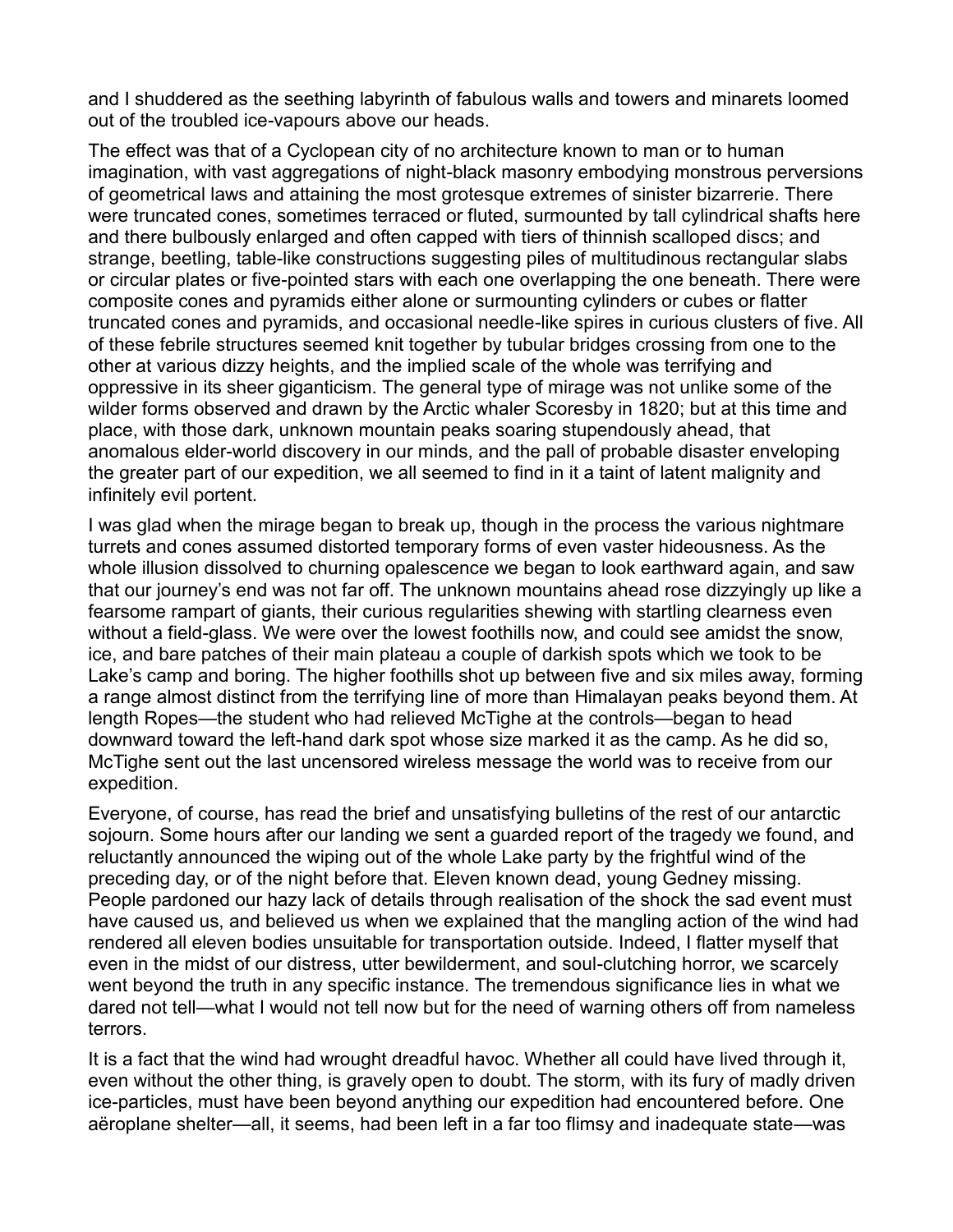and I shuddered as the seething labyrinth of fabulous walls and towers and minarets loomed out of the troubled ice-vapours above our heads.

The effect was that of a Cyclopean city of no architecture known to man or to human imagination, with vast aggregations of night-black masonry embodying monstrous perversions of geometrical laws and attaining the most grotesque extremes of sinister bizarrerie. There were truncated cones, sometimes terraced or fluted, surmounted by tall cylindrical shafts here and there bulbously enlarged and often capped with tiers of thinnish scalloped discs; and strange, beetling, table-like constructions suggesting piles of multitudinous rectangular slabs or circular plates or five-pointed stars with each one overlapping the one beneath. There were composite cones and pyramids either alone or surmounting cylinders or cubes or flatter truncated cones and pyramids, and occasional needle-like spires in curious clusters of five. All of these febrile structures seemed knit together by tubular bridges crossing from one to the other at various dizzy heights, and the implied scale of the whole was terrifying and oppressive in its sheer giganticism. The general type of mirage was not unlike some of the wilder forms observed and drawn by the Arctic whaler Scoresby in 1820; but at this time and place, with those dark, unknown mountain peaks soaring stupendously ahead, that anomalous elder-world discovery in our minds, and the pall of probable disaster enveloping the greater part of our expedition, we all seemed to find in it a taint of latent malignity and infinitely evil portent.

I was glad when the mirage began to break up, though in the process the various nightmare turrets and cones assumed distorted temporary forms of even vaster hideousness. As the whole illusion dissolved to churning opalescence we began to look earthward again, and saw that our journey's end was not far off. The unknown mountains ahead rose dizzyingly up like a fearsome rampart of giants, their curious regularities shewing with startling clearness even without a field-glass. We were over the lowest foothills now, and could see amidst the snow, ice, and bare patches of their main plateau a couple of darkish spots which we took to be Lake's camp and boring. The higher foothills shot up between five and six miles away, forming a range almost distinct from the terrifying line of more than Himalayan peaks beyond them. At length Ropes—the student who had relieved McTighe at the controls—began to head downward toward the left-hand dark spot whose size marked it as the camp. As he did so, McTighe sent out the last uncensored wireless message the world was to receive from our expedition.

Everyone, of course, has read the brief and unsatisfying bulletins of the rest of our antarctic sojourn. Some hours after our landing we sent a guarded report of the tragedy we found, and reluctantly announced the wiping out of the whole Lake party by the frightful wind of the preceding day, or of the night before that. Eleven known dead, young Gedney missing. People pardoned our hazy lack of details through realisation of the shock the sad event must have caused us, and believed us when we explained that the mangling action of the wind had rendered all eleven bodies unsuitable for transportation outside. Indeed, I flatter myself that even in the midst of our distress, utter bewilderment, and soul-clutching horror, we scarcely went beyond the truth in any specific instance. The tremendous significance lies in what we dared not tell—what I would not tell now but for the need of warning others off from nameless terrors.

It is a fact that the wind had wrought dreadful havoc. Whether all could have lived through it, even without the other thing, is gravely open to doubt. The storm, with its fury of madly driven ice-particles, must have been beyond anything our expedition had encountered before. One aëroplane shelter—all, it seems, had been left in a far too flimsy and inadequate state—was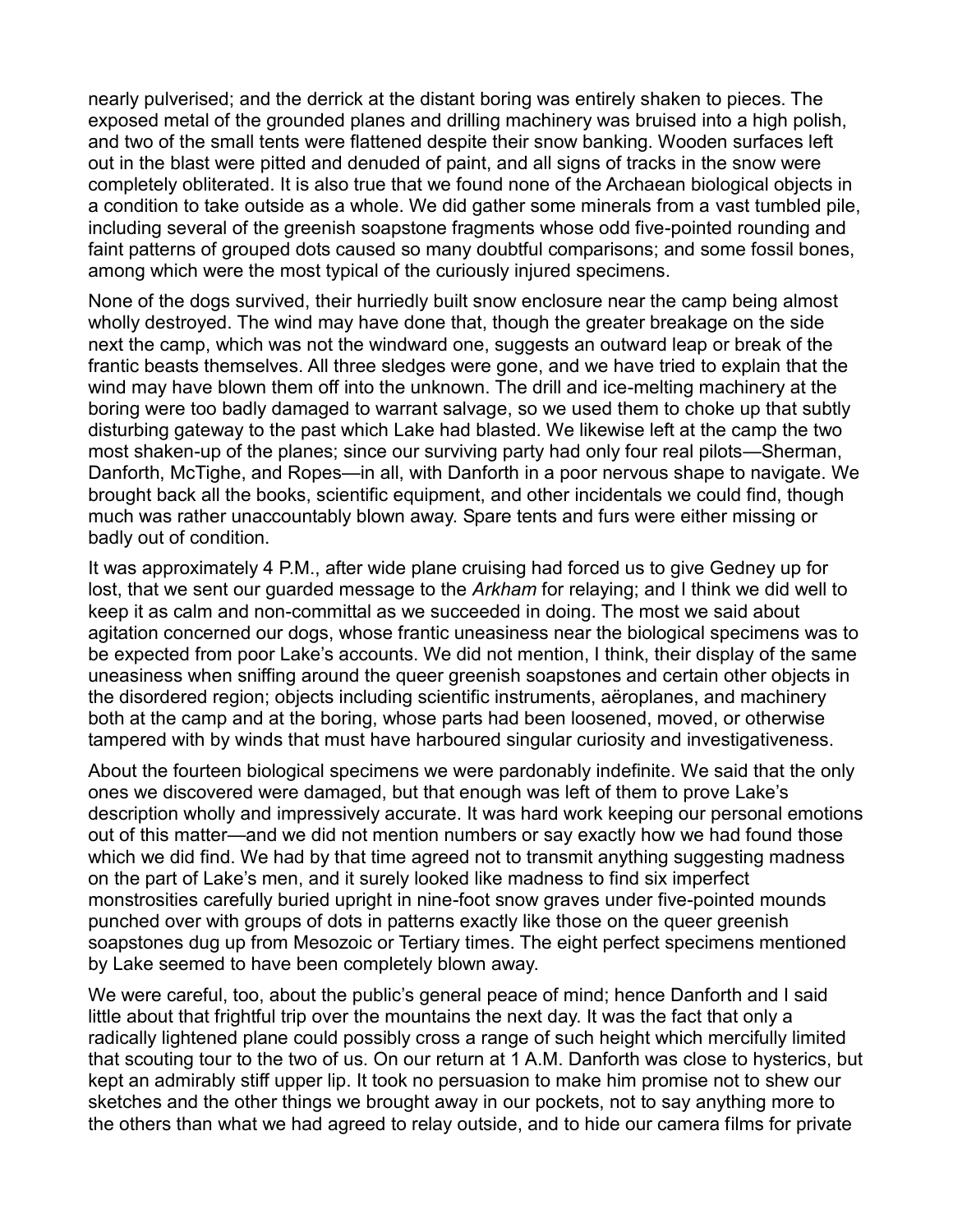nearly pulverised; and the derrick at the distant boring was entirely shaken to pieces. The exposed metal of the grounded planes and drilling machinery was bruised into a high polish, and two of the small tents were flattened despite their snow banking. Wooden surfaces left out in the blast were pitted and denuded of paint, and all signs of tracks in the snow were completely obliterated. It is also true that we found none of the Archaean biological objects in a condition to take outside as a whole. We did gather some minerals from a vast tumbled pile, including several of the greenish soapstone fragments whose odd five-pointed rounding and faint patterns of grouped dots caused so many doubtful comparisons; and some fossil bones, among which were the most typical of the curiously injured specimens.

None of the dogs survived, their hurriedly built snow enclosure near the camp being almost wholly destroyed. The wind may have done that, though the greater breakage on the side next the camp, which was not the windward one, suggests an outward leap or break of the frantic beasts themselves. All three sledges were gone, and we have tried to explain that the wind may have blown them off into the unknown. The drill and ice-melting machinery at the boring were too badly damaged to warrant salvage, so we used them to choke up that subtly disturbing gateway to the past which Lake had blasted. We likewise left at the camp the two most shaken-up of the planes; since our surviving party had only four real pilots—Sherman, Danforth, McTighe, and Ropes—in all, with Danforth in a poor nervous shape to navigate. We brought back all the books, scientific equipment, and other incidentals we could find, though much was rather unaccountably blown away. Spare tents and furs were either missing or badly out of condition.

It was approximately 4 P.M., after wide plane cruising had forced us to give Gedney up for lost, that we sent our guarded message to the *Arkham* for relaying; and I think we did well to keep it as calm and non-committal as we succeeded in doing. The most we said about agitation concerned our dogs, whose frantic uneasiness near the biological specimens was to be expected from poor Lake's accounts. We did not mention, I think, their display of the same uneasiness when sniffing around the queer greenish soapstones and certain other objects in the disordered region; objects including scientific instruments, aëroplanes, and machinery both at the camp and at the boring, whose parts had been loosened, moved, or otherwise tampered with by winds that must have harboured singular curiosity and investigativeness.

About the fourteen biological specimens we were pardonably indefinite. We said that the only ones we discovered were damaged, but that enough was left of them to prove Lake's description wholly and impressively accurate. It was hard work keeping our personal emotions out of this matter—and we did not mention numbers or say exactly how we had found those which we did find. We had by that time agreed not to transmit anything suggesting madness on the part of Lake's men, and it surely looked like madness to find six imperfect monstrosities carefully buried upright in nine-foot snow graves under five-pointed mounds punched over with groups of dots in patterns exactly like those on the queer greenish soapstones dug up from Mesozoic or Tertiary times. The eight perfect specimens mentioned by Lake seemed to have been completely blown away.

We were careful, too, about the public's general peace of mind; hence Danforth and I said little about that frightful trip over the mountains the next day. It was the fact that only a radically lightened plane could possibly cross a range of such height which mercifully limited that scouting tour to the two of us. On our return at 1 A.M. Danforth was close to hysterics, but kept an admirably stiff upper lip. It took no persuasion to make him promise not to shew our sketches and the other things we brought away in our pockets, not to say anything more to the others than what we had agreed to relay outside, and to hide our camera films for private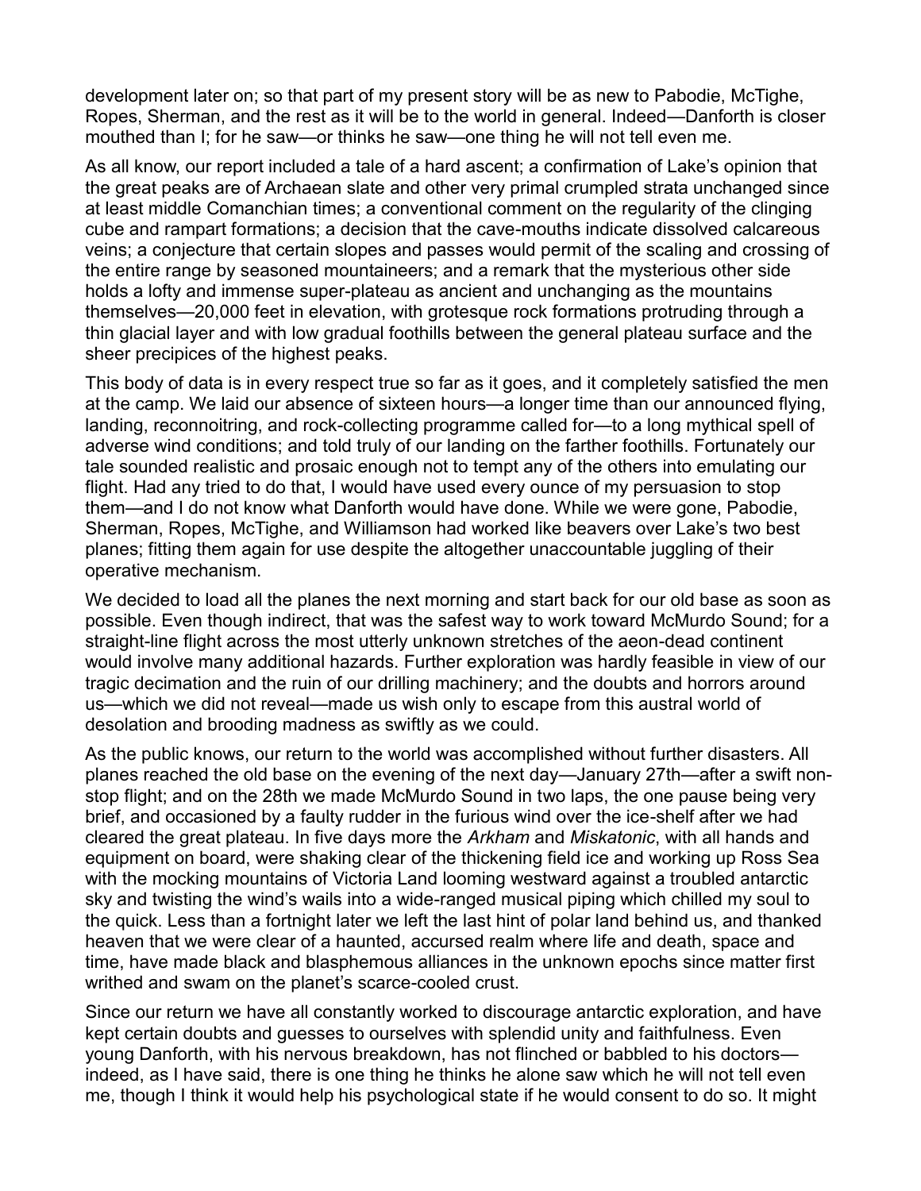development later on; so that part of my present story will be as new to Pabodie, McTighe, Ropes, Sherman, and the rest as it will be to the world in general. Indeed—Danforth is closer mouthed than I; for he saw—or thinks he saw—one thing he will not tell even me.

As all know, our report included a tale of a hard ascent; a confirmation of Lake's opinion that the great peaks are of Archaean slate and other very primal crumpled strata unchanged since at least middle Comanchian times; a conventional comment on the regularity of the clinging cube and rampart formations; a decision that the cave-mouths indicate dissolved calcareous veins; a conjecture that certain slopes and passes would permit of the scaling and crossing of the entire range by seasoned mountaineers; and a remark that the mysterious other side holds a lofty and immense super-plateau as ancient and unchanging as the mountains themselves—20,000 feet in elevation, with grotesque rock formations protruding through a thin glacial layer and with low gradual foothills between the general plateau surface and the sheer precipices of the highest peaks.

This body of data is in every respect true so far as it goes, and it completely satisfied the men at the camp. We laid our absence of sixteen hours—a longer time than our announced flying, landing, reconnoitring, and rock-collecting programme called for—to a long mythical spell of adverse wind conditions; and told truly of our landing on the farther foothills. Fortunately our tale sounded realistic and prosaic enough not to tempt any of the others into emulating our flight. Had any tried to do that, I would have used every ounce of my persuasion to stop them—and I do not know what Danforth would have done. While we were gone, Pabodie, Sherman, Ropes, McTighe, and Williamson had worked like beavers over Lake's two best planes; fitting them again for use despite the altogether unaccountable juggling of their operative mechanism.

We decided to load all the planes the next morning and start back for our old base as soon as possible. Even though indirect, that was the safest way to work toward McMurdo Sound; for a straight-line flight across the most utterly unknown stretches of the aeon-dead continent would involve many additional hazards. Further exploration was hardly feasible in view of our tragic decimation and the ruin of our drilling machinery; and the doubts and horrors around us—which we did not reveal—made us wish only to escape from this austral world of desolation and brooding madness as swiftly as we could.

As the public knows, our return to the world was accomplished without further disasters. All planes reached the old base on the evening of the next day—January 27th—after a swift non-stop flight; and on the 28th we made McMurdo Sound in two laps, the one pause being very brief, and occasioned by a faulty rudder in the furious wind over the ice-shelf after we had cleared the great plateau. In five days more the *Arkham* and *Miskatonic*, with all hands and equipment on board, were shaking clear of the thickening field ice and working up Ross Sea with the mocking mountains of Victoria Land looming westward against a troubled antarctic sky and twisting the wind's wails into a wide-ranged musical piping which chilled my soul to the quick. Less than a fortnight later we left the last hint of polar land behind us, and thanked heaven that we were clear of a haunted, accursed realm where life and death, space and time, have made black and blasphemous alliances in the unknown epochs since matter first writhed and swam on the planet's scarce-cooled crust.

Since our return we have all constantly worked to discourage antarctic exploration, and have kept certain doubts and guesses to ourselves with splendid unity and faithfulness. Even young Danforth, with his nervous breakdown, has not flinched or babbled to his doctors—indeed, as I have said, there is one thing he thinks he alone saw which he will not tell even me, though I think it would help his psychological state if he would consent to do so. It might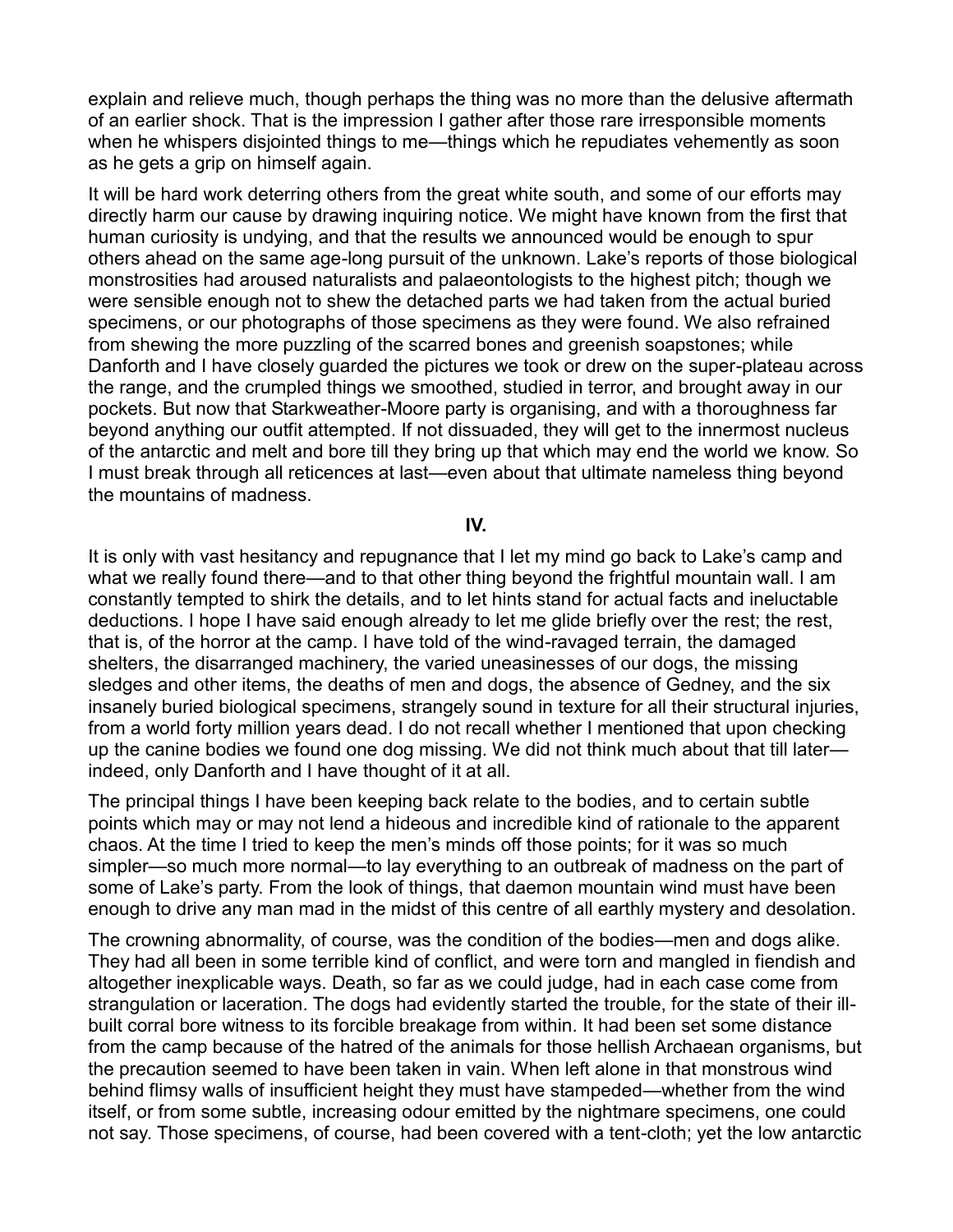explain and relieve much, though perhaps the thing was no more than the delusive aftermath of an earlier shock. That is the impression I gather after those rare irresponsible moments when he whispers disjointed things to me—things which he repudiates vehemently as soon as he gets a grip on himself again.

It will be hard work deterring others from the great white south, and some of our efforts may directly harm our cause by drawing inquiring notice. We might have known from the first that human curiosity is undying, and that the results we announced would be enough to spur others ahead on the same age-long pursuit of the unknown. Lake's reports of those biological monstrosities had aroused naturalists and palaeontologists to the highest pitch; though we were sensible enough not to shew the detached parts we had taken from the actual buried specimens, or our photographs of those specimens as they were found. We also refrained from shewing the more puzzling of the scarred bones and greenish soapstones; while Danforth and I have closely guarded the pictures we took or drew on the super-plateau across the range, and the crumpled things we smoothed, studied in terror, and brought away in our pockets. But now that Starkweather-Moore party is organising, and with a thoroughness far beyond anything our outfit attempted. If not dissuaded, they will get to the innermost nucleus of the antarctic and melt and bore till they bring up that which may end the world we know. So I must break through all reticences at last—even about that ultimate nameless thing beyond the mountains of madness.

## IV.

It is only with vast hesitancy and repugnance that I let my mind go back to Lake's camp and what we really found there—and to that other thing beyond the frightful mountain wall. I am constantly tempted to shirk the details, and to let hints stand for actual facts and ineluctable deductions. I hope I have said enough already to let me glide briefly over the rest; the rest, that is, of the horror at the camp. I have told of the wind-ravaged terrain, the damaged shelters, the disarranged machinery, the varied uneasinesses of our dogs, the missing sledges and other items, the deaths of men and dogs, the absence of Gedney, and the six insanely buried biological specimens, strangely sound in texture for all their structural injuries, from a world forty million years dead. I do not recall whether I mentioned that upon checking up the canine bodies we found one dog missing. We did not think much about that till later—indeed, only Danforth and I have thought of it at all.

The principal things I have been keeping back relate to the bodies, and to certain subtle points which may or may not lend a hideous and incredible kind of rationale to the apparent chaos. At the time I tried to keep the men's minds off those points; for it was so much simpler—so much more normal—to lay everything to an outbreak of madness on the part of some of Lake's party. From the look of things, that daemon mountain wind must have been enough to drive any man mad in the midst of this centre of all earthly mystery and desolation.

The crowning abnormality, of course, was the condition of the bodies—men and dogs alike. They had all been in some terrible kind of conflict, and were torn and mangled in fiendish and altogether inexplicable ways. Death, so far as we could judge, had in each case come from strangulation or laceration. The dogs had evidently started the trouble, for the state of their ill-built corral bore witness to its forcible breakage from within. It had been set some distance from the camp because of the hatred of the animals for those hellish Archaean organisms, but the precaution seemed to have been taken in vain. When left alone in that monstrous wind behind flimsy walls of insufficient height they must have stampeded—whether from the wind itself, or from some subtle, increasing odour emitted by the nightmare specimens, one could not say. Those specimens, of course, had been covered with a tent-cloth; yet the low antarctic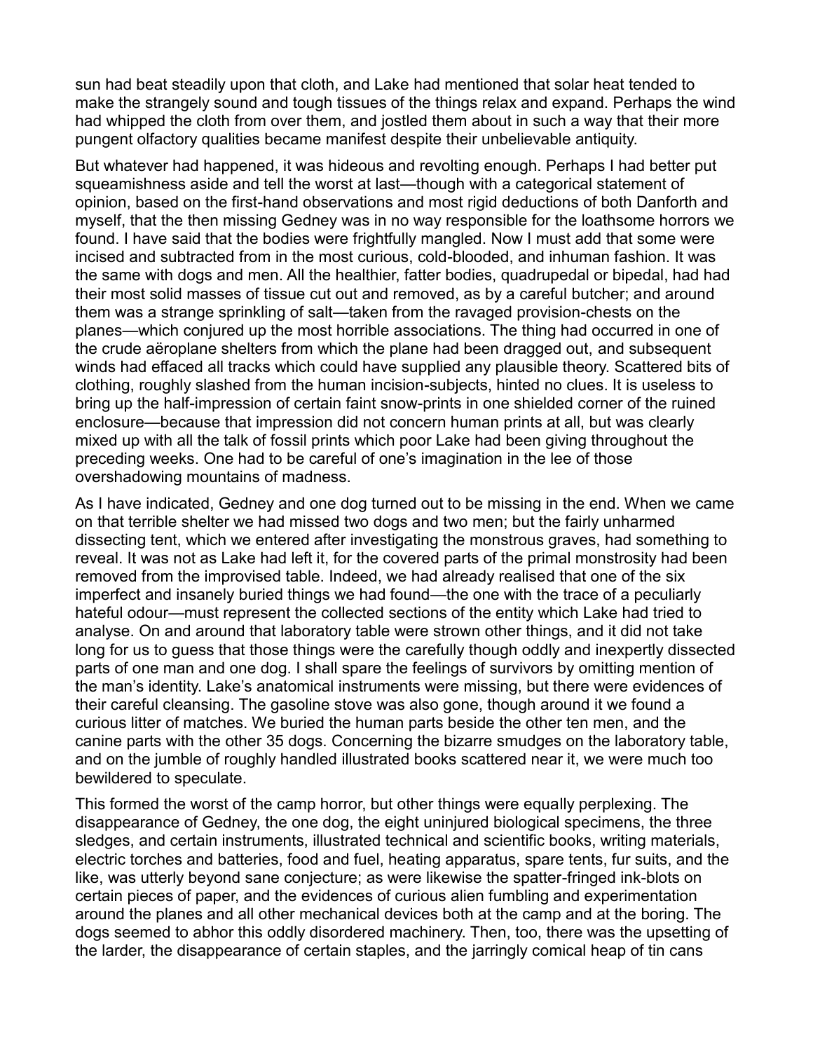sun had beat steadily upon that cloth, and Lake had mentioned that solar heat tended to make the strangely sound and tough tissues of the things relax and expand. Perhaps the wind had whipped the cloth from over them, and jostled them about in such a way that their more pungent olfactory qualities became manifest despite their unbelievable antiquity.

But whatever had happened, it was hideous and revolting enough. Perhaps I had better put squeamishness aside and tell the worst at last—though with a categorical statement of opinion, based on the first-hand observations and most rigid deductions of both Danforth and myself, that the then missing Gedney was in no way responsible for the loathsome horrors we found. I have said that the bodies were frightfully mangled. Now I must add that some were incised and subtracted from in the most curious, cold-blooded, and inhuman fashion. It was the same with dogs and men. All the healthier, fatter bodies, quadrupedal or bipedal, had had their most solid masses of tissue cut out and removed, as by a careful butcher; and around them was a strange sprinkling of salt—taken from the ravaged provision-chests on the planes—which conjured up the most horrible associations. The thing had occurred in one of the crude aëroplane shelters from which the plane had been dragged out, and subsequent winds had effaced all tracks which could have supplied any plausible theory. Scattered bits of clothing, roughly slashed from the human incision-subjects, hinted no clues. It is useless to bring up the half-impression of certain faint snow-prints in one shielded corner of the ruined enclosure—because that impression did not concern human prints at all, but was clearly mixed up with all the talk of fossil prints which poor Lake had been giving throughout the preceding weeks. One had to be careful of one's imagination in the lee of those overshadowing mountains of madness.

As I have indicated, Gedney and one dog turned out to be missing in the end. When we came on that terrible shelter we had missed two dogs and two men; but the fairly unharmed dissecting tent, which we entered after investigating the monstrous graves, had something to reveal. It was not as Lake had left it, for the covered parts of the primal monstrosity had been removed from the improvised table. Indeed, we had already realised that one of the six imperfect and insanely buried things we had found—the one with the trace of a peculiarly hateful odour—must represent the collected sections of the entity which Lake had tried to analyse. On and around that laboratory table were strown other things, and it did not take long for us to guess that those things were the carefully though oddly and inexpertly dissected parts of one man and one dog. I shall spare the feelings of survivors by omitting mention of the man's identity. Lake's anatomical instruments were missing, but there were evidences of their careful cleansing. The gasoline stove was also gone, though around it we found a curious litter of matches. We buried the human parts beside the other ten men, and the canine parts with the other 35 dogs. Concerning the bizarre smudges on the laboratory table, and on the jumble of roughly handled illustrated books scattered near it, we were much too bewildered to speculate.

This formed the worst of the camp horror, but other things were equally perplexing. The disappearance of Gedney, the one dog, the eight uninjured biological specimens, the three sledges, and certain instruments, illustrated technical and scientific books, writing materials, electric torches and batteries, food and fuel, heating apparatus, spare tents, fur suits, and the like, was utterly beyond sane conjecture; as were likewise the spatter-fringed ink-blots on certain pieces of paper, and the evidences of curious alien fumbling and experimentation around the planes and all other mechanical devices both at the camp and at the boring. The dogs seemed to abhor this oddly disordered machinery. Then, too, there was the upsetting of the larder, the disappearance of certain staples, and the jarringly comical heap of tin cans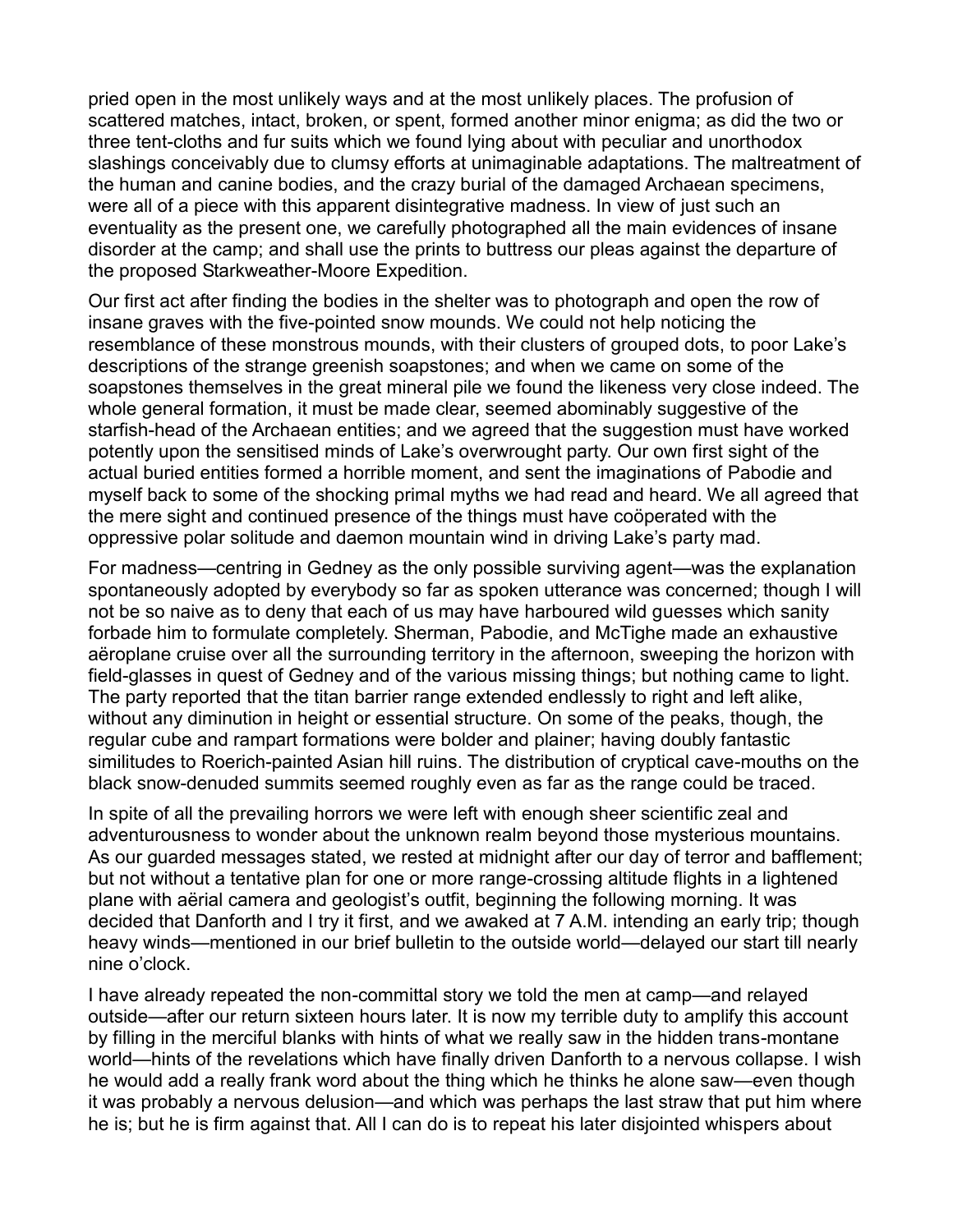pried open in the most unlikely ways and at the most unlikely places. The profusion of scattered matches, intact, broken, or spent, formed another minor enigma; as did the two or three tent-cloths and fur suits which we found lying about with peculiar and unorthodox slashings conceivably due to clumsy efforts at unimaginable adaptations. The maltreatment of the human and canine bodies, and the crazy burial of the damaged Archaean specimens, were all of a piece with this apparent disintegrative madness. In view of just such an eventuality as the present one, we carefully photographed all the main evidences of insane disorder at the camp; and shall use the prints to buttress our pleas against the departure of the proposed Starkweather-Moore Expedition.

Our first act after finding the bodies in the shelter was to photograph and open the row of insane graves with the five-pointed snow mounds. We could not help noticing the resemblance of these monstrous mounds, with their clusters of grouped dots, to poor Lake's descriptions of the strange greenish soapstones; and when we came on some of the soapstones themselves in the great mineral pile we found the likeness very close indeed. The whole general formation, it must be made clear, seemed abominably suggestive of the starfish-head of the Archaean entities; and we agreed that the suggestion must have worked potently upon the sensitised minds of Lake's overwrought party. Our own first sight of the actual buried entities formed a horrible moment, and sent the imaginations of Pabodie and myself back to some of the shocking primal myths we had read and heard. We all agreed that the mere sight and continued presence of the things must have coöperated with the oppressive polar solitude and daemon mountain wind in driving Lake's party mad.

For madness—centring in Gedney as the only possible surviving agent—was the explanation spontaneously adopted by everybody so far as spoken utterance was concerned; though I will not be so naive as to deny that each of us may have harboured wild guesses which sanity forbade him to formulate completely. Sherman, Pabodie, and McTighe made an exhaustive aëroplane cruise over all the surrounding territory in the afternoon, sweeping the horizon with field-glasses in quest of Gedney and of the various missing things; but nothing came to light. The party reported that the titan barrier range extended endlessly to right and left alike, without any diminution in height or essential structure. On some of the peaks, though, the regular cube and rampart formations were bolder and plainer; having doubly fantastic similitudes to Roerich-painted Asian hill ruins. The distribution of cryptical cave-mouths on the black snow-denuded summits seemed roughly even as far as the range could be traced.

In spite of all the prevailing horrors we were left with enough sheer scientific zeal and adventurousness to wonder about the unknown realm beyond those mysterious mountains. As our guarded messages stated, we rested at midnight after our day of terror and bafflement; but not without a tentative plan for one or more range-crossing altitude flights in a lightened plane with aërial camera and geologist's outfit, beginning the following morning. It was decided that Danforth and I try it first, and we awaked at 7 A.M. intending an early trip; though heavy winds—mentioned in our brief bulletin to the outside world—delayed our start till nearly nine o'clock.

I have already repeated the non-committal story we told the men at camp—and relayed outside—after our return sixteen hours later. It is now my terrible duty to amplify this account by filling in the merciful blanks with hints of what we really saw in the hidden trans-montane world—hints of the revelations which have finally driven Danforth to a nervous collapse. I wish he would add a really frank word about the thing which he thinks he alone saw—even though it was probably a nervous delusion—and which was perhaps the last straw that put him where he is; but he is firm against that. All I can do is to repeat his later disjointed whispers about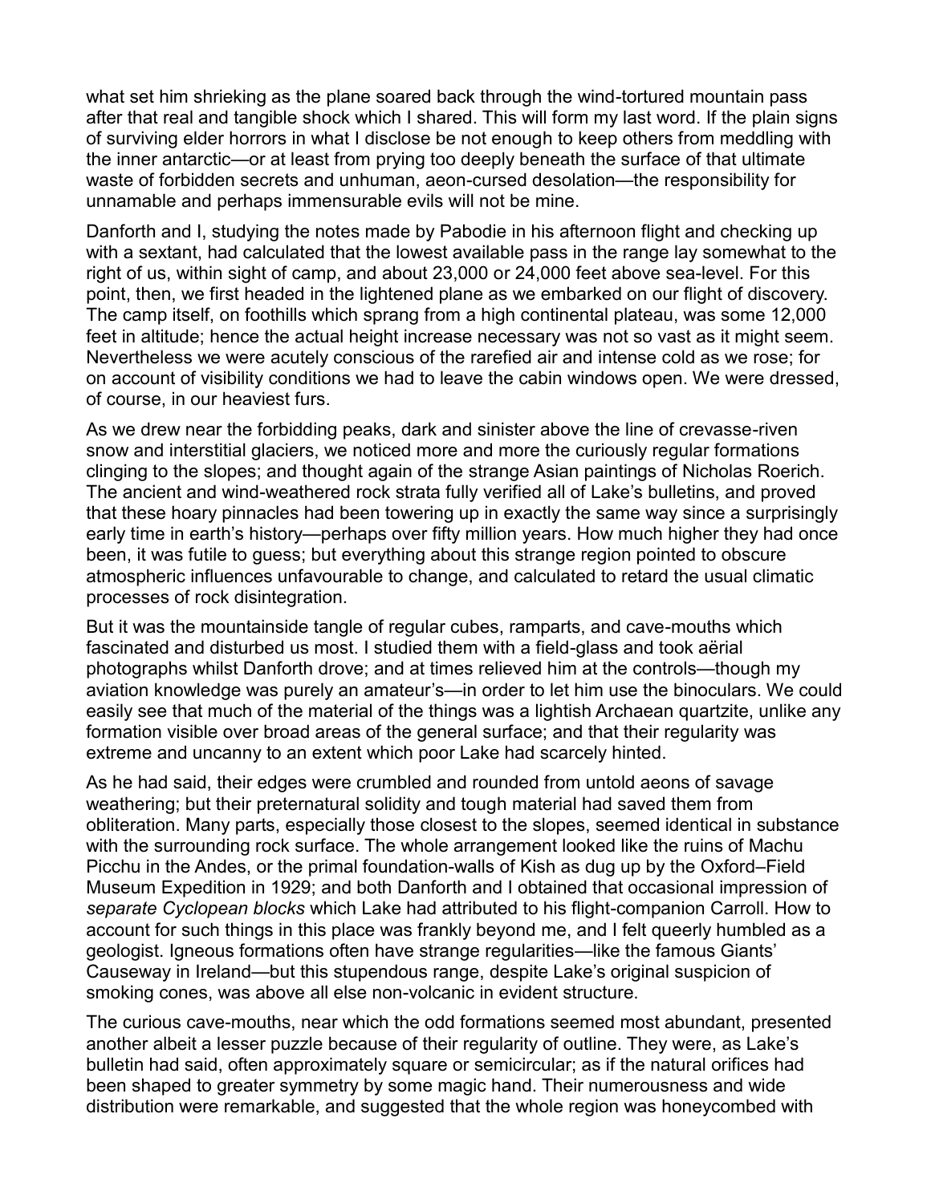what set him shrieking as the plane soared back through the wind-tortured mountain pass after that real and tangible shock which I shared. This will form my last word. If the plain signs of surviving elder horrors in what I disclose be not enough to keep others from meddling with the inner antarctic—or at least from prying too deeply beneath the surface of that ultimate waste of forbidden secrets and unhuman, aeon-cursed desolation—the responsibility for unnamable and perhaps immensurable evils will not be mine.

Danforth and I, studying the notes made by Pabodie in his afternoon flight and checking up with a sextant, had calculated that the lowest available pass in the range lay somewhat to the right of us, within sight of camp, and about 23,000 or 24,000 feet above sea-level. For this point, then, we first headed in the lightened plane as we embarked on our flight of discovery. The camp itself, on foothills which sprang from a high continental plateau, was some 12,000 feet in altitude; hence the actual height increase necessary was not so vast as it might seem. Nevertheless we were acutely conscious of the rarefied air and intense cold as we rose; for on account of visibility conditions we had to leave the cabin windows open. We were dressed, of course, in our heaviest furs.

As we drew near the forbidding peaks, dark and sinister above the line of crevasse-riven snow and interstitial glaciers, we noticed more and more the curiously regular formations clinging to the slopes; and thought again of the strange Asian paintings of Nicholas Roerich. The ancient and wind-weathered rock strata fully verified all of Lake's bulletins, and proved that these hoary pinnacles had been towering up in exactly the same way since a surprisingly early time in earth's history—perhaps over fifty million years. How much higher they had once been, it was futile to guess; but everything about this strange region pointed to obscure atmospheric influences unfavourable to change, and calculated to retard the usual climatic processes of rock disintegration.

But it was the mountainside tangle of regular cubes, ramparts, and cave-mouths which fascinated and disturbed us most. I studied them with a field-glass and took aërial photographs whilst Danforth drove; and at times relieved him at the controls—though my aviation knowledge was purely an amateur's—in order to let him use the binoculars. We could easily see that much of the material of the things was a lightish Archaean quartzite, unlike any formation visible over broad areas of the general surface; and that their regularity was extreme and uncanny to an extent which poor Lake had scarcely hinted.

As he had said, their edges were crumbled and rounded from untold aeons of savage weathering; but their preternatural solidity and tough material had saved them from obliteration. Many parts, especially those closest to the slopes, seemed identical in substance with the surrounding rock surface. The whole arrangement looked like the ruins of Machu Picchu in the Andes, or the primal foundation-walls of Kish as dug up by the Oxford–Field Museum Expedition in 1929; and both Danforth and I obtained that occasional impression of *separate Cyclopean blocks* which Lake had attributed to his flight-companion Carroll. How to account for such things in this place was frankly beyond me, and I felt queerly humbled as a geologist. Igneous formations often have strange regularities—like the famous Giants' Causeway in Ireland—but this stupendous range, despite Lake's original suspicion of smoking cones, was above all else non-volcanic in evident structure.

The curious cave-mouths, near which the odd formations seemed most abundant, presented another albeit a lesser puzzle because of their regularity of outline. They were, as Lake's bulletin had said, often approximately square or semicircular; as if the natural orifices had been shaped to greater symmetry by some magic hand. Their numerousness and wide distribution were remarkable, and suggested that the whole region was honeycombed with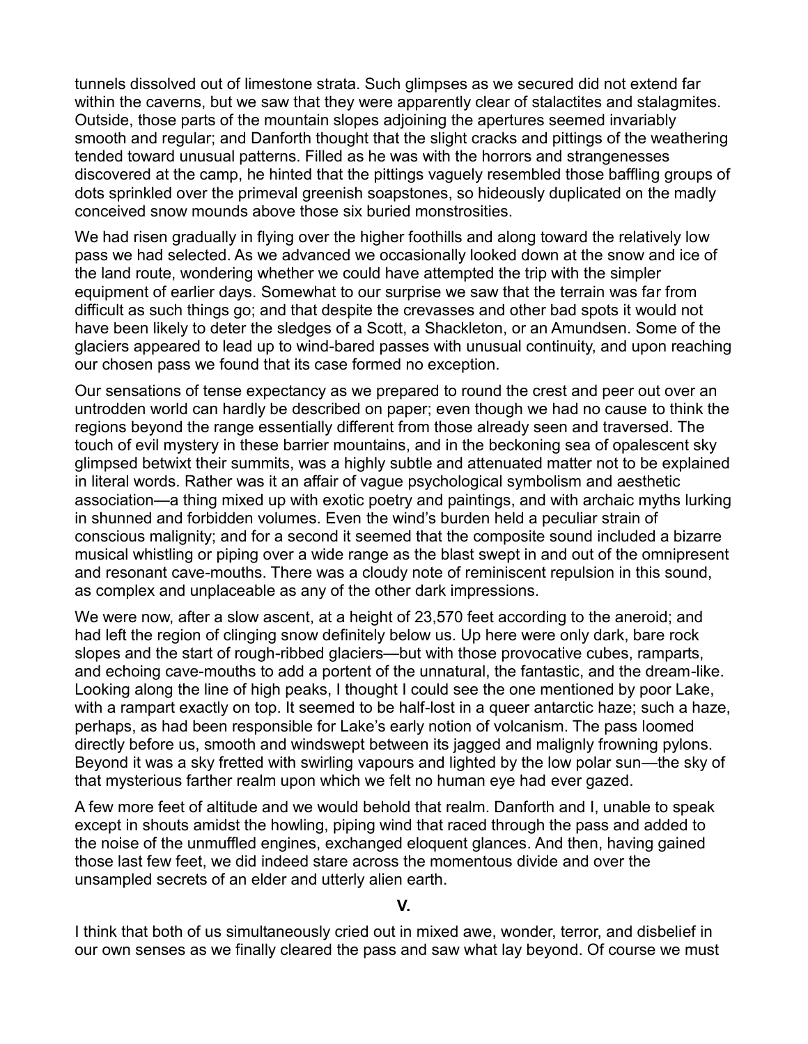tunnels dissolved out of limestone strata. Such glimpses as we secured did not extend far within the caverns, but we saw that they were apparently clear of stalactites and stalagmites. Outside, those parts of the mountain slopes adjoining the apertures seemed invariably smooth and regular; and Danforth thought that the slight cracks and pittings of the weathering tended toward unusual patterns. Filled as he was with the horrors and strangenesses discovered at the camp, he hinted that the pittings vaguely resembled those baffling groups of dots sprinkled over the primeval greenish soapstones, so hideously duplicated on the madly conceived snow mounds above those six buried monstrosities.

We had risen gradually in flying over the higher foothills and along toward the relatively low pass we had selected. As we advanced we occasionally looked down at the snow and ice of the land route, wondering whether we could have attempted the trip with the simpler equipment of earlier days. Somewhat to our surprise we saw that the terrain was far from difficult as such things go; and that despite the crevasses and other bad spots it would not have been likely to deter the sledges of a Scott, a Shackleton, or an Amundsen. Some of the glaciers appeared to lead up to wind-bared passes with unusual continuity, and upon reaching our chosen pass we found that its case formed no exception.

Our sensations of tense expectancy as we prepared to round the crest and peer out over an untrodden world can hardly be described on paper; even though we had no cause to think the regions beyond the range essentially different from those already seen and traversed. The touch of evil mystery in these barrier mountains, and in the beckoning sea of opalescent sky glimpsed betwixt their summits, was a highly subtle and attenuated matter not to be explained in literal words. Rather was it an affair of vague psychological symbolism and aesthetic association—a thing mixed up with exotic poetry and paintings, and with archaic myths lurking in shunned and forbidden volumes. Even the wind's burden held a peculiar strain of conscious malignity; and for a second it seemed that the composite sound included a bizarre musical whistling or piping over a wide range as the blast swept in and out of the omnipresent and resonant cave-mouths. There was a cloudy note of reminiscent repulsion in this sound, as complex and unplaceable as any of the other dark impressions.

We were now, after a slow ascent, at a height of 23,570 feet according to the aneroid; and had left the region of clinging snow definitely below us. Up here were only dark, bare rock slopes and the start of rough-ribbed glaciers—but with those provocative cubes, ramparts, and echoing cave-mouths to add a portent of the unnatural, the fantastic, and the dream-like. Looking along the line of high peaks, I thought I could see the one mentioned by poor Lake, with a rampart exactly on top. It seemed to be half-lost in a queer antarctic haze; such a haze, perhaps, as had been responsible for Lake's early notion of volcanism. The pass loomed directly before us, smooth and windswept between its jagged and malignly frowning pylons. Beyond it was a sky fretted with swirling vapours and lighted by the low polar sun—the sky of that mysterious farther realm upon which we felt no human eye had ever gazed.

A few more feet of altitude and we would behold that realm. Danforth and I, unable to speak except in shouts amidst the howling, piping wind that raced through the pass and added to the noise of the unmuffled engines, exchanged eloquent glances. And then, having gained those last few feet, we did indeed stare across the momentous divide and over the unsampled secrets of an elder and utterly alien earth.

## V.

I think that both of us simultaneously cried out in mixed awe, wonder, terror, and disbelief in our own senses as we finally cleared the pass and saw what lay beyond. Of course we must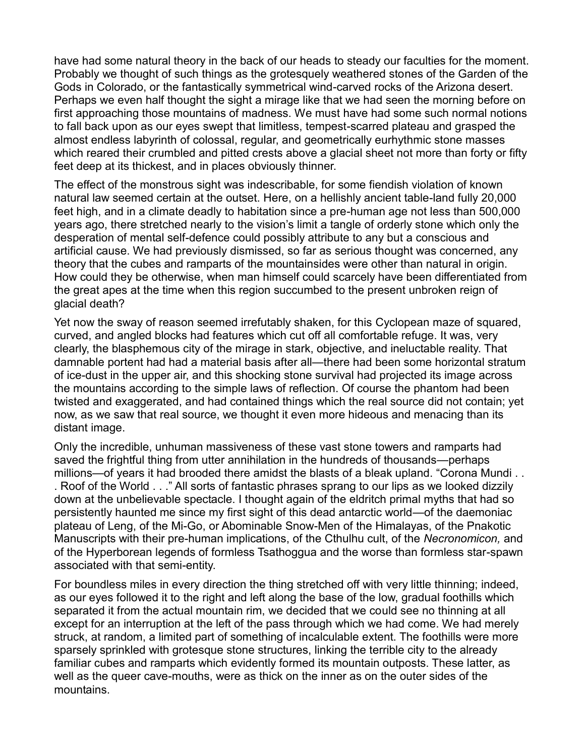have had some natural theory in the back of our heads to steady our faculties for the moment. Probably we thought of such things as the grotesquely weathered stones of the Garden of the Gods in Colorado, or the fantastically symmetrical wind-carved rocks of the Arizona desert. Perhaps we even half thought the sight a mirage like that we had seen the morning before on first approaching those mountains of madness. We must have had some such normal notions to fall back upon as our eyes swept that limitless, tempest-scarred plateau and grasped the almost endless labyrinth of colossal, regular, and geometrically eurhythmic stone masses which reared their crumbled and pitted crests above a glacial sheet not more than forty or fifty feet deep at its thickest, and in places obviously thinner.

The effect of the monstrous sight was indescribable, for some fiendish violation of known natural law seemed certain at the outset. Here, on a hellishly ancient table-land fully 20,000 feet high, and in a climate deadly to habitation since a pre-human age not less than 500,000 years ago, there stretched nearly to the vision's limit a tangle of orderly stone which only the desperation of mental self-defence could possibly attribute to any but a conscious and artificial cause. We had previously dismissed, so far as serious thought was concerned, any theory that the cubes and ramparts of the mountainsides were other than natural in origin. How could they be otherwise, when man himself could scarcely have been differentiated from the great apes at the time when this region succumbed to the present unbroken reign of glacial death?

Yet now the sway of reason seemed irrefutably shaken, for this Cyclopean maze of squared, curved, and angled blocks had features which cut off all comfortable refuge. It was, very clearly, the blasphemous city of the mirage in stark, objective, and ineluctable reality. That damnable portent had had a material basis after all—there had been some horizontal stratum of ice-dust in the upper air, and this shocking stone survival had projected its image across the mountains according to the simple laws of reflection. Of course the phantom had been twisted and exaggerated, and had contained things which the real source did not contain; yet now, as we saw that real source, we thought it even more hideous and menacing than its distant image.

Only the incredible, unhuman massiveness of these vast stone towers and ramparts had saved the frightful thing from utter annihilation in the hundreds of thousands—perhaps millions—of years it had brooded there amidst the blasts of a bleak upland. "Corona Mundi . . . Roof of the World . . ." All sorts of fantastic phrases sprang to our lips as we looked dizzily down at the unbelievable spectacle. I thought again of the eldritch primal myths that had so persistently haunted me since my first sight of this dead antarctic world—of the daemoniac plateau of Leng, of the Mi-Go, or Abominable Snow-Men of the Himalayas, of the Pnakotic Manuscripts with their pre-human implications, of the Cthulhu cult, of the *Necronomicon,* and of the Hyperborean legends of formless Tsathoggua and the worse than formless star-spawn associated with that semi-entity.

For boundless miles in every direction the thing stretched off with very little thinning; indeed, as our eyes followed it to the right and left along the base of the low, gradual foothills which separated it from the actual mountain rim, we decided that we could see no thinning at all except for an interruption at the left of the pass through which we had come. We had merely struck, at random, a limited part of something of incalculable extent. The foothills were more sparsely sprinkled with grotesque stone structures, linking the terrible city to the already familiar cubes and ramparts which evidently formed its mountain outposts. These latter, as well as the queer cave-mouths, were as thick on the inner as on the outer sides of the mountains.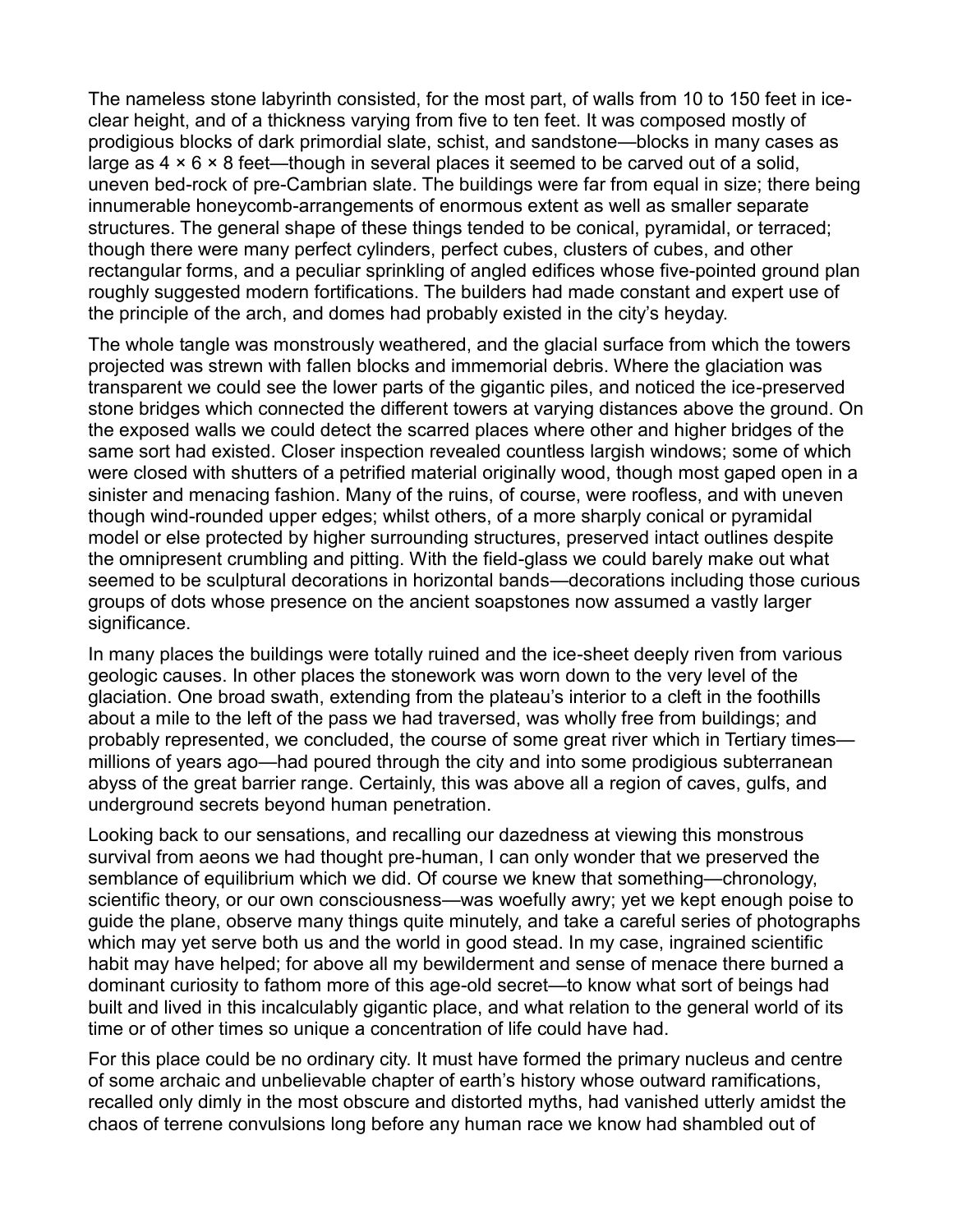The nameless stone labyrinth consisted, for the most part, of walls from 10 to 150 feet in ice-clear height, and of a thickness varying from five to ten feet. It was composed mostly of prodigious blocks of dark primordial slate, schist, and sandstone—blocks in many cases as large as 4 × 6 × 8 feet—though in several places it seemed to be carved out of a solid, uneven bed-rock of pre-Cambrian slate. The buildings were far from equal in size; there being innumerable honeycomb-arrangements of enormous extent as well as smaller separate structures. The general shape of these things tended to be conical, pyramidal, or terraced; though there were many perfect cylinders, perfect cubes, clusters of cubes, and other rectangular forms, and a peculiar sprinkling of angled edifices whose five-pointed ground plan roughly suggested modern fortifications. The builders had made constant and expert use of the principle of the arch, and domes had probably existed in the city's heyday.

The whole tangle was monstrously weathered, and the glacial surface from which the towers projected was strewn with fallen blocks and immemorial debris. Where the glaciation was transparent we could see the lower parts of the gigantic piles, and noticed the ice-preserved stone bridges which connected the different towers at varying distances above the ground. On the exposed walls we could detect the scarred places where other and higher bridges of the same sort had existed. Closer inspection revealed countless largish windows; some of which were closed with shutters of a petrified material originally wood, though most gaped open in a sinister and menacing fashion. Many of the ruins, of course, were roofless, and with uneven though wind-rounded upper edges; whilst others, of a more sharply conical or pyramidal model or else protected by higher surrounding structures, preserved intact outlines despite the omnipresent crumbling and pitting. With the field-glass we could barely make out what seemed to be sculptural decorations in horizontal bands—decorations including those curious groups of dots whose presence on the ancient soapstones now assumed a vastly larger significance.

In many places the buildings were totally ruined and the ice-sheet deeply riven from various geologic causes. In other places the stonework was worn down to the very level of the glaciation. One broad swath, extending from the plateau's interior to a cleft in the foothills about a mile to the left of the pass we had traversed, was wholly free from buildings; and probably represented, we concluded, the course of some great river which in Tertiary times—millions of years ago—had poured through the city and into some prodigious subterranean abyss of the great barrier range. Certainly, this was above all a region of caves, gulfs, and underground secrets beyond human penetration.

Looking back to our sensations, and recalling our dazedness at viewing this monstrous survival from aeons we had thought pre-human, I can only wonder that we preserved the semblance of equilibrium which we did. Of course we knew that something—chronology, scientific theory, or our own consciousness—was woefully awry; yet we kept enough poise to guide the plane, observe many things quite minutely, and take a careful series of photographs which may yet serve both us and the world in good stead. In my case, ingrained scientific habit may have helped; for above all my bewilderment and sense of menace there burned a dominant curiosity to fathom more of this age-old secret—to know what sort of beings had built and lived in this incalculably gigantic place, and what relation to the general world of its time or of other times so unique a concentration of life could have had.

For this place could be no ordinary city. It must have formed the primary nucleus and centre of some archaic and unbelievable chapter of earth's history whose outward ramifications, recalled only dimly in the most obscure and distorted myths, had vanished utterly amidst the chaos of terrene convulsions long before any human race we know had shambled out of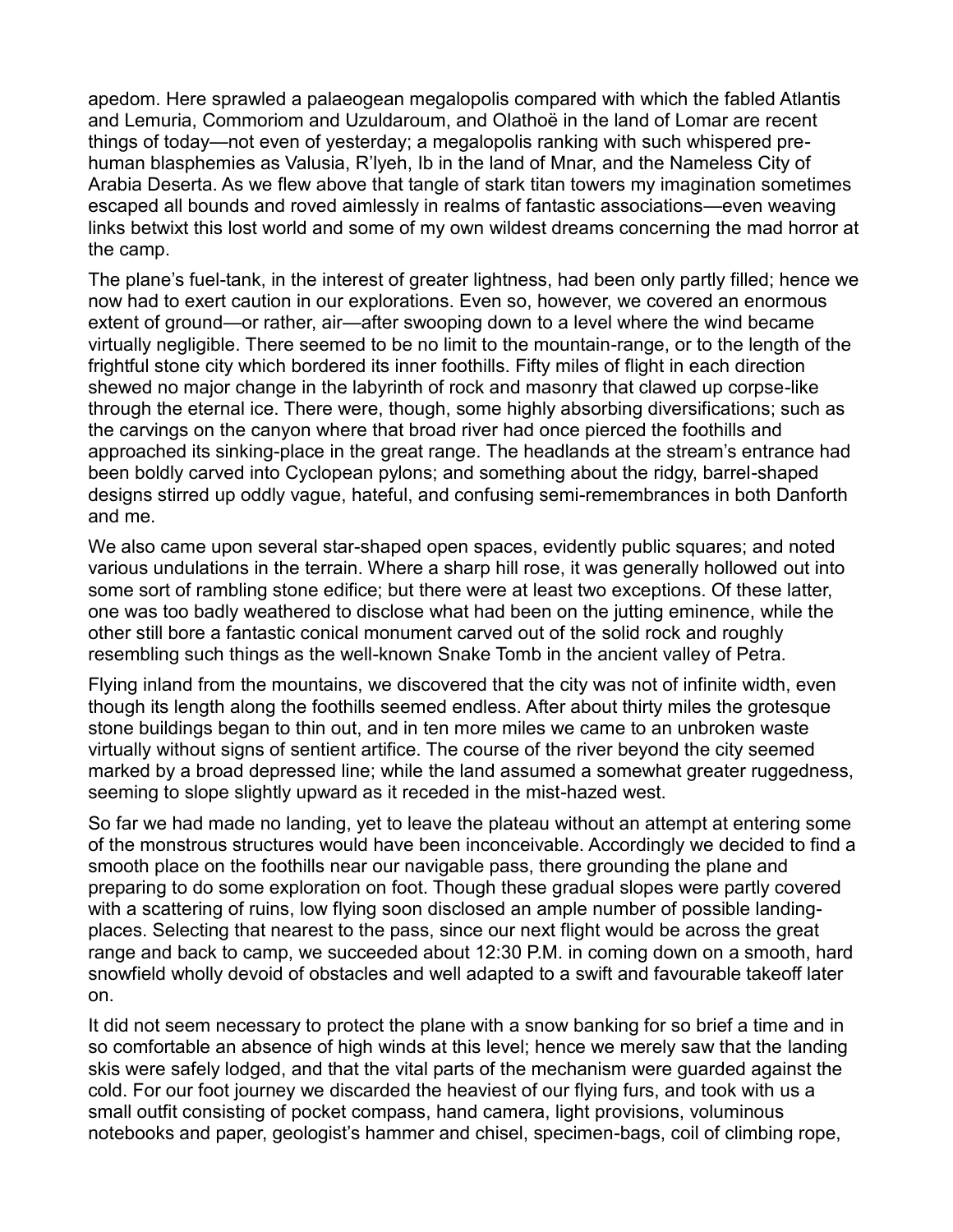apedom. Here sprawled a palaeogean megalopolis compared with which the fabled Atlantis and Lemuria, Commoriom and Uzuldaroum, and Olathoë in the land of Lomar are recent things of today—not even of yesterday; a megalopolis ranking with such whispered pre-human blasphemies as Valusia, R'lyeh, Ib in the land of Mnar, and the Nameless City of Arabia Deserta. As we flew above that tangle of stark titan towers my imagination sometimes escaped all bounds and roved aimlessly in realms of fantastic associations—even weaving links betwixt this lost world and some of my own wildest dreams concerning the mad horror at the camp.

The plane's fuel-tank, in the interest of greater lightness, had been only partly filled; hence we now had to exert caution in our explorations. Even so, however, we covered an enormous extent of ground—or rather, air—after swooping down to a level where the wind became virtually negligible. There seemed to be no limit to the mountain-range, or to the length of the frightful stone city which bordered its inner foothills. Fifty miles of flight in each direction shewed no major change in the labyrinth of rock and masonry that clawed up corpse-like through the eternal ice. There were, though, some highly absorbing diversifications; such as the carvings on the canyon where that broad river had once pierced the foothills and approached its sinking-place in the great range. The headlands at the stream's entrance had been boldly carved into Cyclopean pylons; and something about the ridgy, barrel-shaped designs stirred up oddly vague, hateful, and confusing semi-remembrances in both Danforth and me.

We also came upon several star-shaped open spaces, evidently public squares; and noted various undulations in the terrain. Where a sharp hill rose, it was generally hollowed out into some sort of rambling stone edifice; but there were at least two exceptions. Of these latter, one was too badly weathered to disclose what had been on the jutting eminence, while the other still bore a fantastic conical monument carved out of the solid rock and roughly resembling such things as the well-known Snake Tomb in the ancient valley of Petra.

Flying inland from the mountains, we discovered that the city was not of infinite width, even though its length along the foothills seemed endless. After about thirty miles the grotesque stone buildings began to thin out, and in ten more miles we came to an unbroken waste virtually without signs of sentient artifice. The course of the river beyond the city seemed marked by a broad depressed line; while the land assumed a somewhat greater ruggedness, seeming to slope slightly upward as it receded in the mist-hazed west.

So far we had made no landing, yet to leave the plateau without an attempt at entering some of the monstrous structures would have been inconceivable. Accordingly we decided to find a smooth place on the foothills near our navigable pass, there grounding the plane and preparing to do some exploration on foot. Though these gradual slopes were partly covered with a scattering of ruins, low flying soon disclosed an ample number of possible landing-places. Selecting that nearest to the pass, since our next flight would be across the great range and back to camp, we succeeded about 12:30 P.M. in coming down on a smooth, hard snowfield wholly devoid of obstacles and well adapted to a swift and favourable takeoff later on.

It did not seem necessary to protect the plane with a snow banking for so brief a time and in so comfortable an absence of high winds at this level; hence we merely saw that the landing skis were safely lodged, and that the vital parts of the mechanism were guarded against the cold. For our foot journey we discarded the heaviest of our flying furs, and took with us a small outfit consisting of pocket compass, hand camera, light provisions, voluminous notebooks and paper, geologist's hammer and chisel, specimen-bags, coil of climbing rope,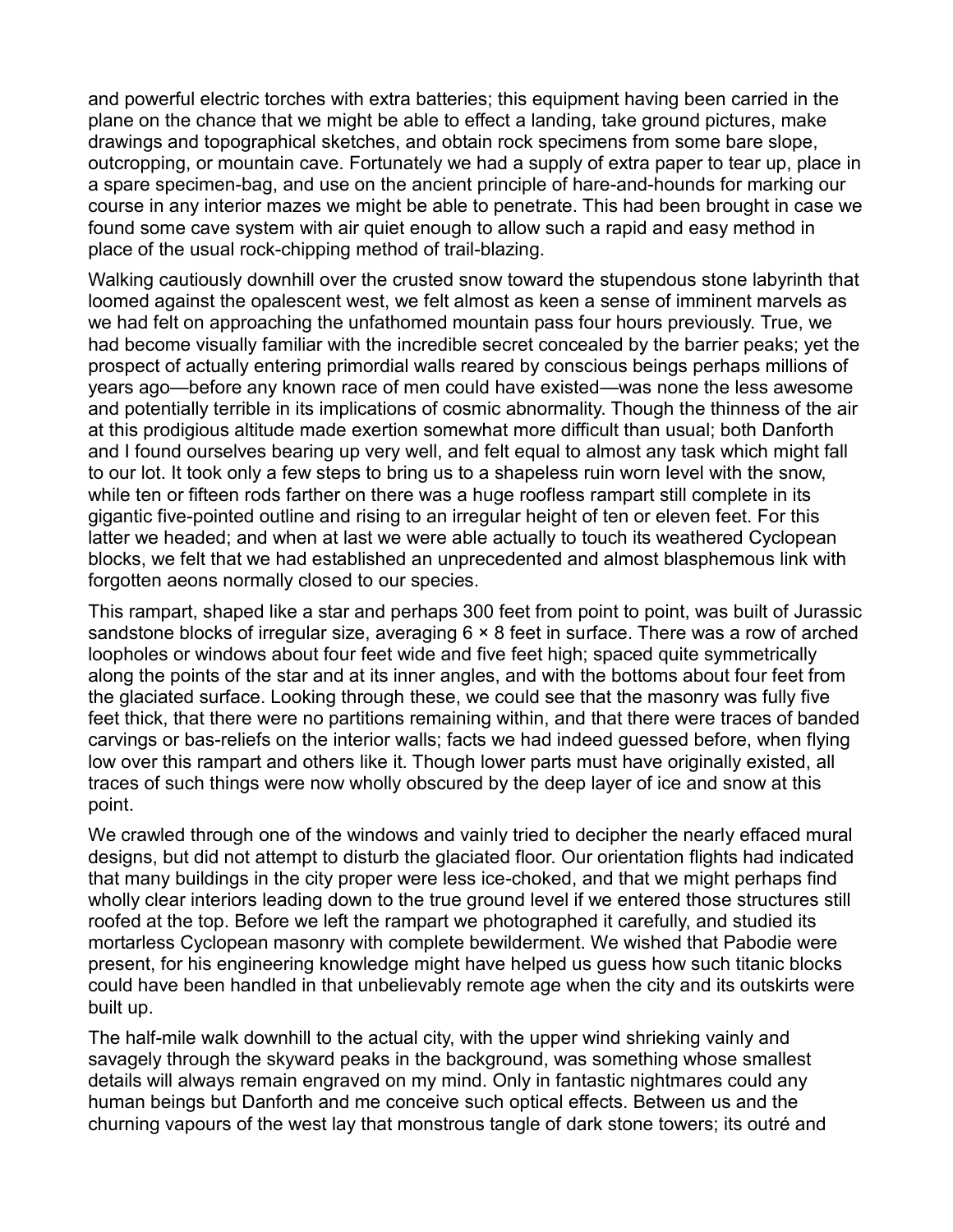and powerful electric torches with extra batteries; this equipment having been carried in the plane on the chance that we might be able to effect a landing, take ground pictures, make drawings and topographical sketches, and obtain rock specimens from some bare slope, outcropping, or mountain cave. Fortunately we had a supply of extra paper to tear up, place in a spare specimen-bag, and use on the ancient principle of hare-and-hounds for marking our course in any interior mazes we might be able to penetrate. This had been brought in case we found some cave system with air quiet enough to allow such a rapid and easy method in place of the usual rock-chipping method of trail-blazing.

Walking cautiously downhill over the crusted snow toward the stupendous stone labyrinth that loomed against the opalescent west, we felt almost as keen a sense of imminent marvels as we had felt on approaching the unfathomed mountain pass four hours previously. True, we had become visually familiar with the incredible secret concealed by the barrier peaks; yet the prospect of actually entering primordial walls reared by conscious beings perhaps millions of years ago—before any known race of men could have existed—was none the less awesome and potentially terrible in its implications of cosmic abnormality. Though the thinness of the air at this prodigious altitude made exertion somewhat more difficult than usual; both Danforth and I found ourselves bearing up very well, and felt equal to almost any task which might fall to our lot. It took only a few steps to bring us to a shapeless ruin worn level with the snow, while ten or fifteen rods farther on there was a huge roofless rampart still complete in its gigantic five-pointed outline and rising to an irregular height of ten or eleven feet. For this latter we headed; and when at last we were able actually to touch its weathered Cyclopean blocks, we felt that we had established an unprecedented and almost blasphemous link with forgotten aeons normally closed to our species.

This rampart, shaped like a star and perhaps 300 feet from point to point, was built of Jurassic sandstone blocks of irregular size, averaging 6 × 8 feet in surface. There was a row of arched loopholes or windows about four feet wide and five feet high; spaced quite symmetrically along the points of the star and at its inner angles, and with the bottoms about four feet from the glaciated surface. Looking through these, we could see that the masonry was fully five feet thick, that there were no partitions remaining within, and that there were traces of banded carvings or bas-reliefs on the interior walls; facts we had indeed guessed before, when flying low over this rampart and others like it. Though lower parts must have originally existed, all traces of such things were now wholly obscured by the deep layer of ice and snow at this point.

We crawled through one of the windows and vainly tried to decipher the nearly effaced mural designs, but did not attempt to disturb the glaciated floor. Our orientation flights had indicated that many buildings in the city proper were less ice-choked, and that we might perhaps find wholly clear interiors leading down to the true ground level if we entered those structures still roofed at the top. Before we left the rampart we photographed it carefully, and studied its mortarless Cyclopean masonry with complete bewilderment. We wished that Pabodie were present, for his engineering knowledge might have helped us guess how such titanic blocks could have been handled in that unbelievably remote age when the city and its outskirts were built up.

The half-mile walk downhill to the actual city, with the upper wind shrieking vainly and savagely through the skyward peaks in the background, was something whose smallest details will always remain engraved on my mind. Only in fantastic nightmares could any human beings but Danforth and me conceive such optical effects. Between us and the churning vapours of the west lay that monstrous tangle of dark stone towers; its outré and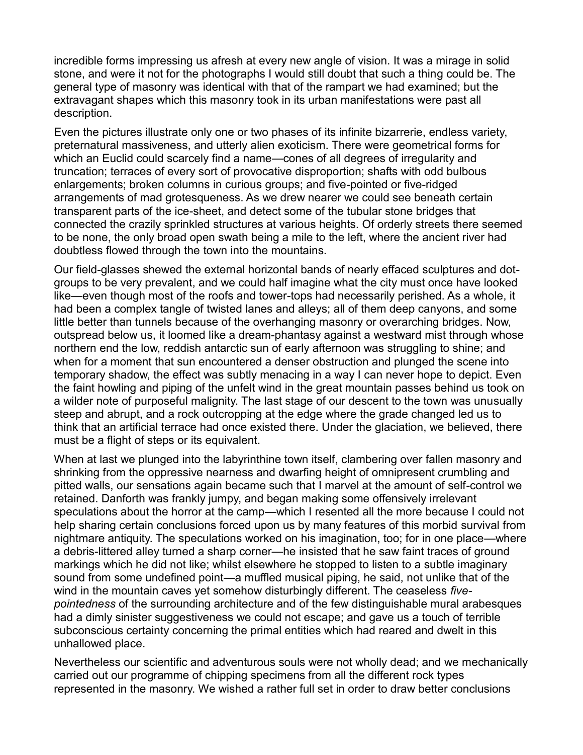incredible forms impressing us afresh at every new angle of vision. It was a mirage in solid stone, and were it not for the photographs I would still doubt that such a thing could be. The general type of masonry was identical with that of the rampart we had examined; but the extravagant shapes which this masonry took in its urban manifestations were past all description.

Even the pictures illustrate only one or two phases of its infinite bizarrerie, endless variety, preternatural massiveness, and utterly alien exoticism. There were geometrical forms for which an Euclid could scarcely find a name—cones of all degrees of irregularity and truncation; terraces of every sort of provocative disproportion; shafts with odd bulbous enlargements; broken columns in curious groups; and five-pointed or five-ridged arrangements of mad grotesqueness. As we drew nearer we could see beneath certain transparent parts of the ice-sheet, and detect some of the tubular stone bridges that connected the crazily sprinkled structures at various heights. Of orderly streets there seemed to be none, the only broad open swath being a mile to the left, where the ancient river had doubtless flowed through the town into the mountains.

Our field-glasses shewed the external horizontal bands of nearly effaced sculptures and dot-groups to be very prevalent, and we could half imagine what the city must once have looked like—even though most of the roofs and tower-tops had necessarily perished. As a whole, it had been a complex tangle of twisted lanes and alleys; all of them deep canyons, and some little better than tunnels because of the overhanging masonry or overarching bridges. Now, outspread below us, it loomed like a dream-phantasy against a westward mist through whose northern end the low, reddish antarctic sun of early afternoon was struggling to shine; and when for a moment that sun encountered a denser obstruction and plunged the scene into temporary shadow, the effect was subtly menacing in a way I can never hope to depict. Even the faint howling and piping of the unfelt wind in the great mountain passes behind us took on a wilder note of purposeful malignity. The last stage of our descent to the town was unusually steep and abrupt, and a rock outcropping at the edge where the grade changed led us to think that an artificial terrace had once existed there. Under the glaciation, we believed, there must be a flight of steps or its equivalent.

When at last we plunged into the labyrinthine town itself, clambering over fallen masonry and shrinking from the oppressive nearness and dwarfing height of omnipresent crumbling and pitted walls, our sensations again became such that I marvel at the amount of self-control we retained. Danforth was frankly jumpy, and began making some offensively irrelevant speculations about the horror at the camp—which I resented all the more because I could not help sharing certain conclusions forced upon us by many features of this morbid survival from nightmare antiquity. The speculations worked on his imagination, too; for in one place—where a debris-littered alley turned a sharp corner—he insisted that he saw faint traces of ground markings which he did not like; whilst elsewhere he stopped to listen to a subtle imaginary sound from some undefined point—a muffled musical piping, he said, not unlike that of the wind in the mountain caves yet somehow disturbingly different. The ceaseless *five-pointedness* of the surrounding architecture and of the few distinguishable mural arabesques had a dimly sinister suggestiveness we could not escape; and gave us a touch of terrible subconscious certainty concerning the primal entities which had reared and dwelt in this unhallowed place.

Nevertheless our scientific and adventurous souls were not wholly dead; and we mechanically carried out our programme of chipping specimens from all the different rock types represented in the masonry. We wished a rather full set in order to draw better conclusions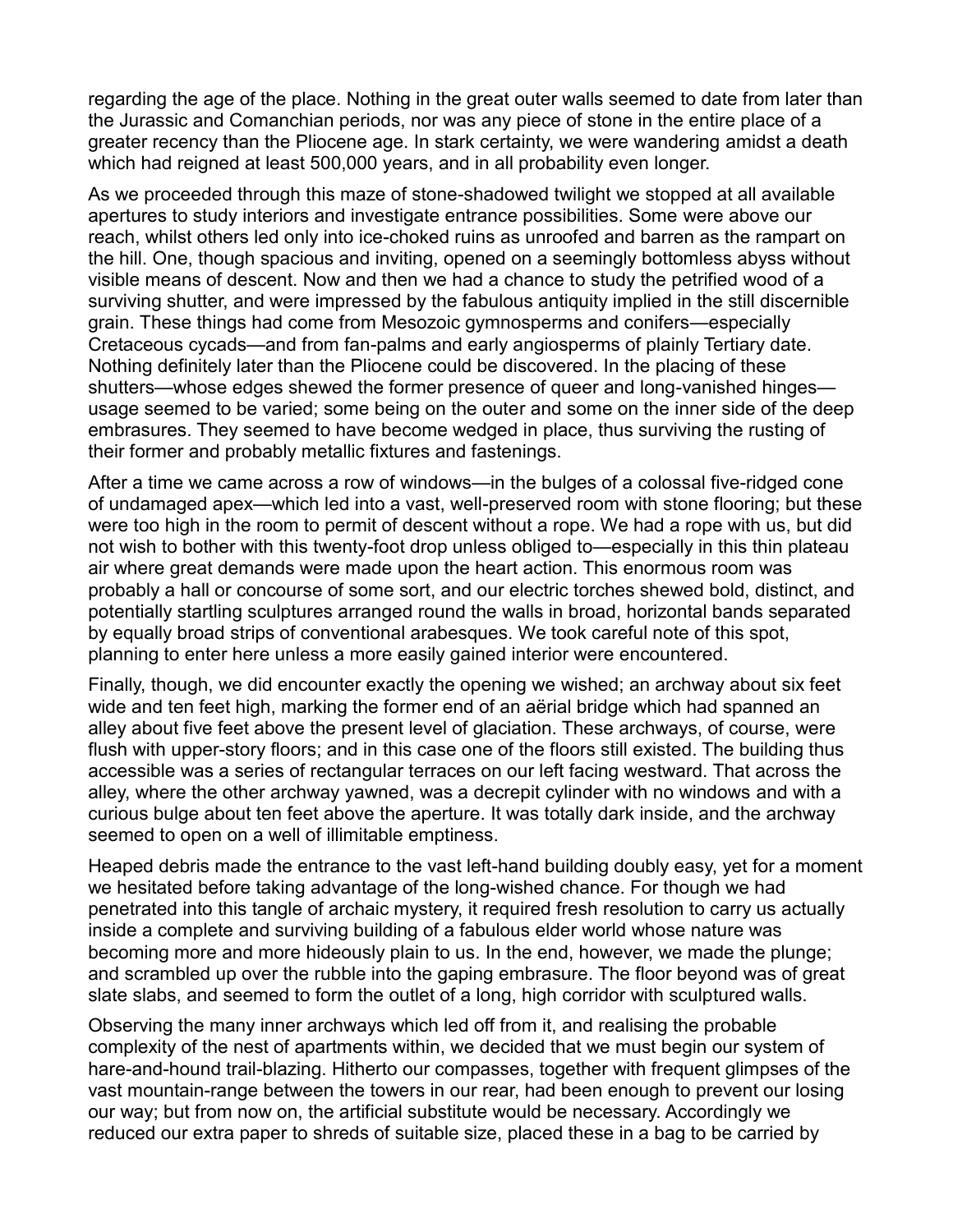regarding the age of the place. Nothing in the great outer walls seemed to date from later than the Jurassic and Comanchian periods, nor was any piece of stone in the entire place of a greater recency than the Pliocene age. In stark certainty, we were wandering amidst a death which had reigned at least 500,000 years, and in all probability even longer.

As we proceeded through this maze of stone-shadowed twilight we stopped at all available apertures to study interiors and investigate entrance possibilities. Some were above our reach, whilst others led only into ice-choked ruins as unroofed and barren as the rampart on the hill. One, though spacious and inviting, opened on a seemingly bottomless abyss without visible means of descent. Now and then we had a chance to study the petrified wood of a surviving shutter, and were impressed by the fabulous antiquity implied in the still discernible grain. These things had come from Mesozoic gymnosperms and conifers—especially Cretaceous cycads—and from fan-palms and early angiosperms of plainly Tertiary date. Nothing definitely later than the Pliocene could be discovered. In the placing of these shutters—whose edges shewed the former presence of queer and long-vanished hinges—usage seemed to be varied; some being on the outer and some on the inner side of the deep embrasures. They seemed to have become wedged in place, thus surviving the rusting of their former and probably metallic fixtures and fastenings.

After a time we came across a row of windows—in the bulges of a colossal five-ridged cone of undamaged apex—which led into a vast, well-preserved room with stone flooring; but these were too high in the room to permit of descent without a rope. We had a rope with us, but did not wish to bother with this twenty-foot drop unless obliged to—especially in this thin plateau air where great demands were made upon the heart action. This enormous room was probably a hall or concourse of some sort, and our electric torches shewed bold, distinct, and potentially startling sculptures arranged round the walls in broad, horizontal bands separated by equally broad strips of conventional arabesques. We took careful note of this spot, planning to enter here unless a more easily gained interior were encountered.

Finally, though, we did encounter exactly the opening we wished; an archway about six feet wide and ten feet high, marking the former end of an aërial bridge which had spanned an alley about five feet above the present level of glaciation. These archways, of course, were flush with upper-story floors; and in this case one of the floors still existed. The building thus accessible was a series of rectangular terraces on our left facing westward. That across the alley, where the other archway yawned, was a decrepit cylinder with no windows and with a curious bulge about ten feet above the aperture. It was totally dark inside, and the archway seemed to open on a well of illimitable emptiness.

Heaped debris made the entrance to the vast left-hand building doubly easy, yet for a moment we hesitated before taking advantage of the long-wished chance. For though we had penetrated into this tangle of archaic mystery, it required fresh resolution to carry us actually inside a complete and surviving building of a fabulous elder world whose nature was becoming more and more hideously plain to us. In the end, however, we made the plunge; and scrambled up over the rubble into the gaping embrasure. The floor beyond was of great slate slabs, and seemed to form the outlet of a long, high corridor with sculptured walls.

Observing the many inner archways which led off from it, and realising the probable complexity of the nest of apartments within, we decided that we must begin our system of hare-and-hound trail-blazing. Hitherto our compasses, together with frequent glimpses of the vast mountain-range between the towers in our rear, had been enough to prevent our losing our way; but from now on, the artificial substitute would be necessary. Accordingly we reduced our extra paper to shreds of suitable size, placed these in a bag to be carried by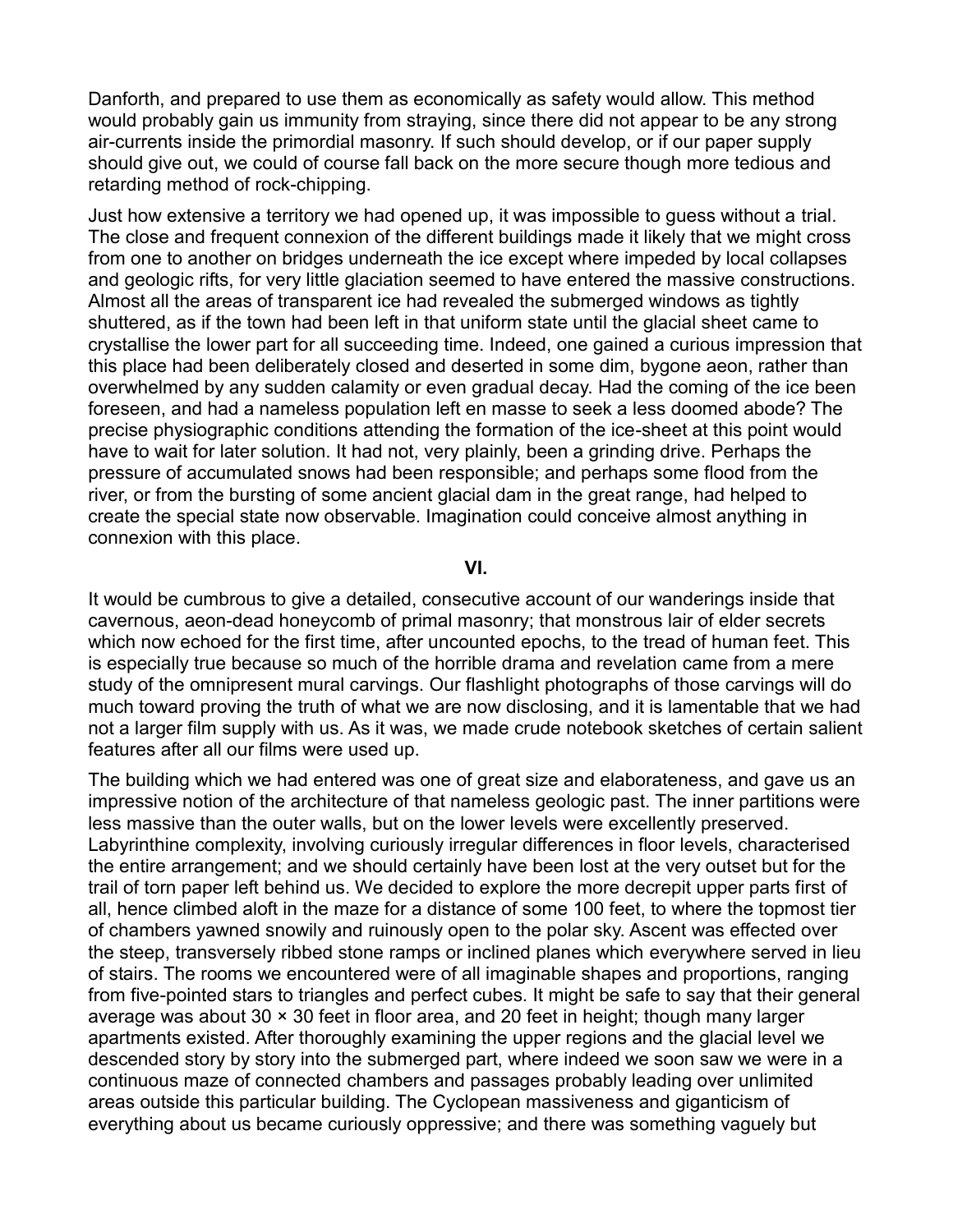Danforth, and prepared to use them as economically as safety would allow. This method would probably gain us immunity from straying, since there did not appear to be any strong air-currents inside the primordial masonry. If such should develop, or if our paper supply should give out, we could of course fall back on the more secure though more tedious and retarding method of rock-chipping.

Just how extensive a territory we had opened up, it was impossible to guess without a trial. The close and frequent connexion of the different buildings made it likely that we might cross from one to another on bridges underneath the ice except where impeded by local collapses and geologic rifts, for very little glaciation seemed to have entered the massive constructions. Almost all the areas of transparent ice had revealed the submerged windows as tightly shuttered, as if the town had been left in that uniform state until the glacial sheet came to crystallise the lower part for all succeeding time. Indeed, one gained a curious impression that this place had been deliberately closed and deserted in some dim, bygone aeon, rather than overwhelmed by any sudden calamity or even gradual decay. Had the coming of the ice been foreseen, and had a nameless population left en masse to seek a less doomed abode? The precise physiographic conditions attending the formation of the ice-sheet at this point would have to wait for later solution. It had not, very plainly, been a grinding drive. Perhaps the pressure of accumulated snows had been responsible; and perhaps some flood from the river, or from the bursting of some ancient glacial dam in the great range, had helped to create the special state now observable. Imagination could conceive almost anything in connexion with this place.

## VI.

It would be cumbrous to give a detailed, consecutive account of our wanderings inside that cavernous, aeon-dead honeycomb of primal masonry; that monstrous lair of elder secrets which now echoed for the first time, after uncounted epochs, to the tread of human feet. This is especially true because so much of the horrible drama and revelation came from a mere study of the omnipresent mural carvings. Our flashlight photographs of those carvings will do much toward proving the truth of what we are now disclosing, and it is lamentable that we had not a larger film supply with us. As it was, we made crude notebook sketches of certain salient features after all our films were used up.

The building which we had entered was one of great size and elaborateness, and gave us an impressive notion of the architecture of that nameless geologic past. The inner partitions were less massive than the outer walls, but on the lower levels were excellently preserved. Labyrinthine complexity, involving curiously irregular differences in floor levels, characterised the entire arrangement; and we should certainly have been lost at the very outset but for the trail of torn paper left behind us. We decided to explore the more decrepit upper parts first of all, hence climbed aloft in the maze for a distance of some 100 feet, to where the topmost tier of chambers yawned snowily and ruinously open to the polar sky. Ascent was effected over the steep, transversely ribbed stone ramps or inclined planes which everywhere served in lieu of stairs. The rooms we encountered were of all imaginable shapes and proportions, ranging from five-pointed stars to triangles and perfect cubes. It might be safe to say that their general average was about 30 × 30 feet in floor area, and 20 feet in height; though many larger apartments existed. After thoroughly examining the upper regions and the glacial level we descended story by story into the submerged part, where indeed we soon saw we were in a continuous maze of connected chambers and passages probably leading over unlimited areas outside this particular building. The Cyclopean massiveness and giganticism of everything about us became curiously oppressive; and there was something vaguely but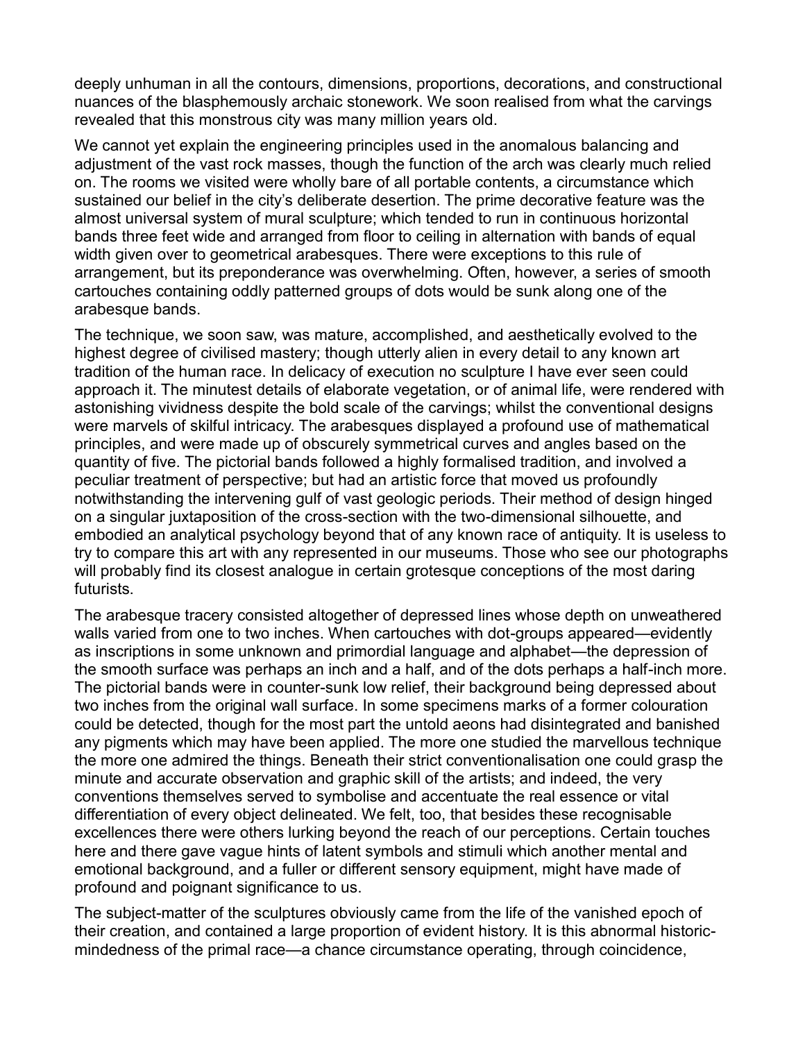deeply unhuman in all the contours, dimensions, proportions, decorations, and constructional nuances of the blasphemously archaic stonework. We soon realised from what the carvings revealed that this monstrous city was many million years old.

We cannot yet explain the engineering principles used in the anomalous balancing and adjustment of the vast rock masses, though the function of the arch was clearly much relied on. The rooms we visited were wholly bare of all portable contents, a circumstance which sustained our belief in the city's deliberate desertion. The prime decorative feature was the almost universal system of mural sculpture; which tended to run in continuous horizontal bands three feet wide and arranged from floor to ceiling in alternation with bands of equal width given over to geometrical arabesques. There were exceptions to this rule of arrangement, but its preponderance was overwhelming. Often, however, a series of smooth cartouches containing oddly patterned groups of dots would be sunk along one of the arabesque bands.

The technique, we soon saw, was mature, accomplished, and aesthetically evolved to the highest degree of civilised mastery; though utterly alien in every detail to any known art tradition of the human race. In delicacy of execution no sculpture I have ever seen could approach it. The minutest details of elaborate vegetation, or of animal life, were rendered with astonishing vividness despite the bold scale of the carvings; whilst the conventional designs were marvels of skilful intricacy. The arabesques displayed a profound use of mathematical principles, and were made up of obscurely symmetrical curves and angles based on the quantity of five. The pictorial bands followed a highly formalised tradition, and involved a peculiar treatment of perspective; but had an artistic force that moved us profoundly notwithstanding the intervening gulf of vast geologic periods. Their method of design hinged on a singular juxtaposition of the cross-section with the two-dimensional silhouette, and embodied an analytical psychology beyond that of any known race of antiquity. It is useless to try to compare this art with any represented in our museums. Those who see our photographs will probably find its closest analogue in certain grotesque conceptions of the most daring futurists.

The arabesque tracery consisted altogether of depressed lines whose depth on unweathered walls varied from one to two inches. When cartouches with dot-groups appeared—evidently as inscriptions in some unknown and primordial language and alphabet—the depression of the smooth surface was perhaps an inch and a half, and of the dots perhaps a half-inch more. The pictorial bands were in counter-sunk low relief, their background being depressed about two inches from the original wall surface. In some specimens marks of a former colouration could be detected, though for the most part the untold aeons had disintegrated and banished any pigments which may have been applied. The more one studied the marvellous technique the more one admired the things. Beneath their strict conventionalisation one could grasp the minute and accurate observation and graphic skill of the artists; and indeed, the very conventions themselves served to symbolise and accentuate the real essence or vital differentiation of every object delineated. We felt, too, that besides these recognisable excellences there were others lurking beyond the reach of our perceptions. Certain touches here and there gave vague hints of latent symbols and stimuli which another mental and emotional background, and a fuller or different sensory equipment, might have made of profound and poignant significance to us.

The subject-matter of the sculptures obviously came from the life of the vanished epoch of their creation, and contained a large proportion of evident history. It is this abnormal historic-mindedness of the primal race—a chance circumstance operating, through coincidence,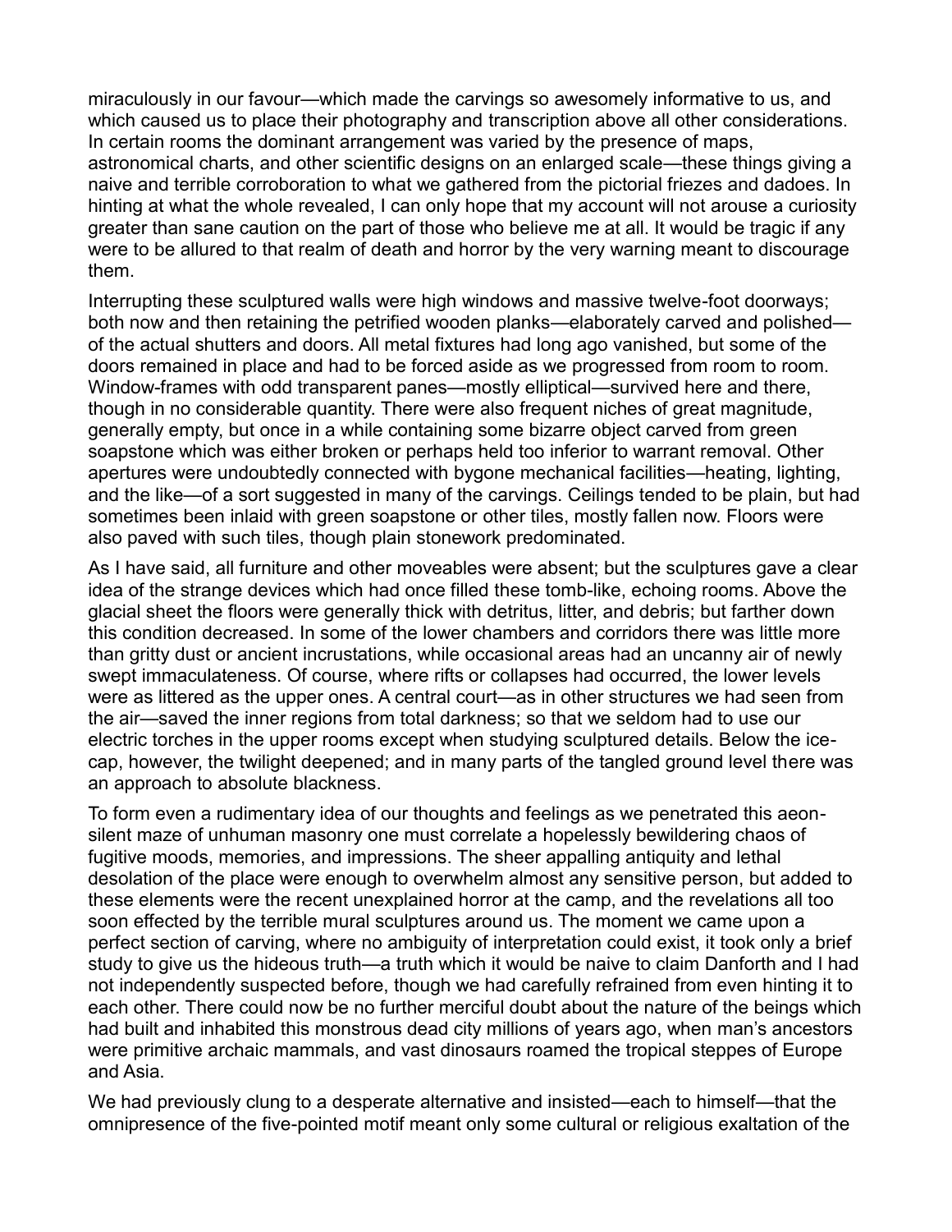miraculously in our favour—which made the carvings so awesomely informative to us, and which caused us to place their photography and transcription above all other considerations. In certain rooms the dominant arrangement was varied by the presence of maps, astronomical charts, and other scientific designs on an enlarged scale—these things giving a naive and terrible corroboration to what we gathered from the pictorial friezes and dadoes. In hinting at what the whole revealed, I can only hope that my account will not arouse a curiosity greater than sane caution on the part of those who believe me at all. It would be tragic if any were to be allured to that realm of death and horror by the very warning meant to discourage them.

Interrupting these sculptured walls were high windows and massive twelve-foot doorways; both now and then retaining the petrified wooden planks—elaborately carved and polished—of the actual shutters and doors. All metal fixtures had long ago vanished, but some of the doors remained in place and had to be forced aside as we progressed from room to room. Window-frames with odd transparent panes—mostly elliptical—survived here and there, though in no considerable quantity. There were also frequent niches of great magnitude, generally empty, but once in a while containing some bizarre object carved from green soapstone which was either broken or perhaps held too inferior to warrant removal. Other apertures were undoubtedly connected with bygone mechanical facilities—heating, lighting, and the like—of a sort suggested in many of the carvings. Ceilings tended to be plain, but had sometimes been inlaid with green soapstone or other tiles, mostly fallen now. Floors were also paved with such tiles, though plain stonework predominated.

As I have said, all furniture and other moveables were absent; but the sculptures gave a clear idea of the strange devices which had once filled these tomb-like, echoing rooms. Above the glacial sheet the floors were generally thick with detritus, litter, and debris; but farther down this condition decreased. In some of the lower chambers and corridors there was little more than gritty dust or ancient incrustations, while occasional areas had an uncanny air of newly swept immaculateness. Of course, where rifts or collapses had occurred, the lower levels were as littered as the upper ones. A central court—as in other structures we had seen from the air—saved the inner regions from total darkness; so that we seldom had to use our electric torches in the upper rooms except when studying sculptured details. Below the ice-cap, however, the twilight deepened; and in many parts of the tangled ground level there was an approach to absolute blackness.

To form even a rudimentary idea of our thoughts and feelings as we penetrated this aeon-silent maze of unhuman masonry one must correlate a hopelessly bewildering chaos of fugitive moods, memories, and impressions. The sheer appalling antiquity and lethal desolation of the place were enough to overwhelm almost any sensitive person, but added to these elements were the recent unexplained horror at the camp, and the revelations all too soon effected by the terrible mural sculptures around us. The moment we came upon a perfect section of carving, where no ambiguity of interpretation could exist, it took only a brief study to give us the hideous truth—a truth which it would be naive to claim Danforth and I had not independently suspected before, though we had carefully refrained from even hinting it to each other. There could now be no further merciful doubt about the nature of the beings which had built and inhabited this monstrous dead city millions of years ago, when man's ancestors were primitive archaic mammals, and vast dinosaurs roamed the tropical steppes of Europe and Asia.

We had previously clung to a desperate alternative and insisted—each to himself—that the omnipresence of the five-pointed motif meant only some cultural or religious exaltation of the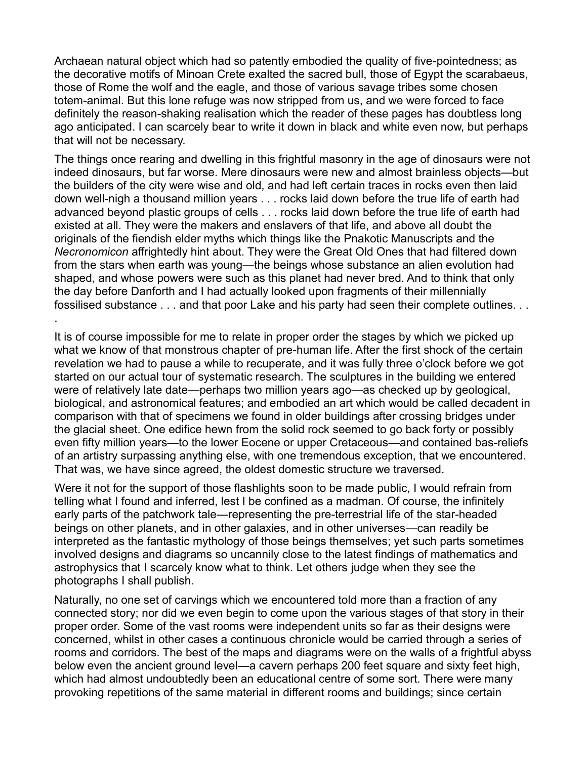Archaean natural object which had so patently embodied the quality of five-pointedness; as the decorative motifs of Minoan Crete exalted the sacred bull, those of Egypt the scarabaeus, those of Rome the wolf and the eagle, and those of various savage tribes some chosen totem-animal. But this lone refuge was now stripped from us, and we were forced to face definitely the reason-shaking realisation which the reader of these pages has doubtless long ago anticipated. I can scarcely bear to write it down in black and white even now, but perhaps that will not be necessary.

The things once rearing and dwelling in this frightful masonry in the age of dinosaurs were not indeed dinosaurs, but far worse. Mere dinosaurs were new and almost brainless objects—but the builders of the city were wise and old, and had left certain traces in rocks even then laid down well-nigh a thousand million years . . . rocks laid down before the true life of earth had advanced beyond plastic groups of cells . . . rocks laid down before the true life of earth had existed at all. They were the makers and enslavers of that life, and above all doubt the originals of the fiendish elder myths which things like the Pnakotic Manuscripts and the *Necronomicon* affrightedly hint about. They were the Great Old Ones that had filtered down from the stars when earth was young—the beings whose substance an alien evolution had shaped, and whose powers were such as this planet had never bred. And to think that only the day before Danforth and I had actually looked upon fragments of their millennially fossilised substance . . . and that poor Lake and his party had seen their complete outlines. . . .

It is of course impossible for me to relate in proper order the stages by which we picked up what we know of that monstrous chapter of pre-human life. After the first shock of the certain revelation we had to pause a while to recuperate, and it was fully three o'clock before we got started on our actual tour of systematic research. The sculptures in the building we entered were of relatively late date—perhaps two million years ago—as checked up by geological, biological, and astronomical features; and embodied an art which would be called decadent in comparison with that of specimens we found in older buildings after crossing bridges under the glacial sheet. One edifice hewn from the solid rock seemed to go back forty or possibly even fifty million years—to the lower Eocene or upper Cretaceous—and contained bas-reliefs of an artistry surpassing anything else, with one tremendous exception, that we encountered. That was, we have since agreed, the oldest domestic structure we traversed.

Were it not for the support of those flashlights soon to be made public, I would refrain from telling what I found and inferred, lest I be confined as a madman. Of course, the infinitely early parts of the patchwork tale—representing the pre-terrestrial life of the star-headed beings on other planets, and in other galaxies, and in other universes—can readily be interpreted as the fantastic mythology of those beings themselves; yet such parts sometimes involved designs and diagrams so uncannily close to the latest findings of mathematics and astrophysics that I scarcely know what to think. Let others judge when they see the photographs I shall publish.

Naturally, no one set of carvings which we encountered told more than a fraction of any connected story; nor did we even begin to come upon the various stages of that story in their proper order. Some of the vast rooms were independent units so far as their designs were concerned, whilst in other cases a continuous chronicle would be carried through a series of rooms and corridors. The best of the maps and diagrams were on the walls of a frightful abyss below even the ancient ground level—a cavern perhaps 200 feet square and sixty feet high, which had almost undoubtedly been an educational centre of some sort. There were many provoking repetitions of the same material in different rooms and buildings; since certain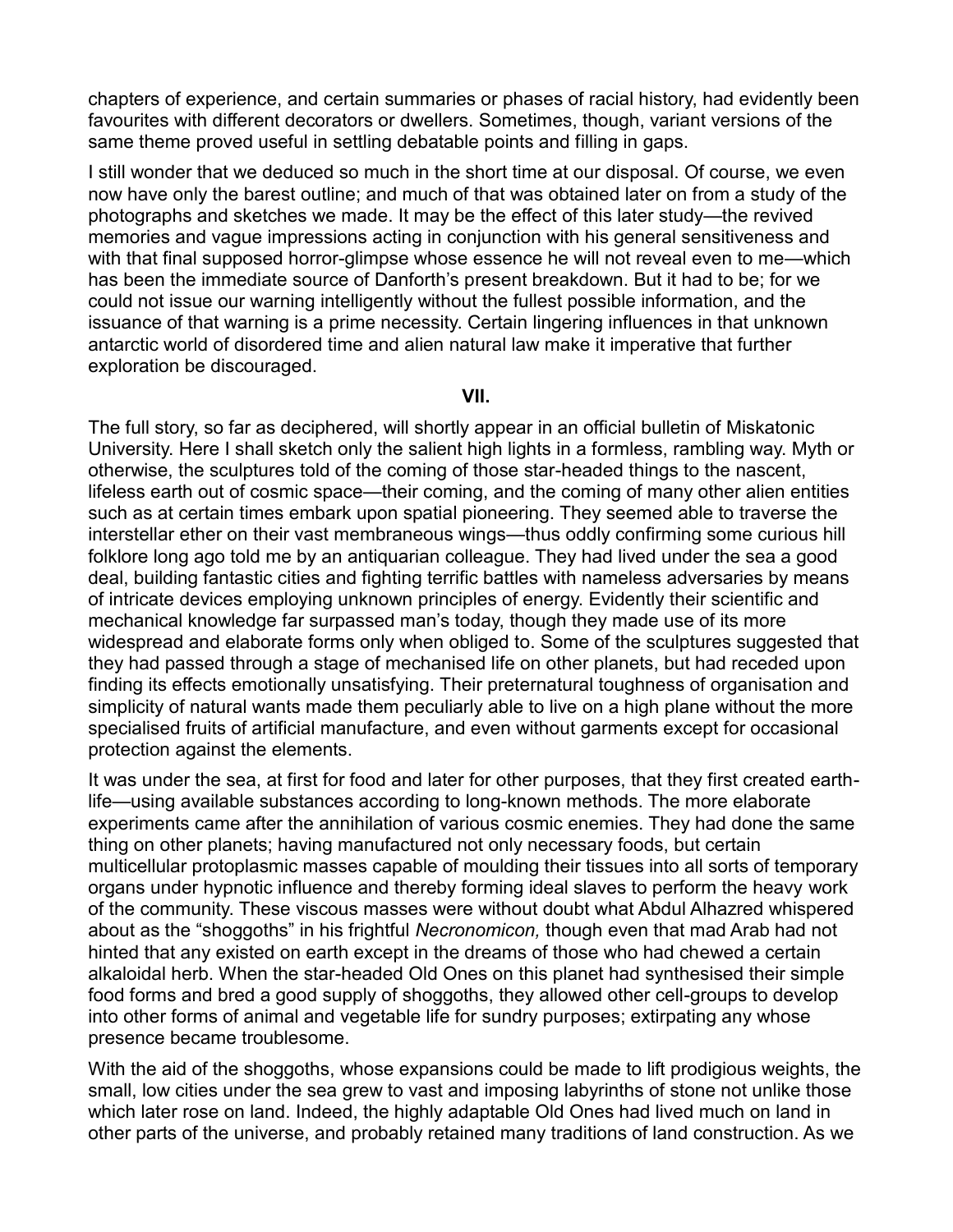chapters of experience, and certain summaries or phases of racial history, had evidently been favourites with different decorators or dwellers. Sometimes, though, variant versions of the same theme proved useful in settling debatable points and filling in gaps.

I still wonder that we deduced so much in the short time at our disposal. Of course, we even now have only the barest outline; and much of that was obtained later on from a study of the photographs and sketches we made. It may be the effect of this later study—the revived memories and vague impressions acting in conjunction with his general sensitiveness and with that final supposed horror-glimpse whose essence he will not reveal even to me—which has been the immediate source of Danforth's present breakdown. But it had to be; for we could not issue our warning intelligently without the fullest possible information, and the issuance of that warning is a prime necessity. Certain lingering influences in that unknown antarctic world of disordered time and alien natural law make it imperative that further exploration be discouraged.

## VII.

The full story, so far as deciphered, will shortly appear in an official bulletin of Miskatonic University. Here I shall sketch only the salient high lights in a formless, rambling way. Myth or otherwise, the sculptures told of the coming of those star-headed things to the nascent, lifeless earth out of cosmic space—their coming, and the coming of many other alien entities such as at certain times embark upon spatial pioneering. They seemed able to traverse the interstellar ether on their vast membraneous wings—thus oddly confirming some curious hill folklore long ago told me by an antiquarian colleague. They had lived under the sea a good deal, building fantastic cities and fighting terrific battles with nameless adversaries by means of intricate devices employing unknown principles of energy. Evidently their scientific and mechanical knowledge far surpassed man's today, though they made use of its more widespread and elaborate forms only when obliged to. Some of the sculptures suggested that they had passed through a stage of mechanised life on other planets, but had receded upon finding its effects emotionally unsatisfying. Their preternatural toughness of organisation and simplicity of natural wants made them peculiarly able to live on a high plane without the more specialised fruits of artificial manufacture, and even without garments except for occasional protection against the elements.

It was under the sea, at first for food and later for other purposes, that they first created earth-life—using available substances according to long-known methods. The more elaborate experiments came after the annihilation of various cosmic enemies. They had done the same thing on other planets; having manufactured not only necessary foods, but certain multicellular protoplasmic masses capable of moulding their tissues into all sorts of temporary organs under hypnotic influence and thereby forming ideal slaves to perform the heavy work of the community. These viscous masses were without doubt what Abdul Alhazred whispered about as the "shoggoths" in his frightful *Necronomicon,* though even that mad Arab had not hinted that any existed on earth except in the dreams of those who had chewed a certain alkaloidal herb. When the star-headed Old Ones on this planet had synthesised their simple food forms and bred a good supply of shoggoths, they allowed other cell-groups to develop into other forms of animal and vegetable life for sundry purposes; extirpating any whose presence became troublesome.

With the aid of the shoggoths, whose expansions could be made to lift prodigious weights, the small, low cities under the sea grew to vast and imposing labyrinths of stone not unlike those which later rose on land. Indeed, the highly adaptable Old Ones had lived much on land in other parts of the universe, and probably retained many traditions of land construction. As we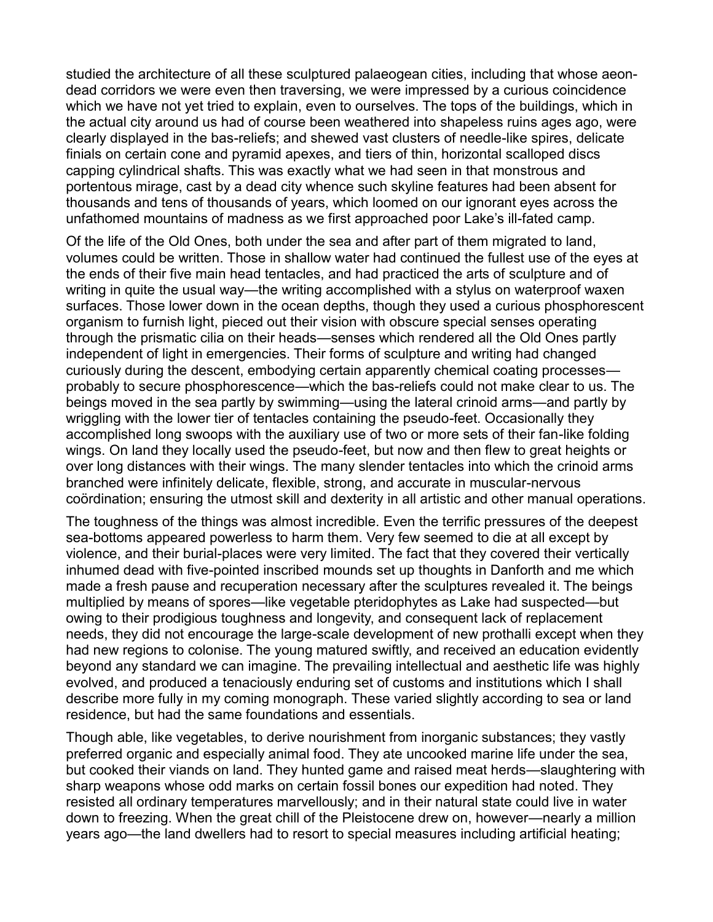studied the architecture of all these sculptured palaeogean cities, including that whose aeon-dead corridors we were even then traversing, we were impressed by a curious coincidence which we have not yet tried to explain, even to ourselves. The tops of the buildings, which in the actual city around us had of course been weathered into shapeless ruins ages ago, were clearly displayed in the bas-reliefs; and shewed vast clusters of needle-like spires, delicate finials on certain cone and pyramid apexes, and tiers of thin, horizontal scalloped discs capping cylindrical shafts. This was exactly what we had seen in that monstrous and portentous mirage, cast by a dead city whence such skyline features had been absent for thousands and tens of thousands of years, which loomed on our ignorant eyes across the unfathomed mountains of madness as we first approached poor Lake's ill-fated camp.

Of the life of the Old Ones, both under the sea and after part of them migrated to land, volumes could be written. Those in shallow water had continued the fullest use of the eyes at the ends of their five main head tentacles, and had practiced the arts of sculpture and of writing in quite the usual way—the writing accomplished with a stylus on waterproof waxen surfaces. Those lower down in the ocean depths, though they used a curious phosphorescent organism to furnish light, pieced out their vision with obscure special senses operating through the prismatic cilia on their heads—senses which rendered all the Old Ones partly independent of light in emergencies. Their forms of sculpture and writing had changed curiously during the descent, embodying certain apparently chemical coating processes—probably to secure phosphorescence—which the bas-reliefs could not make clear to us. The beings moved in the sea partly by swimming—using the lateral crinoid arms—and partly by wriggling with the lower tier of tentacles containing the pseudo-feet. Occasionally they accomplished long swoops with the auxiliary use of two or more sets of their fan-like folding wings. On land they locally used the pseudo-feet, but now and then flew to great heights or over long distances with their wings. The many slender tentacles into which the crinoid arms branched were infinitely delicate, flexible, strong, and accurate in muscular-nervous coördination; ensuring the utmost skill and dexterity in all artistic and other manual operations.

The toughness of the things was almost incredible. Even the terrific pressures of the deepest sea-bottoms appeared powerless to harm them. Very few seemed to die at all except by violence, and their burial-places were very limited. The fact that they covered their vertically inhumed dead with five-pointed inscribed mounds set up thoughts in Danforth and me which made a fresh pause and recuperation necessary after the sculptures revealed it. The beings multiplied by means of spores—like vegetable pteridophytes as Lake had suspected—but owing to their prodigious toughness and longevity, and consequent lack of replacement needs, they did not encourage the large-scale development of new prothalli except when they had new regions to colonise. The young matured swiftly, and received an education evidently beyond any standard we can imagine. The prevailing intellectual and aesthetic life was highly evolved, and produced a tenaciously enduring set of customs and institutions which I shall describe more fully in my coming monograph. These varied slightly according to sea or land residence, but had the same foundations and essentials.

Though able, like vegetables, to derive nourishment from inorganic substances; they vastly preferred organic and especially animal food. They ate uncooked marine life under the sea, but cooked their viands on land. They hunted game and raised meat herds—slaughtering with sharp weapons whose odd marks on certain fossil bones our expedition had noted. They resisted all ordinary temperatures marvellously; and in their natural state could live in water down to freezing. When the great chill of the Pleistocene drew on, however—nearly a million years ago—the land dwellers had to resort to special measures including artificial heating;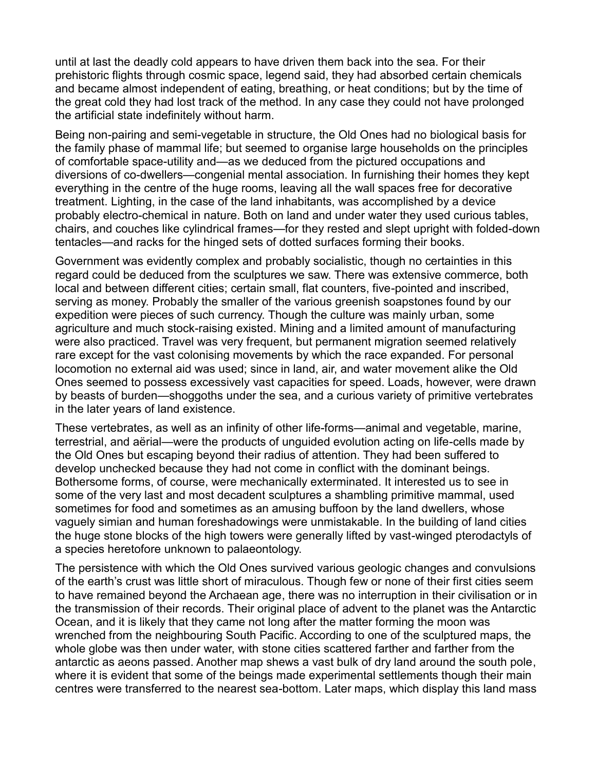until at last the deadly cold appears to have driven them back into the sea. For their prehistoric flights through cosmic space, legend said, they had absorbed certain chemicals and became almost independent of eating, breathing, or heat conditions; but by the time of the great cold they had lost track of the method. In any case they could not have prolonged the artificial state indefinitely without harm.

Being non-pairing and semi-vegetable in structure, the Old Ones had no biological basis for the family phase of mammal life; but seemed to organise large households on the principles of comfortable space-utility and—as we deduced from the pictured occupations and diversions of co-dwellers—congenial mental association. In furnishing their homes they kept everything in the centre of the huge rooms, leaving all the wall spaces free for decorative treatment. Lighting, in the case of the land inhabitants, was accomplished by a device probably electro-chemical in nature. Both on land and under water they used curious tables, chairs, and couches like cylindrical frames—for they rested and slept upright with folded-down tentacles—and racks for the hinged sets of dotted surfaces forming their books.

Government was evidently complex and probably socialistic, though no certainties in this regard could be deduced from the sculptures we saw. There was extensive commerce, both local and between different cities; certain small, flat counters, five-pointed and inscribed, serving as money. Probably the smaller of the various greenish soapstones found by our expedition were pieces of such currency. Though the culture was mainly urban, some agriculture and much stock-raising existed. Mining and a limited amount of manufacturing were also practiced. Travel was very frequent, but permanent migration seemed relatively rare except for the vast colonising movements by which the race expanded. For personal locomotion no external aid was used; since in land, air, and water movement alike the Old Ones seemed to possess excessively vast capacities for speed. Loads, however, were drawn by beasts of burden—shoggoths under the sea, and a curious variety of primitive vertebrates in the later years of land existence.

These vertebrates, as well as an infinity of other life-forms—animal and vegetable, marine, terrestrial, and aërial—were the products of unguided evolution acting on life-cells made by the Old Ones but escaping beyond their radius of attention. They had been suffered to develop unchecked because they had not come in conflict with the dominant beings. Bothersome forms, of course, were mechanically exterminated. It interested us to see in some of the very last and most decadent sculptures a shambling primitive mammal, used sometimes for food and sometimes as an amusing buffoon by the land dwellers, whose vaguely simian and human foreshadowings were unmistakable. In the building of land cities the huge stone blocks of the high towers were generally lifted by vast-winged pterodactyls of a species heretofore unknown to palaeontology.

The persistence with which the Old Ones survived various geologic changes and convulsions of the earth's crust was little short of miraculous. Though few or none of their first cities seem to have remained beyond the Archaean age, there was no interruption in their civilisation or in the transmission of their records. Their original place of advent to the planet was the Antarctic Ocean, and it is likely that they came not long after the matter forming the moon was wrenched from the neighbouring South Pacific. According to one of the sculptured maps, the whole globe was then under water, with stone cities scattered farther and farther from the antarctic as aeons passed. Another map shews a vast bulk of dry land around the south pole, where it is evident that some of the beings made experimental settlements though their main centres were transferred to the nearest sea-bottom. Later maps, which display this land mass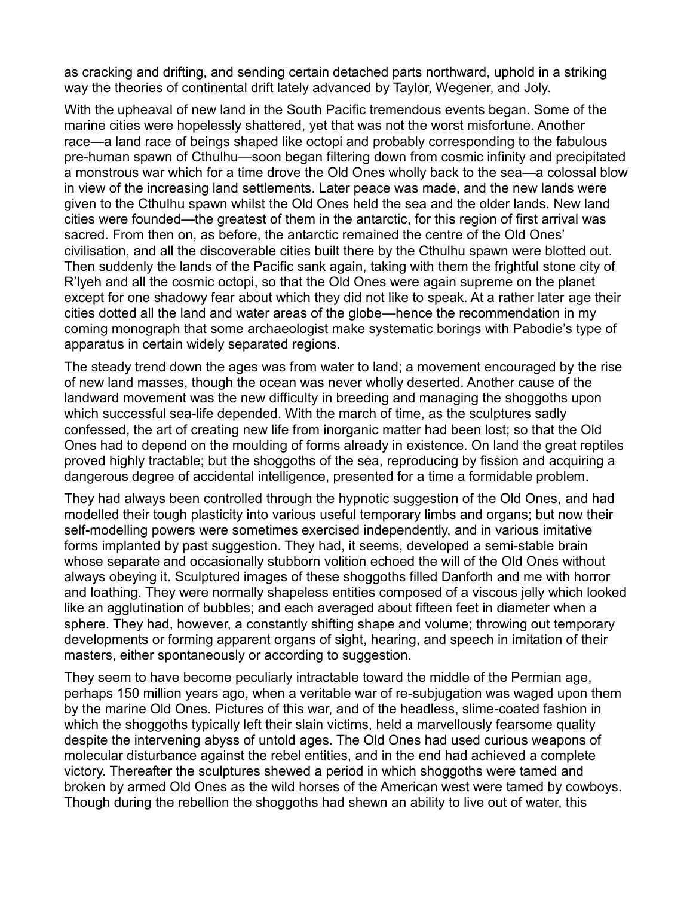as cracking and drifting, and sending certain detached parts northward, uphold in a striking way the theories of continental drift lately advanced by Taylor, Wegener, and Joly.

With the upheaval of new land in the South Pacific tremendous events began. Some of the marine cities were hopelessly shattered, yet that was not the worst misfortune. Another race—a land race of beings shaped like octopi and probably corresponding to the fabulous pre-human spawn of Cthulhu—soon began filtering down from cosmic infinity and precipitated a monstrous war which for a time drove the Old Ones wholly back to the sea—a colossal blow in view of the increasing land settlements. Later peace was made, and the new lands were given to the Cthulhu spawn whilst the Old Ones held the sea and the older lands. New land cities were founded—the greatest of them in the antarctic, for this region of first arrival was sacred. From then on, as before, the antarctic remained the centre of the Old Ones' civilisation, and all the discoverable cities built there by the Cthulhu spawn were blotted out. Then suddenly the lands of the Pacific sank again, taking with them the frightful stone city of R'lyeh and all the cosmic octopi, so that the Old Ones were again supreme on the planet except for one shadowy fear about which they did not like to speak. At a rather later age their cities dotted all the land and water areas of the globe—hence the recommendation in my coming monograph that some archaeologist make systematic borings with Pabodie's type of apparatus in certain widely separated regions.

The steady trend down the ages was from water to land; a movement encouraged by the rise of new land masses, though the ocean was never wholly deserted. Another cause of the landward movement was the new difficulty in breeding and managing the shoggoths upon which successful sea-life depended. With the march of time, as the sculptures sadly confessed, the art of creating new life from inorganic matter had been lost; so that the Old Ones had to depend on the moulding of forms already in existence. On land the great reptiles proved highly tractable; but the shoggoths of the sea, reproducing by fission and acquiring a dangerous degree of accidental intelligence, presented for a time a formidable problem.

They had always been controlled through the hypnotic suggestion of the Old Ones, and had modelled their tough plasticity into various useful temporary limbs and organs; but now their self-modelling powers were sometimes exercised independently, and in various imitative forms implanted by past suggestion. They had, it seems, developed a semi-stable brain whose separate and occasionally stubborn volition echoed the will of the Old Ones without always obeying it. Sculptured images of these shoggoths filled Danforth and me with horror and loathing. They were normally shapeless entities composed of a viscous jelly which looked like an agglutination of bubbles; and each averaged about fifteen feet in diameter when a sphere. They had, however, a constantly shifting shape and volume; throwing out temporary developments or forming apparent organs of sight, hearing, and speech in imitation of their masters, either spontaneously or according to suggestion.

They seem to have become peculiarly intractable toward the middle of the Permian age, perhaps 150 million years ago, when a veritable war of re-subjugation was waged upon them by the marine Old Ones. Pictures of this war, and of the headless, slime-coated fashion in which the shoggoths typically left their slain victims, held a marvellously fearsome quality despite the intervening abyss of untold ages. The Old Ones had used curious weapons of molecular disturbance against the rebel entities, and in the end had achieved a complete victory. Thereafter the sculptures shewed a period in which shoggoths were tamed and broken by armed Old Ones as the wild horses of the American west were tamed by cowboys. Though during the rebellion the shoggoths had shewn an ability to live out of water, this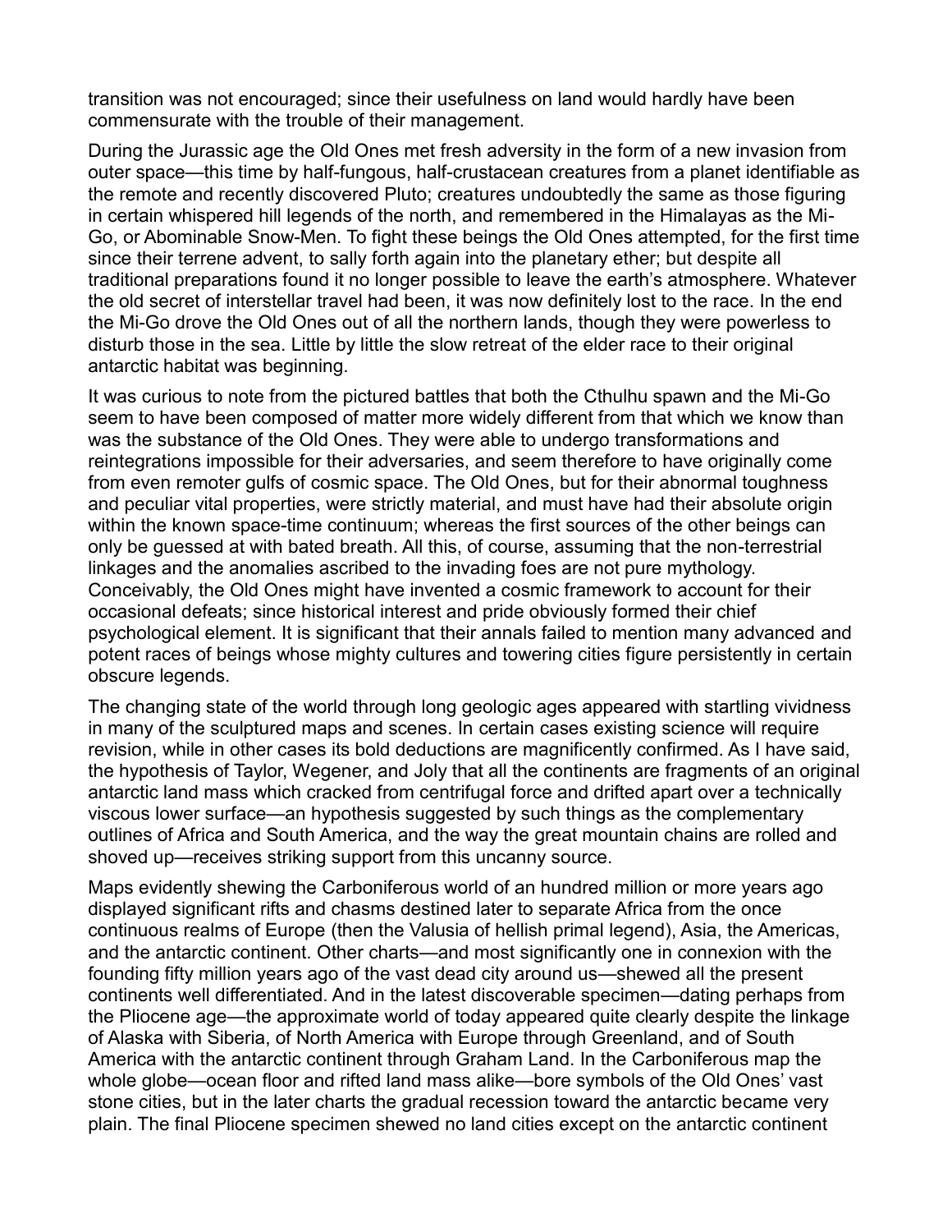transition was not encouraged; since their usefulness on land would hardly have been commensurate with the trouble of their management.

During the Jurassic age the Old Ones met fresh adversity in the form of a new invasion from outer space—this time by half-fungous, half-crustacean creatures from a planet identifiable as the remote and recently discovered Pluto; creatures undoubtedly the same as those figuring in certain whispered hill legends of the north, and remembered in the Himalayas as the Mi-Go, or Abominable Snow-Men. To fight these beings the Old Ones attempted, for the first time since their terrene advent, to sally forth again into the planetary ether; but despite all traditional preparations found it no longer possible to leave the earth's atmosphere. Whatever the old secret of interstellar travel had been, it was now definitely lost to the race. In the end the Mi-Go drove the Old Ones out of all the northern lands, though they were powerless to disturb those in the sea. Little by little the slow retreat of the elder race to their original antarctic habitat was beginning.

It was curious to note from the pictured battles that both the Cthulhu spawn and the Mi-Go seem to have been composed of matter more widely different from that which we know than was the substance of the Old Ones. They were able to undergo transformations and reintegrations impossible for their adversaries, and seem therefore to have originally come from even remoter gulfs of cosmic space. The Old Ones, but for their abnormal toughness and peculiar vital properties, were strictly material, and must have had their absolute origin within the known space-time continuum; whereas the first sources of the other beings can only be guessed at with bated breath. All this, of course, assuming that the non-terrestrial linkages and the anomalies ascribed to the invading foes are not pure mythology. Conceivably, the Old Ones might have invented a cosmic framework to account for their occasional defeats; since historical interest and pride obviously formed their chief psychological element. It is significant that their annals failed to mention many advanced and potent races of beings whose mighty cultures and towering cities figure persistently in certain obscure legends.

The changing state of the world through long geologic ages appeared with startling vividness in many of the sculptured maps and scenes. In certain cases existing science will require revision, while in other cases its bold deductions are magnificently confirmed. As I have said, the hypothesis of Taylor, Wegener, and Joly that all the continents are fragments of an original antarctic land mass which cracked from centrifugal force and drifted apart over a technically viscous lower surface—an hypothesis suggested by such things as the complementary outlines of Africa and South America, and the way the great mountain chains are rolled and shoved up—receives striking support from this uncanny source.

Maps evidently shewing the Carboniferous world of an hundred million or more years ago displayed significant rifts and chasms destined later to separate Africa from the once continuous realms of Europe (then the Valusia of hellish primal legend), Asia, the Americas, and the antarctic continent. Other charts—and most significantly one in connexion with the founding fifty million years ago of the vast dead city around us—shewed all the present continents well differentiated. And in the latest discoverable specimen—dating perhaps from the Pliocene age—the approximate world of today appeared quite clearly despite the linkage of Alaska with Siberia, of North America with Europe through Greenland, and of South America with the antarctic continent through Graham Land. In the Carboniferous map the whole globe—ocean floor and rifted land mass alike—bore symbols of the Old Ones' vast stone cities, but in the later charts the gradual recession toward the antarctic became very plain. The final Pliocene specimen shewed no land cities except on the antarctic continent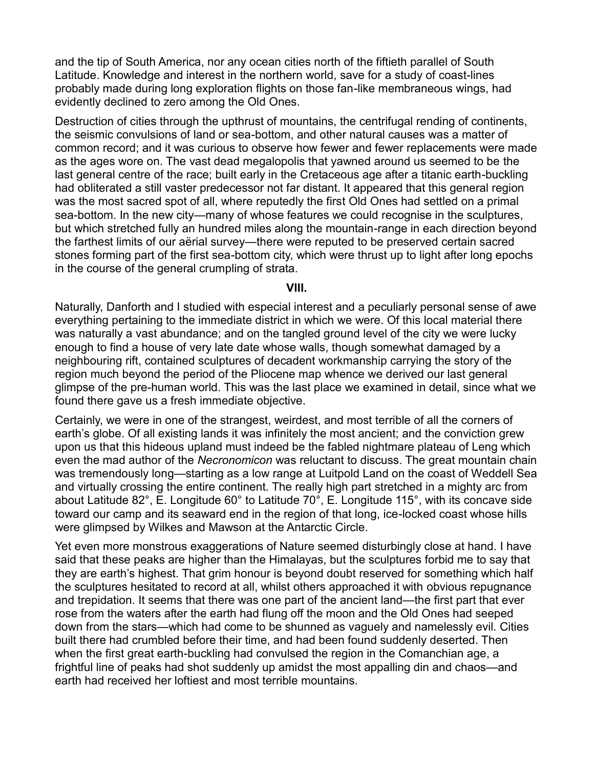and the tip of South America, nor any ocean cities north of the fiftieth parallel of South Latitude. Knowledge and interest in the northern world, save for a study of coast-lines probably made during long exploration flights on those fan-like membraneous wings, had evidently declined to zero among the Old Ones.

Destruction of cities through the upthrust of mountains, the centrifugal rending of continents, the seismic convulsions of land or sea-bottom, and other natural causes was a matter of common record; and it was curious to observe how fewer and fewer replacements were made as the ages wore on. The vast dead megalopolis that yawned around us seemed to be the last general centre of the race; built early in the Cretaceous age after a titanic earth-buckling had obliterated a still vaster predecessor not far distant. It appeared that this general region was the most sacred spot of all, where reputedly the first Old Ones had settled on a primal sea-bottom. In the new city—many of whose features we could recognise in the sculptures, but which stretched fully an hundred miles along the mountain-range in each direction beyond the farthest limits of our aërial survey—there were reputed to be preserved certain sacred stones forming part of the first sea-bottom city, which were thrust up to light after long epochs in the course of the general crumpling of strata.

## VIII.

Naturally, Danforth and I studied with especial interest and a peculiarly personal sense of awe everything pertaining to the immediate district in which we were. Of this local material there was naturally a vast abundance; and on the tangled ground level of the city we were lucky enough to find a house of very late date whose walls, though somewhat damaged by a neighbouring rift, contained sculptures of decadent workmanship carrying the story of the region much beyond the period of the Pliocene map whence we derived our last general glimpse of the pre-human world. This was the last place we examined in detail, since what we found there gave us a fresh immediate objective.

Certainly, we were in one of the strangest, weirdest, and most terrible of all the corners of earth's globe. Of all existing lands it was infinitely the most ancient; and the conviction grew upon us that this hideous upland must indeed be the fabled nightmare plateau of Leng which even the mad author of the *Necronomicon* was reluctant to discuss. The great mountain chain was tremendously long—starting as a low range at Luitpold Land on the coast of Weddell Sea and virtually crossing the entire continent. The really high part stretched in a mighty arc from about Latitude 82°, E. Longitude 60° to Latitude 70°, E. Longitude 115°, with its concave side toward our camp and its seaward end in the region of that long, ice-locked coast whose hills were glimpsed by Wilkes and Mawson at the Antarctic Circle.

Yet even more monstrous exaggerations of Nature seemed disturbingly close at hand. I have said that these peaks are higher than the Himalayas, but the sculptures forbid me to say that they are earth's highest. That grim honour is beyond doubt reserved for something which half the sculptures hesitated to record at all, whilst others approached it with obvious repugnance and trepidation. It seems that there was one part of the ancient land—the first part that ever rose from the waters after the earth had flung off the moon and the Old Ones had seeped down from the stars—which had come to be shunned as vaguely and namelessly evil. Cities built there had crumbled before their time, and had been found suddenly deserted. Then when the first great earth-buckling had convulsed the region in the Comanchian age, a frightful line of peaks had shot suddenly up amidst the most appalling din and chaos—and earth had received her loftiest and most terrible mountains.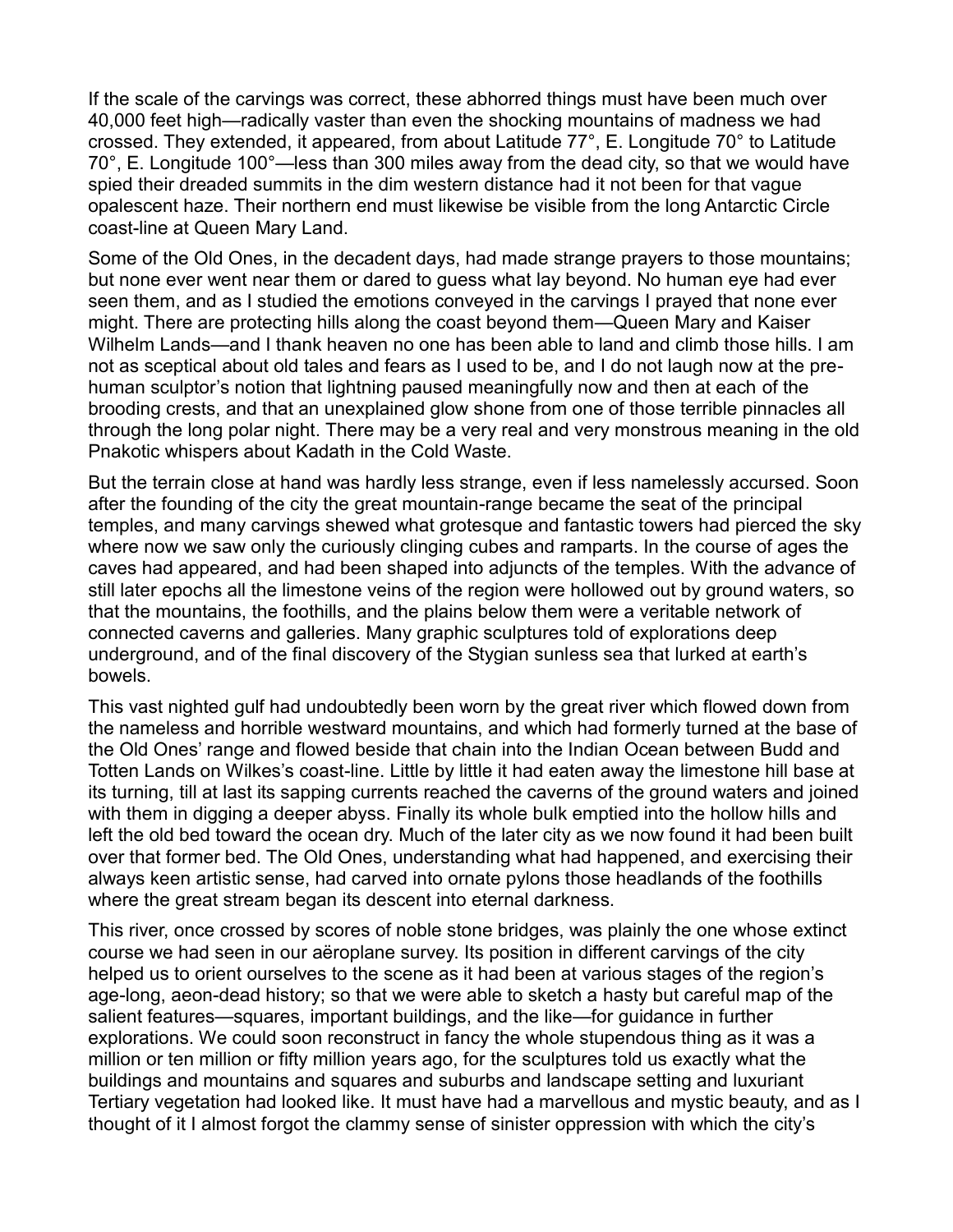If the scale of the carvings was correct, these abhorred things must have been much over 40,000 feet high—radically vaster than even the shocking mountains of madness we had crossed. They extended, it appeared, from about Latitude 77°, E. Longitude 70° to Latitude 70°, E. Longitude 100°—less than 300 miles away from the dead city, so that we would have spied their dreaded summits in the dim western distance had it not been for that vague opalescent haze. Their northern end must likewise be visible from the long Antarctic Circle coast-line at Queen Mary Land.

Some of the Old Ones, in the decadent days, had made strange prayers to those mountains; but none ever went near them or dared to guess what lay beyond. No human eye had ever seen them, and as I studied the emotions conveyed in the carvings I prayed that none ever might. There are protecting hills along the coast beyond them—Queen Mary and Kaiser Wilhelm Lands—and I thank heaven no one has been able to land and climb those hills. I am not as sceptical about old tales and fears as I used to be, and I do not laugh now at the pre-human sculptor's notion that lightning paused meaningfully now and then at each of the brooding crests, and that an unexplained glow shone from one of those terrible pinnacles all through the long polar night. There may be a very real and very monstrous meaning in the old Pnakotic whispers about Kadath in the Cold Waste.

But the terrain close at hand was hardly less strange, even if less namelessly accursed. Soon after the founding of the city the great mountain-range became the seat of the principal temples, and many carvings shewed what grotesque and fantastic towers had pierced the sky where now we saw only the curiously clinging cubes and ramparts. In the course of ages the caves had appeared, and had been shaped into adjuncts of the temples. With the advance of still later epochs all the limestone veins of the region were hollowed out by ground waters, so that the mountains, the foothills, and the plains below them were a veritable network of connected caverns and galleries. Many graphic sculptures told of explorations deep underground, and of the final discovery of the Stygian sunless sea that lurked at earth's bowels.

This vast nighted gulf had undoubtedly been worn by the great river which flowed down from the nameless and horrible westward mountains, and which had formerly turned at the base of the Old Ones' range and flowed beside that chain into the Indian Ocean between Budd and Totten Lands on Wilkes's coast-line. Little by little it had eaten away the limestone hill base at its turning, till at last its sapping currents reached the caverns of the ground waters and joined with them in digging a deeper abyss. Finally its whole bulk emptied into the hollow hills and left the old bed toward the ocean dry. Much of the later city as we now found it had been built over that former bed. The Old Ones, understanding what had happened, and exercising their always keen artistic sense, had carved into ornate pylons those headlands of the foothills where the great stream began its descent into eternal darkness.

This river, once crossed by scores of noble stone bridges, was plainly the one whose extinct course we had seen in our aëroplane survey. Its position in different carvings of the city helped us to orient ourselves to the scene as it had been at various stages of the region's age-long, aeon-dead history; so that we were able to sketch a hasty but careful map of the salient features—squares, important buildings, and the like—for guidance in further explorations. We could soon reconstruct in fancy the whole stupendous thing as it was a million or ten million or fifty million years ago, for the sculptures told us exactly what the buildings and mountains and squares and suburbs and landscape setting and luxuriant Tertiary vegetation had looked like. It must have had a marvellous and mystic beauty, and as I thought of it I almost forgot the clammy sense of sinister oppression with which the city's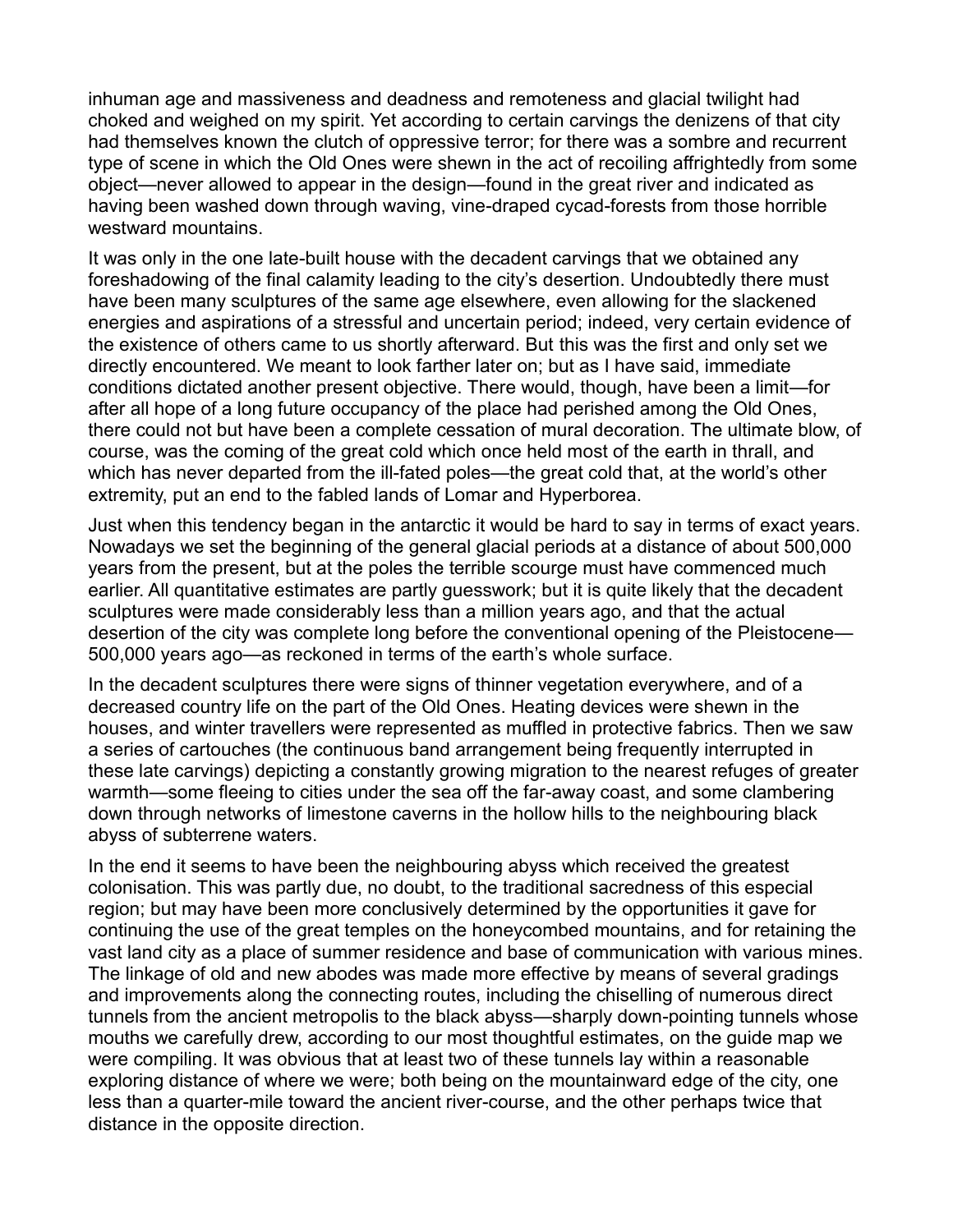inhuman age and massiveness and deadness and remoteness and glacial twilight had choked and weighed on my spirit. Yet according to certain carvings the denizens of that city had themselves known the clutch of oppressive terror; for there was a sombre and recurrent type of scene in which the Old Ones were shewn in the act of recoiling affrightedly from some object—never allowed to appear in the design—found in the great river and indicated as having been washed down through waving, vine-draped cycad-forests from those horrible westward mountains.

It was only in the one late-built house with the decadent carvings that we obtained any foreshadowing of the final calamity leading to the city's desertion. Undoubtedly there must have been many sculptures of the same age elsewhere, even allowing for the slackened energies and aspirations of a stressful and uncertain period; indeed, very certain evidence of the existence of others came to us shortly afterward. But this was the first and only set we directly encountered. We meant to look farther later on; but as I have said, immediate conditions dictated another present objective. There would, though, have been a limit—for after all hope of a long future occupancy of the place had perished among the Old Ones, there could not but have been a complete cessation of mural decoration. The ultimate blow, of course, was the coming of the great cold which once held most of the earth in thrall, and which has never departed from the ill-fated poles—the great cold that, at the world's other extremity, put an end to the fabled lands of Lomar and Hyperborea.

Just when this tendency began in the antarctic it would be hard to say in terms of exact years. Nowadays we set the beginning of the general glacial periods at a distance of about 500,000 years from the present, but at the poles the terrible scourge must have commenced much earlier. All quantitative estimates are partly guesswork; but it is quite likely that the decadent sculptures were made considerably less than a million years ago, and that the actual desertion of the city was complete long before the conventional opening of the Pleistocene—500,000 years ago—as reckoned in terms of the earth's whole surface.

In the decadent sculptures there were signs of thinner vegetation everywhere, and of a decreased country life on the part of the Old Ones. Heating devices were shewn in the houses, and winter travellers were represented as muffled in protective fabrics. Then we saw a series of cartouches (the continuous band arrangement being frequently interrupted in these late carvings) depicting a constantly growing migration to the nearest refuges of greater warmth—some fleeing to cities under the sea off the far-away coast, and some clambering down through networks of limestone caverns in the hollow hills to the neighbouring black abyss of subterrene waters.

In the end it seems to have been the neighbouring abyss which received the greatest colonisation. This was partly due, no doubt, to the traditional sacredness of this especial region; but may have been more conclusively determined by the opportunities it gave for continuing the use of the great temples on the honeycombed mountains, and for retaining the vast land city as a place of summer residence and base of communication with various mines. The linkage of old and new abodes was made more effective by means of several gradings and improvements along the connecting routes, including the chiselling of numerous direct tunnels from the ancient metropolis to the black abyss—sharply down-pointing tunnels whose mouths we carefully drew, according to our most thoughtful estimates, on the guide map we were compiling. It was obvious that at least two of these tunnels lay within a reasonable exploring distance of where we were; both being on the mountainward edge of the city, one less than a quarter-mile toward the ancient river-course, and the other perhaps twice that distance in the opposite direction.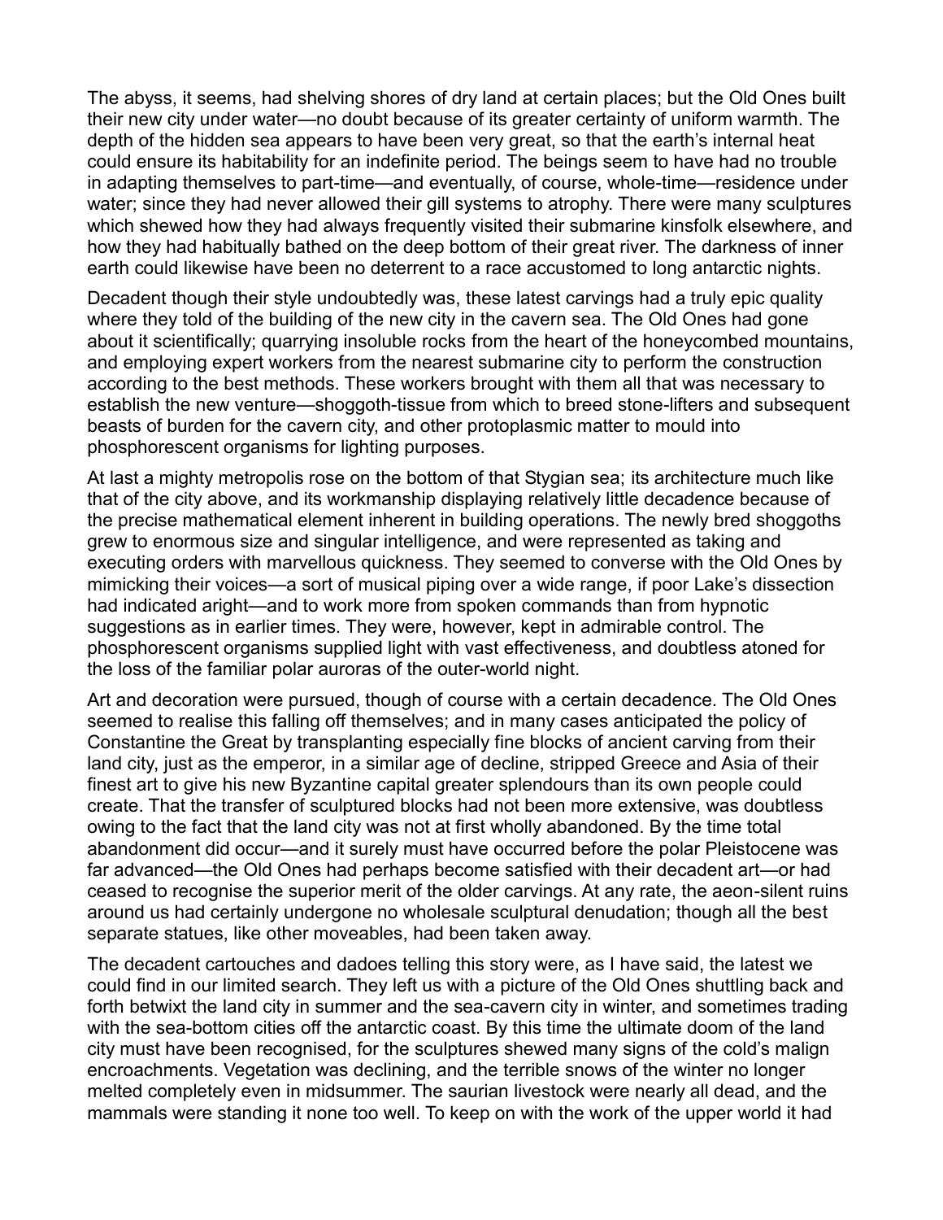The abyss, it seems, had shelving shores of dry land at certain places; but the Old Ones built their new city under water—no doubt because of its greater certainty of uniform warmth. The depth of the hidden sea appears to have been very great, so that the earth's internal heat could ensure its habitability for an indefinite period. The beings seem to have had no trouble in adapting themselves to part-time—and eventually, of course, whole-time—residence under water; since they had never allowed their gill systems to atrophy. There were many sculptures which shewed how they had always frequently visited their submarine kinsfolk elsewhere, and how they had habitually bathed on the deep bottom of their great river. The darkness of inner earth could likewise have been no deterrent to a race accustomed to long antarctic nights.

Decadent though their style undoubtedly was, these latest carvings had a truly epic quality where they told of the building of the new city in the cavern sea. The Old Ones had gone about it scientifically; quarrying insoluble rocks from the heart of the honeycombed mountains, and employing expert workers from the nearest submarine city to perform the construction according to the best methods. These workers brought with them all that was necessary to establish the new venture—shoggoth-tissue from which to breed stone-lifters and subsequent beasts of burden for the cavern city, and other protoplasmic matter to mould into phosphorescent organisms for lighting purposes.

At last a mighty metropolis rose on the bottom of that Stygian sea; its architecture much like that of the city above, and its workmanship displaying relatively little decadence because of the precise mathematical element inherent in building operations. The newly bred shoggoths grew to enormous size and singular intelligence, and were represented as taking and executing orders with marvellous quickness. They seemed to converse with the Old Ones by mimicking their voices—a sort of musical piping over a wide range, if poor Lake's dissection had indicated aright—and to work more from spoken commands than from hypnotic suggestions as in earlier times. They were, however, kept in admirable control. The phosphorescent organisms supplied light with vast effectiveness, and doubtless atoned for the loss of the familiar polar auroras of the outer-world night.

Art and decoration were pursued, though of course with a certain decadence. The Old Ones seemed to realise this falling off themselves; and in many cases anticipated the policy of Constantine the Great by transplanting especially fine blocks of ancient carving from their land city, just as the emperor, in a similar age of decline, stripped Greece and Asia of their finest art to give his new Byzantine capital greater splendours than its own people could create. That the transfer of sculptured blocks had not been more extensive, was doubtless owing to the fact that the land city was not at first wholly abandoned. By the time total abandonment did occur—and it surely must have occurred before the polar Pleistocene was far advanced—the Old Ones had perhaps become satisfied with their decadent art—or had ceased to recognise the superior merit of the older carvings. At any rate, the aeon-silent ruins around us had certainly undergone no wholesale sculptural denudation; though all the best separate statues, like other moveables, had been taken away.

The decadent cartouches and dadoes telling this story were, as I have said, the latest we could find in our limited search. They left us with a picture of the Old Ones shuttling back and forth betwixt the land city in summer and the sea-cavern city in winter, and sometimes trading with the sea-bottom cities off the antarctic coast. By this time the ultimate doom of the land city must have been recognised, for the sculptures shewed many signs of the cold's malign encroachments. Vegetation was declining, and the terrible snows of the winter no longer melted completely even in midsummer. The saurian livestock were nearly all dead, and the mammals were standing it none too well. To keep on with the work of the upper world it had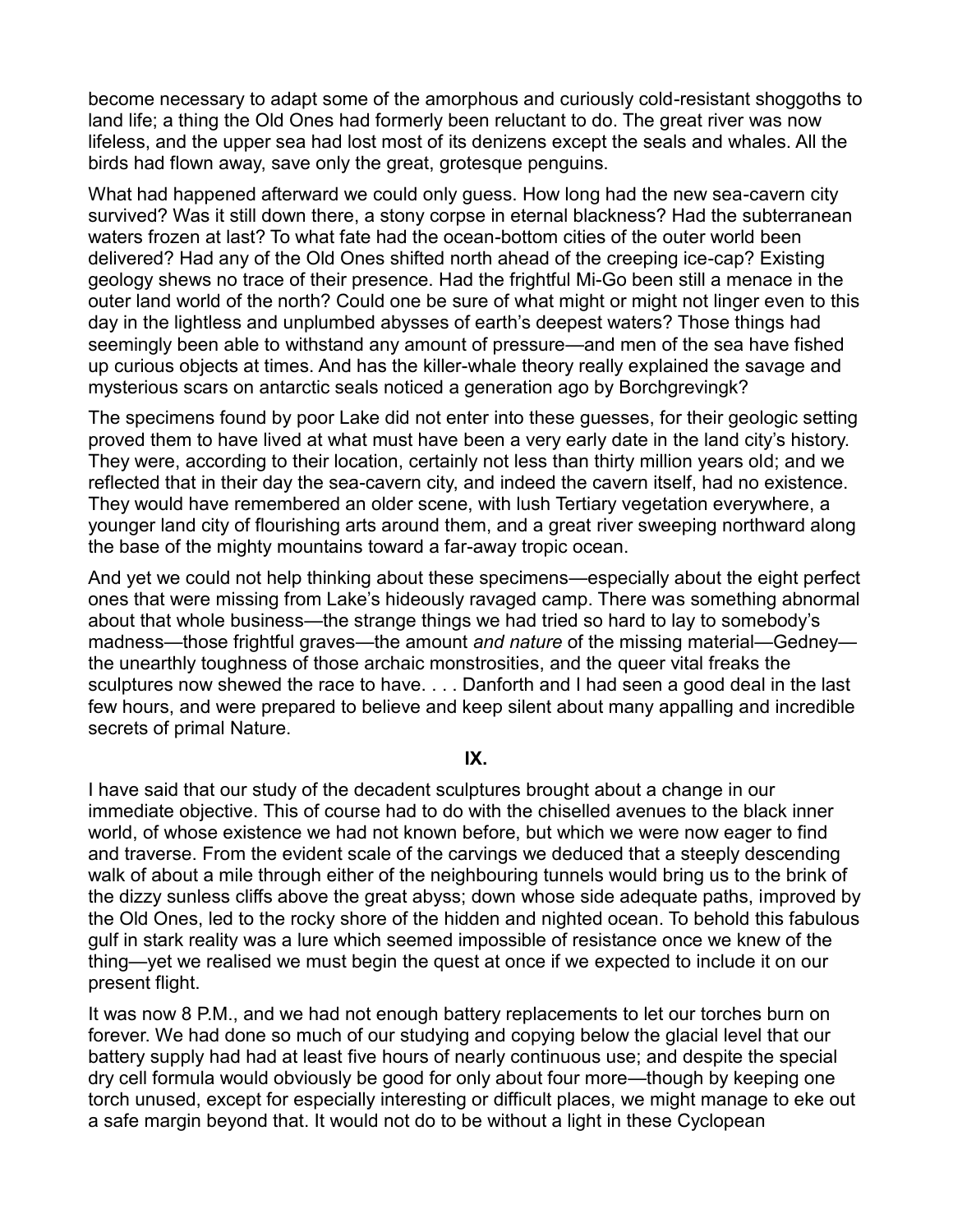become necessary to adapt some of the amorphous and curiously cold-resistant shoggoths to land life; a thing the Old Ones had formerly been reluctant to do. The great river was now lifeless, and the upper sea had lost most of its denizens except the seals and whales. All the birds had flown away, save only the great, grotesque penguins.

What had happened afterward we could only guess. How long had the new sea-cavern city survived? Was it still down there, a stony corpse in eternal blackness? Had the subterranean waters frozen at last? To what fate had the ocean-bottom cities of the outer world been delivered? Had any of the Old Ones shifted north ahead of the creeping ice-cap? Existing geology shews no trace of their presence. Had the frightful Mi-Go been still a menace in the outer land world of the north? Could one be sure of what might or might not linger even to this day in the lightless and unplumbed abysses of earth's deepest waters? Those things had seemingly been able to withstand any amount of pressure—and men of the sea have fished up curious objects at times. And has the killer-whale theory really explained the savage and mysterious scars on antarctic seals noticed a generation ago by Borchgrevingk?

The specimens found by poor Lake did not enter into these guesses, for their geologic setting proved them to have lived at what must have been a very early date in the land city's history. They were, according to their location, certainly not less than thirty million years old; and we reflected that in their day the sea-cavern city, and indeed the cavern itself, had no existence. They would have remembered an older scene, with lush Tertiary vegetation everywhere, a younger land city of flourishing arts around them, and a great river sweeping northward along the base of the mighty mountains toward a far-away tropic ocean.

And yet we could not help thinking about these specimens—especially about the eight perfect ones that were missing from Lake's hideously ravaged camp. There was something abnormal about that whole business—the strange things we had tried so hard to lay to somebody's madness—those frightful graves—the amount *and nature* of the missing material—Gedney—the unearthly toughness of those archaic monstrosities, and the queer vital freaks the sculptures now shewed the race to have. . . . Danforth and I had seen a good deal in the last few hours, and were prepared to believe and keep silent about many appalling and incredible secrets of primal Nature.

## IX.

I have said that our study of the decadent sculptures brought about a change in our immediate objective. This of course had to do with the chiselled avenues to the black inner world, of whose existence we had not known before, but which we were now eager to find and traverse. From the evident scale of the carvings we deduced that a steeply descending walk of about a mile through either of the neighbouring tunnels would bring us to the brink of the dizzy sunless cliffs above the great abyss; down whose side adequate paths, improved by the Old Ones, led to the rocky shore of the hidden and nighted ocean. To behold this fabulous gulf in stark reality was a lure which seemed impossible of resistance once we knew of the thing—yet we realised we must begin the quest at once if we expected to include it on our present flight.

It was now 8 P.M., and we had not enough battery replacements to let our torches burn on forever. We had done so much of our studying and copying below the glacial level that our battery supply had had at least five hours of nearly continuous use; and despite the special dry cell formula would obviously be good for only about four more—though by keeping one torch unused, except for especially interesting or difficult places, we might manage to eke out a safe margin beyond that. It would not do to be without a light in these Cyclopean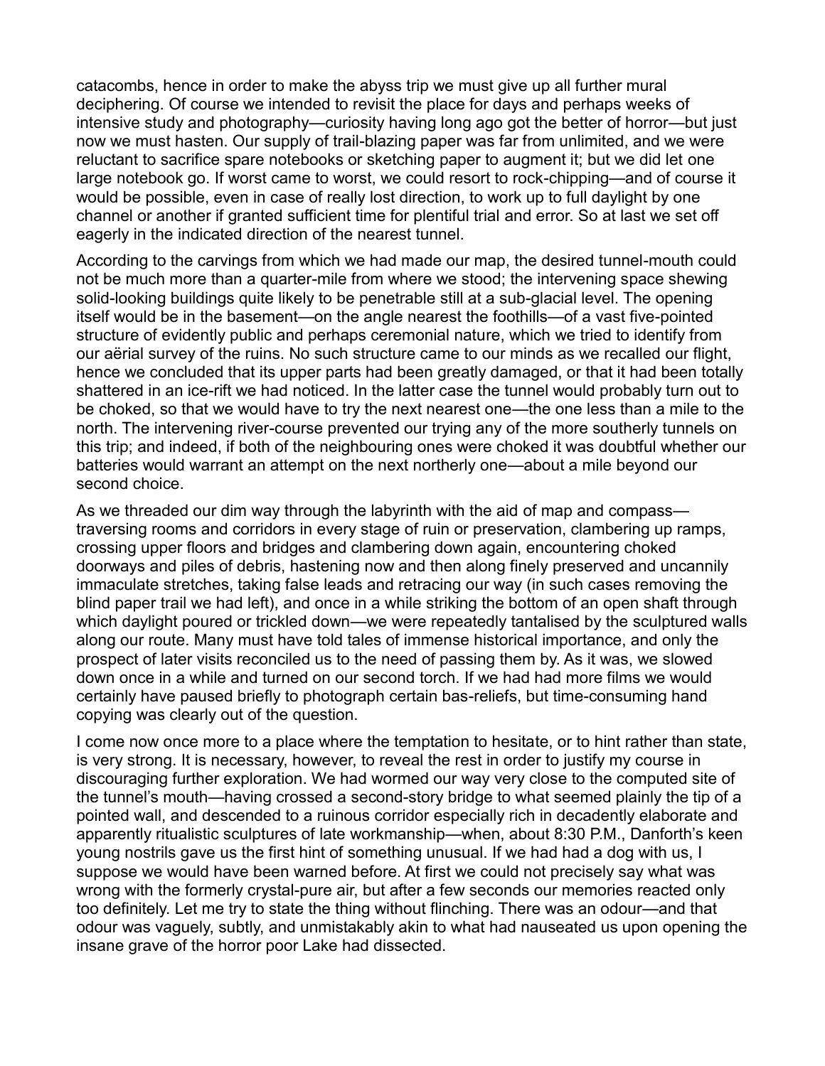catacombs, hence in order to make the abyss trip we must give up all further mural deciphering. Of course we intended to revisit the place for days and perhaps weeks of intensive study and photography—curiosity having long ago got the better of horror—but just now we must hasten. Our supply of trail-blazing paper was far from unlimited, and we were reluctant to sacrifice spare notebooks or sketching paper to augment it; but we did let one large notebook go. If worst came to worst, we could resort to rock-chipping—and of course it would be possible, even in case of really lost direction, to work up to full daylight by one channel or another if granted sufficient time for plentiful trial and error. So at last we set off eagerly in the indicated direction of the nearest tunnel.

According to the carvings from which we had made our map, the desired tunnel-mouth could not be much more than a quarter-mile from where we stood; the intervening space shewing solid-looking buildings quite likely to be penetrable still at a sub-glacial level. The opening itself would be in the basement—on the angle nearest the foothills—of a vast five-pointed structure of evidently public and perhaps ceremonial nature, which we tried to identify from our aërial survey of the ruins. No such structure came to our minds as we recalled our flight, hence we concluded that its upper parts had been greatly damaged, or that it had been totally shattered in an ice-rift we had noticed. In the latter case the tunnel would probably turn out to be choked, so that we would have to try the next nearest one—the one less than a mile to the north. The intervening river-course prevented our trying any of the more southerly tunnels on this trip; and indeed, if both of the neighbouring ones were choked it was doubtful whether our batteries would warrant an attempt on the next northerly one—about a mile beyond our second choice.

As we threaded our dim way through the labyrinth with the aid of map and compass—traversing rooms and corridors in every stage of ruin or preservation, clambering up ramps, crossing upper floors and bridges and clambering down again, encountering choked doorways and piles of debris, hastening now and then along finely preserved and uncannily immaculate stretches, taking false leads and retracing our way (in such cases removing the blind paper trail we had left), and once in a while striking the bottom of an open shaft through which daylight poured or trickled down—we were repeatedly tantalised by the sculptured walls along our route. Many must have told tales of immense historical importance, and only the prospect of later visits reconciled us to the need of passing them by. As it was, we slowed down once in a while and turned on our second torch. If we had had more films we would certainly have paused briefly to photograph certain bas-reliefs, but time-consuming hand copying was clearly out of the question.

I come now once more to a place where the temptation to hesitate, or to hint rather than state, is very strong. It is necessary, however, to reveal the rest in order to justify my course in discouraging further exploration. We had wormed our way very close to the computed site of the tunnel's mouth—having crossed a second-story bridge to what seemed plainly the tip of a pointed wall, and descended to a ruinous corridor especially rich in decadently elaborate and apparently ritualistic sculptures of late workmanship—when, about 8:30 P.M., Danforth's keen young nostrils gave us the first hint of something unusual. If we had had a dog with us, I suppose we would have been warned before. At first we could not precisely say what was wrong with the formerly crystal-pure air, but after a few seconds our memories reacted only too definitely. Let me try to state the thing without flinching. There was an odour—and that odour was vaguely, subtly, and unmistakably akin to what had nauseated us upon opening the insane grave of the horror poor Lake had dissected.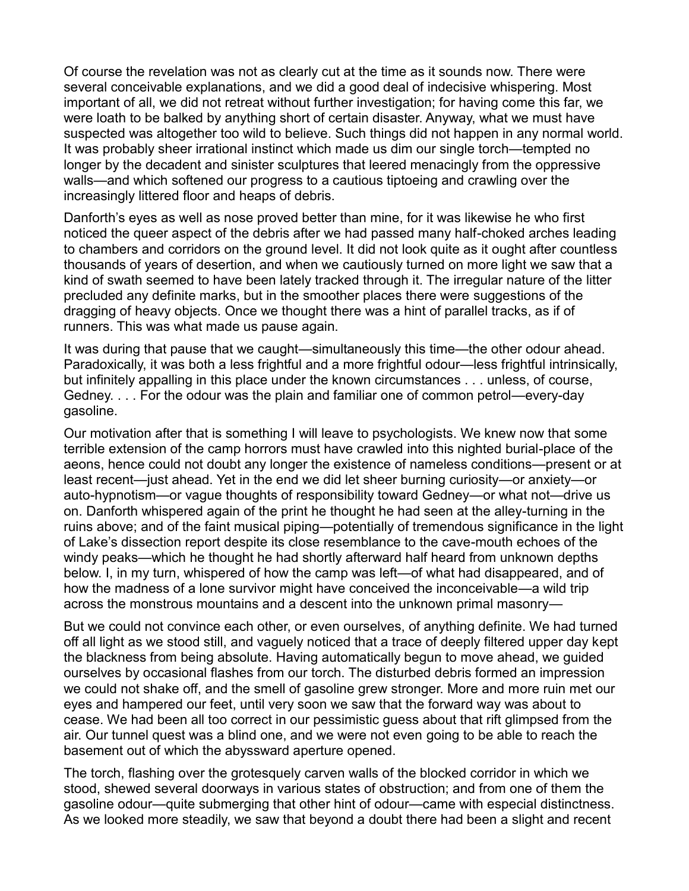Of course the revelation was not as clearly cut at the time as it sounds now. There were several conceivable explanations, and we did a good deal of indecisive whispering. Most important of all, we did not retreat without further investigation; for having come this far, we were loath to be balked by anything short of certain disaster. Anyway, what we must have suspected was altogether too wild to believe. Such things did not happen in any normal world. It was probably sheer irrational instinct which made us dim our single torch—tempted no longer by the decadent and sinister sculptures that leered menacingly from the oppressive walls—and which softened our progress to a cautious tiptoeing and crawling over the increasingly littered floor and heaps of debris.

Danforth's eyes as well as nose proved better than mine, for it was likewise he who first noticed the queer aspect of the debris after we had passed many half-choked arches leading to chambers and corridors on the ground level. It did not look quite as it ought after countless thousands of years of desertion, and when we cautiously turned on more light we saw that a kind of swath seemed to have been lately tracked through it. The irregular nature of the litter precluded any definite marks, but in the smoother places there were suggestions of the dragging of heavy objects. Once we thought there was a hint of parallel tracks, as if of runners. This was what made us pause again.

It was during that pause that we caught—simultaneously this time—the other odour ahead. Paradoxically, it was both a less frightful and a more frightful odour—less frightful intrinsically, but infinitely appalling in this place under the known circumstances . . . unless, of course, Gedney. . . . For the odour was the plain and familiar one of common petrol—every-day gasoline.

Our motivation after that is something I will leave to psychologists. We knew now that some terrible extension of the camp horrors must have crawled into this nighted burial-place of the aeons, hence could not doubt any longer the existence of nameless conditions—present or at least recent—just ahead. Yet in the end we did let sheer burning curiosity—or anxiety—or auto-hypnotism—or vague thoughts of responsibility toward Gedney—or what not—drive us on. Danforth whispered again of the print he thought he had seen at the alley-turning in the ruins above; and of the faint musical piping—potentially of tremendous significance in the light of Lake's dissection report despite its close resemblance to the cave-mouth echoes of the windy peaks—which he thought he had shortly afterward half heard from unknown depths below. I, in my turn, whispered of how the camp was left—of what had disappeared, and of how the madness of a lone survivor might have conceived the inconceivable—a wild trip across the monstrous mountains and a descent into the unknown primal masonry—

But we could not convince each other, or even ourselves, of anything definite. We had turned off all light as we stood still, and vaguely noticed that a trace of deeply filtered upper day kept the blackness from being absolute. Having automatically begun to move ahead, we guided ourselves by occasional flashes from our torch. The disturbed debris formed an impression we could not shake off, and the smell of gasoline grew stronger. More and more ruin met our eyes and hampered our feet, until very soon we saw that the forward way was about to cease. We had been all too correct in our pessimistic guess about that rift glimpsed from the air. Our tunnel quest was a blind one, and we were not even going to be able to reach the basement out of which the abyssward aperture opened.

The torch, flashing over the grotesquely carven walls of the blocked corridor in which we stood, shewed several doorways in various states of obstruction; and from one of them the gasoline odour—quite submerging that other hint of odour—came with especial distinctness. As we looked more steadily, we saw that beyond a doubt there had been a slight and recent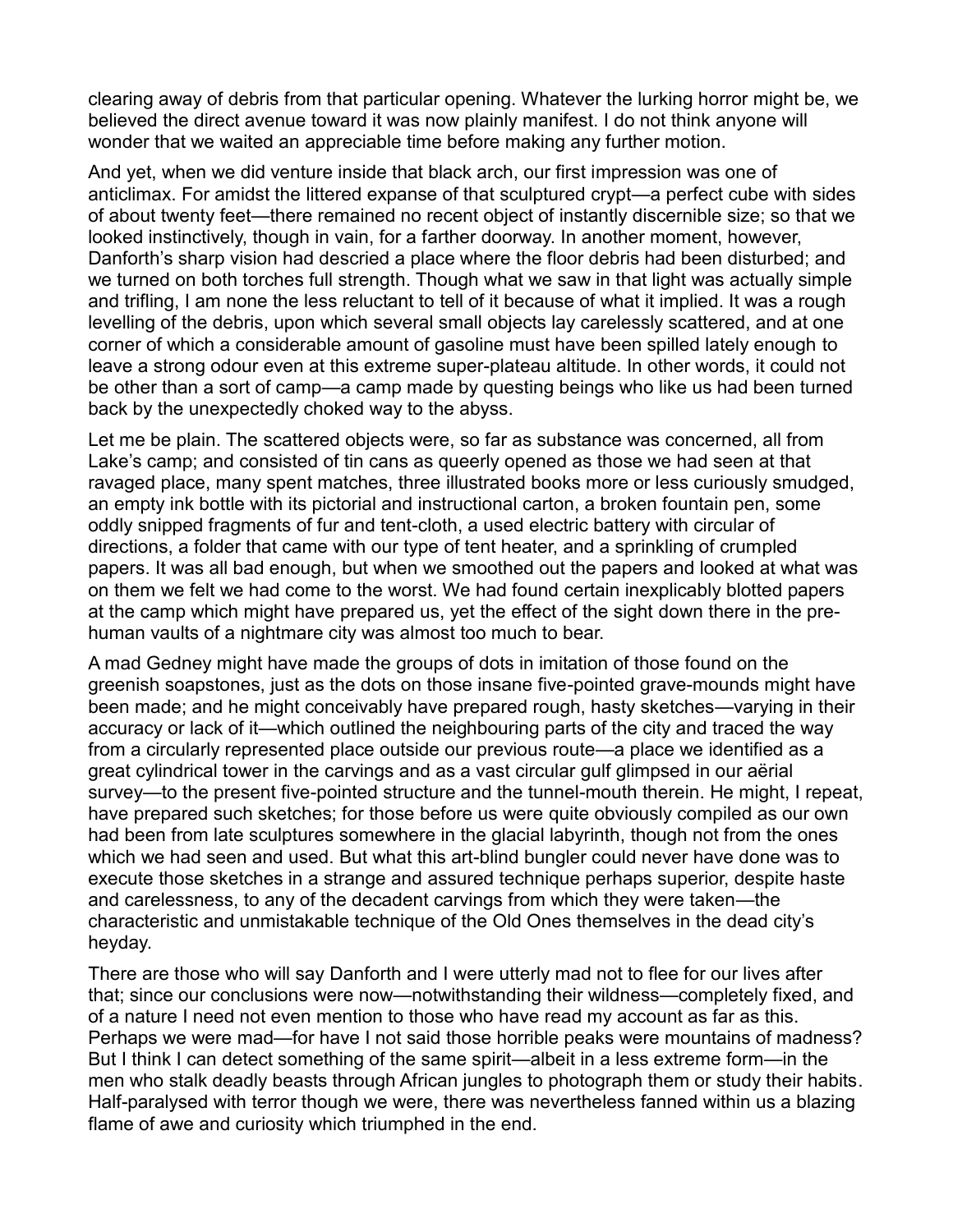clearing away of debris from that particular opening. Whatever the lurking horror might be, we believed the direct avenue toward it was now plainly manifest. I do not think anyone will wonder that we waited an appreciable time before making any further motion.

And yet, when we did venture inside that black arch, our first impression was one of anticlimax. For amidst the littered expanse of that sculptured crypt—a perfect cube with sides of about twenty feet—there remained no recent object of instantly discernible size; so that we looked instinctively, though in vain, for a farther doorway. In another moment, however, Danforth's sharp vision had descried a place where the floor debris had been disturbed; and we turned on both torches full strength. Though what we saw in that light was actually simple and trifling, I am none the less reluctant to tell of it because of what it implied. It was a rough levelling of the debris, upon which several small objects lay carelessly scattered, and at one corner of which a considerable amount of gasoline must have been spilled lately enough to leave a strong odour even at this extreme super-plateau altitude. In other words, it could not be other than a sort of camp—a camp made by questing beings who like us had been turned back by the unexpectedly choked way to the abyss.

Let me be plain. The scattered objects were, so far as substance was concerned, all from Lake's camp; and consisted of tin cans as queerly opened as those we had seen at that ravaged place, many spent matches, three illustrated books more or less curiously smudged, an empty ink bottle with its pictorial and instructional carton, a broken fountain pen, some oddly snipped fragments of fur and tent-cloth, a used electric battery with circular of directions, a folder that came with our type of tent heater, and a sprinkling of crumpled papers. It was all bad enough, but when we smoothed out the papers and looked at what was on them we felt we had come to the worst. We had found certain inexplicably blotted papers at the camp which might have prepared us, yet the effect of the sight down there in the pre-human vaults of a nightmare city was almost too much to bear.

A mad Gedney might have made the groups of dots in imitation of those found on the greenish soapstones, just as the dots on those insane five-pointed grave-mounds might have been made; and he might conceivably have prepared rough, hasty sketches—varying in their accuracy or lack of it—which outlined the neighbouring parts of the city and traced the way from a circularly represented place outside our previous route—a place we identified as a great cylindrical tower in the carvings and as a vast circular gulf glimpsed in our aërial survey—to the present five-pointed structure and the tunnel-mouth therein. He might, I repeat, have prepared such sketches; for those before us were quite obviously compiled as our own had been from late sculptures somewhere in the glacial labyrinth, though not from the ones which we had seen and used. But what this art-blind bungler could never have done was to execute those sketches in a strange and assured technique perhaps superior, despite haste and carelessness, to any of the decadent carvings from which they were taken—the characteristic and unmistakable technique of the Old Ones themselves in the dead city's heyday.

There are those who will say Danforth and I were utterly mad not to flee for our lives after that; since our conclusions were now—notwithstanding their wildness—completely fixed, and of a nature I need not even mention to those who have read my account as far as this. Perhaps we were mad—for have I not said those horrible peaks were mountains of madness? But I think I can detect something of the same spirit—albeit in a less extreme form—in the men who stalk deadly beasts through African jungles to photograph them or study their habits. Half-paralysed with terror though we were, there was nevertheless fanned within us a blazing flame of awe and curiosity which triumphed in the end.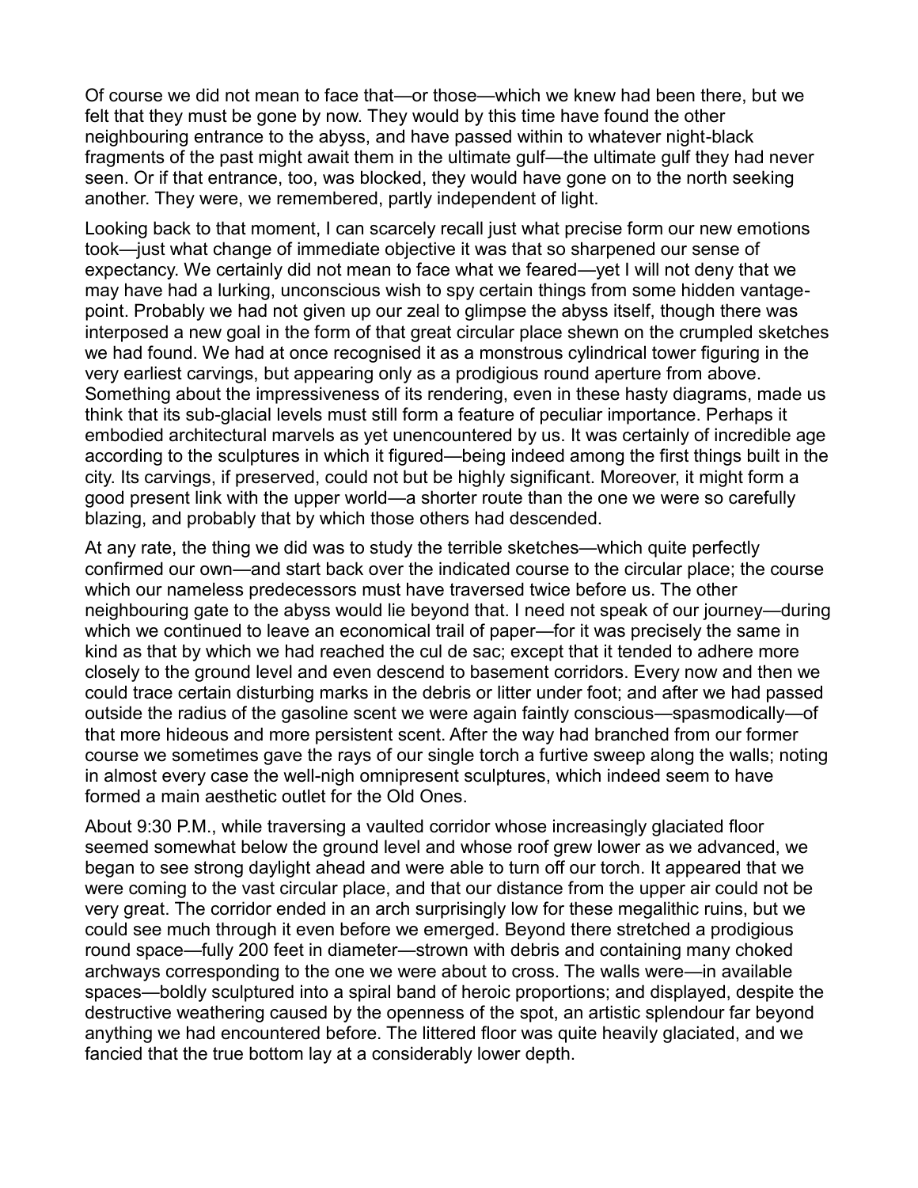Of course we did not mean to face that—or those—which we knew had been there, but we felt that they must be gone by now. They would by this time have found the other neighbouring entrance to the abyss, and have passed within to whatever night-black fragments of the past might await them in the ultimate gulf—the ultimate gulf they had never seen. Or if that entrance, too, was blocked, they would have gone on to the north seeking another. They were, we remembered, partly independent of light.

Looking back to that moment, I can scarcely recall just what precise form our new emotions took—just what change of immediate objective it was that so sharpened our sense of expectancy. We certainly did not mean to face what we feared—yet I will not deny that we may have had a lurking, unconscious wish to spy certain things from some hidden vantage-point. Probably we had not given up our zeal to glimpse the abyss itself, though there was interposed a new goal in the form of that great circular place shewn on the crumpled sketches we had found. We had at once recognised it as a monstrous cylindrical tower figuring in the very earliest carvings, but appearing only as a prodigious round aperture from above. Something about the impressiveness of its rendering, even in these hasty diagrams, made us think that its sub-glacial levels must still form a feature of peculiar importance. Perhaps it embodied architectural marvels as yet unencountered by us. It was certainly of incredible age according to the sculptures in which it figured—being indeed among the first things built in the city. Its carvings, if preserved, could not but be highly significant. Moreover, it might form a good present link with the upper world—a shorter route than the one we were so carefully blazing, and probably that by which those others had descended.

At any rate, the thing we did was to study the terrible sketches—which quite perfectly confirmed our own—and start back over the indicated course to the circular place; the course which our nameless predecessors must have traversed twice before us. The other neighbouring gate to the abyss would lie beyond that. I need not speak of our journey—during which we continued to leave an economical trail of paper—for it was precisely the same in kind as that by which we had reached the cul de sac; except that it tended to adhere more closely to the ground level and even descend to basement corridors. Every now and then we could trace certain disturbing marks in the debris or litter under foot; and after we had passed outside the radius of the gasoline scent we were again faintly conscious—spasmodically—of that more hideous and more persistent scent. After the way had branched from our former course we sometimes gave the rays of our single torch a furtive sweep along the walls; noting in almost every case the well-nigh omnipresent sculptures, which indeed seem to have formed a main aesthetic outlet for the Old Ones.

About 9:30 P.M., while traversing a vaulted corridor whose increasingly glaciated floor seemed somewhat below the ground level and whose roof grew lower as we advanced, we began to see strong daylight ahead and were able to turn off our torch. It appeared that we were coming to the vast circular place, and that our distance from the upper air could not be very great. The corridor ended in an arch surprisingly low for these megalithic ruins, but we could see much through it even before we emerged. Beyond there stretched a prodigious round space—fully 200 feet in diameter—strown with debris and containing many choked archways corresponding to the one we were about to cross. The walls were—in available spaces—boldly sculptured into a spiral band of heroic proportions; and displayed, despite the destructive weathering caused by the openness of the spot, an artistic splendour far beyond anything we had encountered before. The littered floor was quite heavily glaciated, and we fancied that the true bottom lay at a considerably lower depth.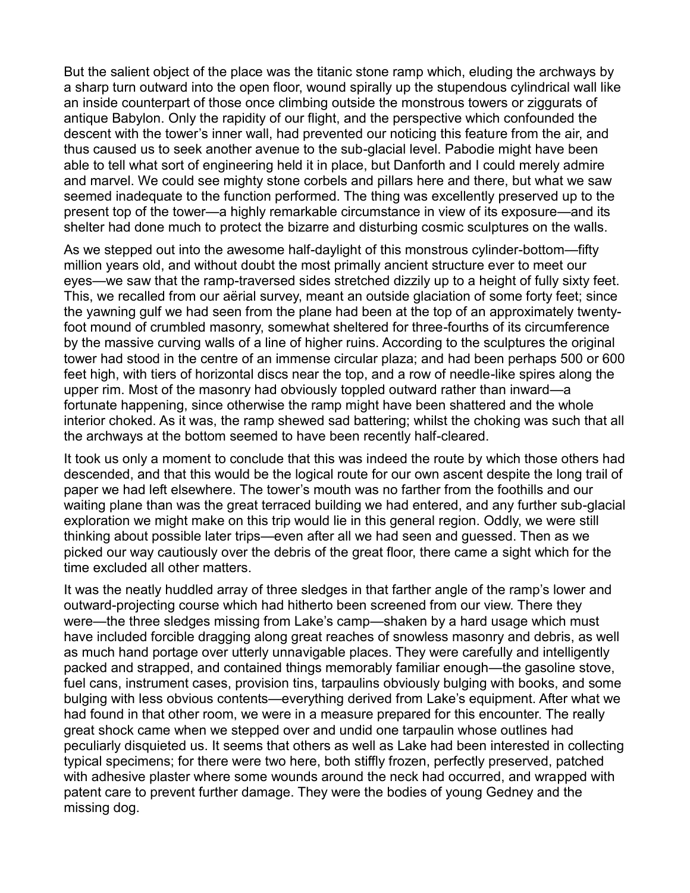But the salient object of the place was the titanic stone ramp which, eluding the archways by a sharp turn outward into the open floor, wound spirally up the stupendous cylindrical wall like an inside counterpart of those once climbing outside the monstrous towers or ziggurats of antique Babylon. Only the rapidity of our flight, and the perspective which confounded the descent with the tower's inner wall, had prevented our noticing this feature from the air, and thus caused us to seek another avenue to the sub-glacial level. Pabodie might have been able to tell what sort of engineering held it in place, but Danforth and I could merely admire and marvel. We could see mighty stone corbels and pillars here and there, but what we saw seemed inadequate to the function performed. The thing was excellently preserved up to the present top of the tower—a highly remarkable circumstance in view of its exposure—and its shelter had done much to protect the bizarre and disturbing cosmic sculptures on the walls.

As we stepped out into the awesome half-daylight of this monstrous cylinder-bottom—fifty million years old, and without doubt the most primally ancient structure ever to meet our eyes—we saw that the ramp-traversed sides stretched dizzily up to a height of fully sixty feet. This, we recalled from our aërial survey, meant an outside glaciation of some forty feet; since the yawning gulf we had seen from the plane had been at the top of an approximately twenty-foot mound of crumbled masonry, somewhat sheltered for three-fourths of its circumference by the massive curving walls of a line of higher ruins. According to the sculptures the original tower had stood in the centre of an immense circular plaza; and had been perhaps 500 or 600 feet high, with tiers of horizontal discs near the top, and a row of needle-like spires along the upper rim. Most of the masonry had obviously toppled outward rather than inward—a fortunate happening, since otherwise the ramp might have been shattered and the whole interior choked. As it was, the ramp shewed sad battering; whilst the choking was such that all the archways at the bottom seemed to have been recently half-cleared.

It took us only a moment to conclude that this was indeed the route by which those others had descended, and that this would be the logical route for our own ascent despite the long trail of paper we had left elsewhere. The tower's mouth was no farther from the foothills and our waiting plane than was the great terraced building we had entered, and any further sub-glacial exploration we might make on this trip would lie in this general region. Oddly, we were still thinking about possible later trips—even after all we had seen and guessed. Then as we picked our way cautiously over the debris of the great floor, there came a sight which for the time excluded all other matters.

It was the neatly huddled array of three sledges in that farther angle of the ramp's lower and outward-projecting course which had hitherto been screened from our view. There they were—the three sledges missing from Lake's camp—shaken by a hard usage which must have included forcible dragging along great reaches of snowless masonry and debris, as well as much hand portage over utterly unnavigable places. They were carefully and intelligently packed and strapped, and contained things memorably familiar enough—the gasoline stove, fuel cans, instrument cases, provision tins, tarpaulins obviously bulging with books, and some bulging with less obvious contents—everything derived from Lake's equipment. After what we had found in that other room, we were in a measure prepared for this encounter. The really great shock came when we stepped over and undid one tarpaulin whose outlines had peculiarly disquieted us. It seems that others as well as Lake had been interested in collecting typical specimens; for there were two here, both stiffly frozen, perfectly preserved, patched with adhesive plaster where some wounds around the neck had occurred, and wrapped with patent care to prevent further damage. They were the bodies of young Gedney and the missing dog.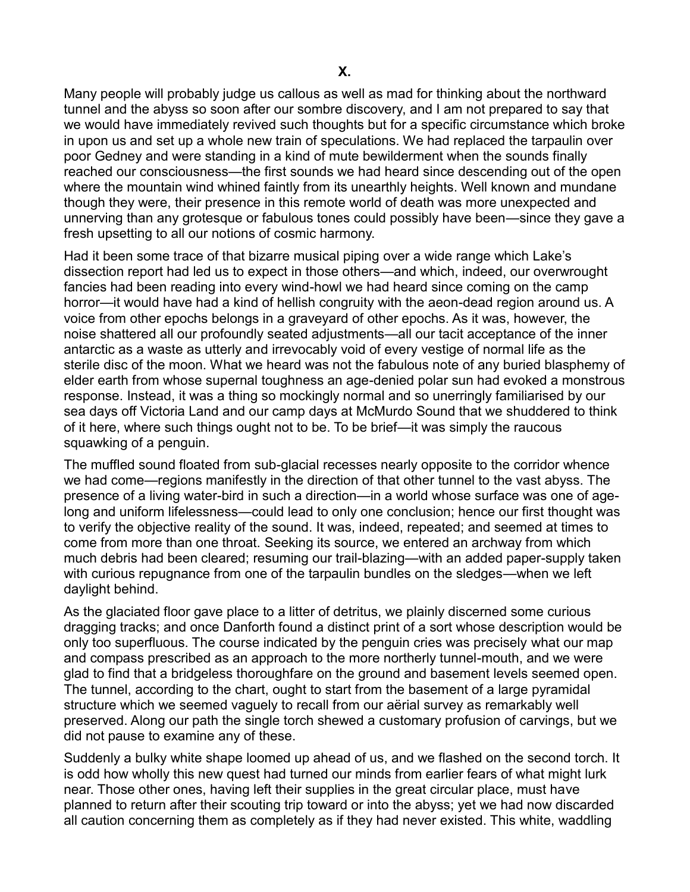# X.

Many people will probably judge us callous as well as mad for thinking about the northward tunnel and the abyss so soon after our sombre discovery, and I am not prepared to say that we would have immediately revived such thoughts but for a specific circumstance which broke in upon us and set up a whole new train of speculations. We had replaced the tarpaulin over poor Gedney and were standing in a kind of mute bewilderment when the sounds finally reached our consciousness—the first sounds we had heard since descending out of the open where the mountain wind whined faintly from its unearthly heights. Well known and mundane though they were, their presence in this remote world of death was more unexpected and unnerving than any grotesque or fabulous tones could possibly have been—since they gave a fresh upsetting to all our notions of cosmic harmony.

Had it been some trace of that bizarre musical piping over a wide range which Lake's dissection report had led us to expect in those others—and which, indeed, our overwrought fancies had been reading into every wind-howl we had heard since coming on the camp horror—it would have had a kind of hellish congruity with the aeon-dead region around us. A voice from other epochs belongs in a graveyard of other epochs. As it was, however, the noise shattered all our profoundly seated adjustments—all our tacit acceptance of the inner antarctic as a waste as utterly and irrevocably void of every vestige of normal life as the sterile disc of the moon. What we heard was not the fabulous note of any buried blasphemy of elder earth from whose supernal toughness an age-denied polar sun had evoked a monstrous response. Instead, it was a thing so mockingly normal and so unerringly familiarised by our sea days off Victoria Land and our camp days at McMurdo Sound that we shuddered to think of it here, where such things ought not to be. To be brief—it was simply the raucous squawking of a penguin.

The muffled sound floated from sub-glacial recesses nearly opposite to the corridor whence we had come—regions manifestly in the direction of that other tunnel to the vast abyss. The presence of a living water-bird in such a direction—in a world whose surface was one of age-long and uniform lifelessness—could lead to only one conclusion; hence our first thought was to verify the objective reality of the sound. It was, indeed, repeated; and seemed at times to come from more than one throat. Seeking its source, we entered an archway from which much debris had been cleared; resuming our trail-blazing—with an added paper-supply taken with curious repugnance from one of the tarpaulin bundles on the sledges—when we left daylight behind.

As the glaciated floor gave place to a litter of detritus, we plainly discerned some curious dragging tracks; and once Danforth found a distinct print of a sort whose description would be only too superfluous. The course indicated by the penguin cries was precisely what our map and compass prescribed as an approach to the more northerly tunnel-mouth, and we were glad to find that a bridgeless thoroughfare on the ground and basement levels seemed open. The tunnel, according to the chart, ought to start from the basement of a large pyramidal structure which we seemed vaguely to recall from our aërial survey as remarkably well preserved. Along our path the single torch shewed a customary profusion of carvings, but we did not pause to examine any of these.

Suddenly a bulky white shape loomed up ahead of us, and we flashed on the second torch. It is odd how wholly this new quest had turned our minds from earlier fears of what might lurk near. Those other ones, having left their supplies in the great circular place, must have planned to return after their scouting trip toward or into the abyss; yet we had now discarded all caution concerning them as completely as if they had never existed. This white, waddling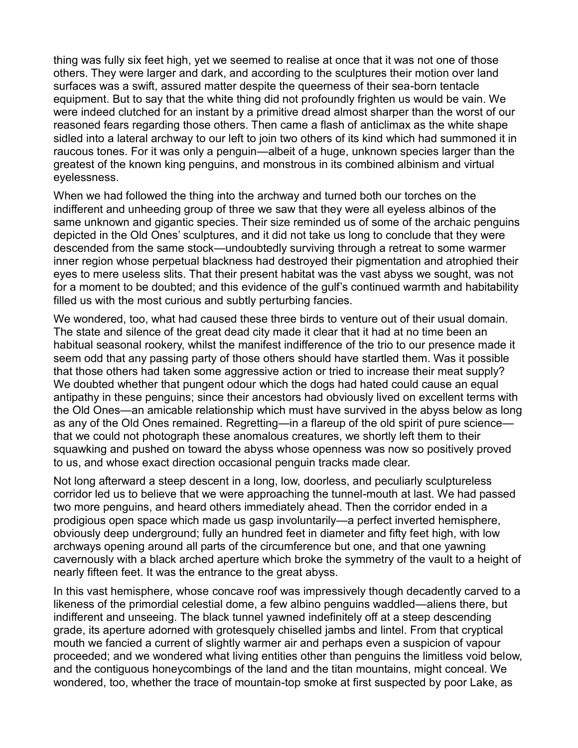thing was fully six feet high, yet we seemed to realise at once that it was not one of those others. They were larger and dark, and according to the sculptures their motion over land surfaces was a swift, assured matter despite the queerness of their sea-born tentacle equipment. But to say that the white thing did not profoundly frighten us would be vain. We were indeed clutched for an instant by a primitive dread almost sharper than the worst of our reasoned fears regarding those others. Then came a flash of anticlimax as the white shape sidled into a lateral archway to our left to join two others of its kind which had summoned it in raucous tones. For it was only a penguin—albeit of a huge, unknown species larger than the greatest of the known king penguins, and monstrous in its combined albinism and virtual eyelessness.

When we had followed the thing into the archway and turned both our torches on the indifferent and unheeding group of three we saw that they were all eyeless albinos of the same unknown and gigantic species. Their size reminded us of some of the archaic penguins depicted in the Old Ones' sculptures, and it did not take us long to conclude that they were descended from the same stock—undoubtedly surviving through a retreat to some warmer inner region whose perpetual blackness had destroyed their pigmentation and atrophied their eyes to mere useless slits. That their present habitat was the vast abyss we sought, was not for a moment to be doubted; and this evidence of the gulf's continued warmth and habitability filled us with the most curious and subtly perturbing fancies.

We wondered, too, what had caused these three birds to venture out of their usual domain. The state and silence of the great dead city made it clear that it had at no time been an habitual seasonal rookery, whilst the manifest indifference of the trio to our presence made it seem odd that any passing party of those others should have startled them. Was it possible that those others had taken some aggressive action or tried to increase their meat supply? We doubted whether that pungent odour which the dogs had hated could cause an equal antipathy in these penguins; since their ancestors had obviously lived on excellent terms with the Old Ones—an amicable relationship which must have survived in the abyss below as long as any of the Old Ones remained. Regretting—in a flareup of the old spirit of pure science—that we could not photograph these anomalous creatures, we shortly left them to their squawking and pushed on toward the abyss whose openness was now so positively proved to us, and whose exact direction occasional penguin tracks made clear.

Not long afterward a steep descent in a long, low, doorless, and peculiarly sculptureless corridor led us to believe that we were approaching the tunnel-mouth at last. We had passed two more penguins, and heard others immediately ahead. Then the corridor ended in a prodigious open space which made us gasp involuntarily—a perfect inverted hemisphere, obviously deep underground; fully an hundred feet in diameter and fifty feet high, with low archways opening around all parts of the circumference but one, and that one yawning cavernously with a black arched aperture which broke the symmetry of the vault to a height of nearly fifteen feet. It was the entrance to the great abyss.

In this vast hemisphere, whose concave roof was impressively though decadently carved to a likeness of the primordial celestial dome, a few albino penguins waddled—aliens there, but indifferent and unseeing. The black tunnel yawned indefinitely off at a steep descending grade, its aperture adorned with grotesquely chiselled jambs and lintel. From that cryptical mouth we fancied a current of slightly warmer air and perhaps even a suspicion of vapour proceeded; and we wondered what living entities other than penguins the limitless void below, and the contiguous honeycombings of the land and the titan mountains, might conceal. We wondered, too, whether the trace of mountain-top smoke at first suspected by poor Lake, as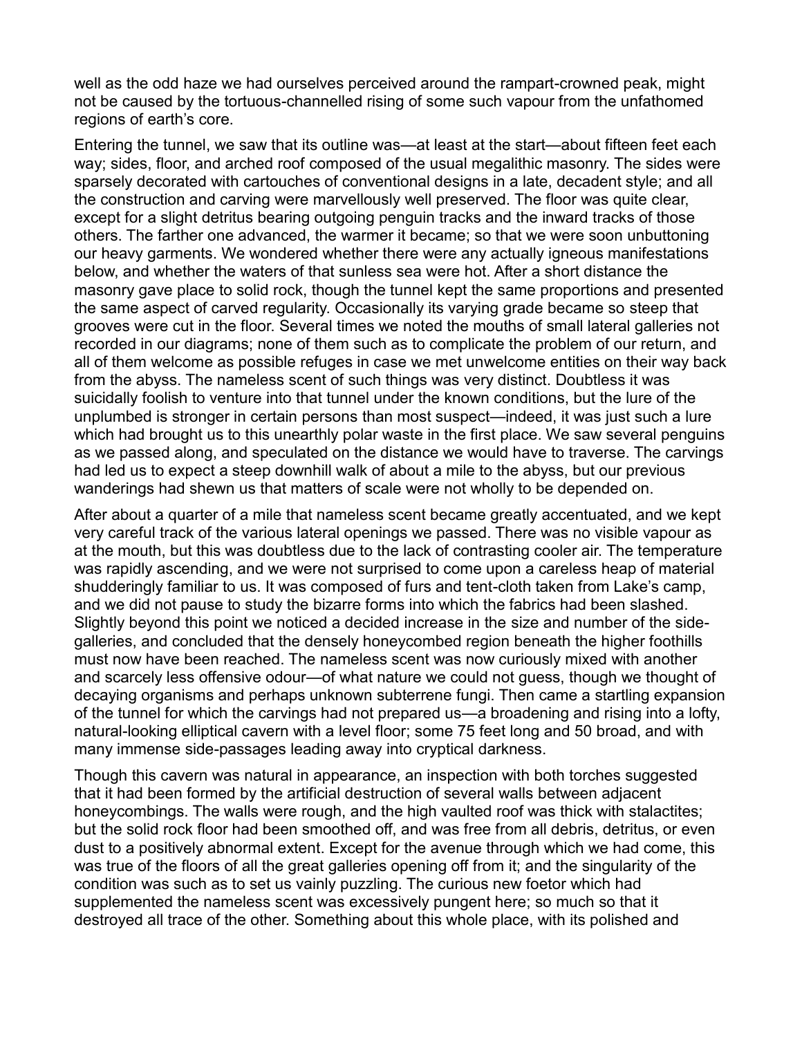well as the odd haze we had ourselves perceived around the rampart-crowned peak, might not be caused by the tortuous-channelled rising of some such vapour from the unfathomed regions of earth's core.

Entering the tunnel, we saw that its outline was—at least at the start—about fifteen feet each way; sides, floor, and arched roof composed of the usual megalithic masonry. The sides were sparsely decorated with cartouches of conventional designs in a late, decadent style; and all the construction and carving were marvellously well preserved. The floor was quite clear, except for a slight detritus bearing outgoing penguin tracks and the inward tracks of those others. The farther one advanced, the warmer it became; so that we were soon unbuttoning our heavy garments. We wondered whether there were any actually igneous manifestations below, and whether the waters of that sunless sea were hot. After a short distance the masonry gave place to solid rock, though the tunnel kept the same proportions and presented the same aspect of carved regularity. Occasionally its varying grade became so steep that grooves were cut in the floor. Several times we noted the mouths of small lateral galleries not recorded in our diagrams; none of them such as to complicate the problem of our return, and all of them welcome as possible refuges in case we met unwelcome entities on their way back from the abyss. The nameless scent of such things was very distinct. Doubtless it was suicidally foolish to venture into that tunnel under the known conditions, but the lure of the unplumbed is stronger in certain persons than most suspect—indeed, it was just such a lure which had brought us to this unearthly polar waste in the first place. We saw several penguins as we passed along, and speculated on the distance we would have to traverse. The carvings had led us to expect a steep downhill walk of about a mile to the abyss, but our previous wanderings had shewn us that matters of scale were not wholly to be depended on.

After about a quarter of a mile that nameless scent became greatly accentuated, and we kept very careful track of the various lateral openings we passed. There was no visible vapour as at the mouth, but this was doubtless due to the lack of contrasting cooler air. The temperature was rapidly ascending, and we were not surprised to come upon a careless heap of material shudderingly familiar to us. It was composed of furs and tent-cloth taken from Lake's camp, and we did not pause to study the bizarre forms into which the fabrics had been slashed. Slightly beyond this point we noticed a decided increase in the size and number of the side-galleries, and concluded that the densely honeycombed region beneath the higher foothills must now have been reached. The nameless scent was now curiously mixed with another and scarcely less offensive odour—of what nature we could not guess, though we thought of decaying organisms and perhaps unknown subterrene fungi. Then came a startling expansion of the tunnel for which the carvings had not prepared us—a broadening and rising into a lofty, natural-looking elliptical cavern with a level floor; some 75 feet long and 50 broad, and with many immense side-passages leading away into cryptical darkness.

Though this cavern was natural in appearance, an inspection with both torches suggested that it had been formed by the artificial destruction of several walls between adjacent honeycombings. The walls were rough, and the high vaulted roof was thick with stalactites; but the solid rock floor had been smoothed off, and was free from all debris, detritus, or even dust to a positively abnormal extent. Except for the avenue through which we had come, this was true of the floors of all the great galleries opening off from it; and the singularity of the condition was such as to set us vainly puzzling. The curious new foetor which had supplemented the nameless scent was excessively pungent here; so much so that it destroyed all trace of the other. Something about this whole place, with its polished and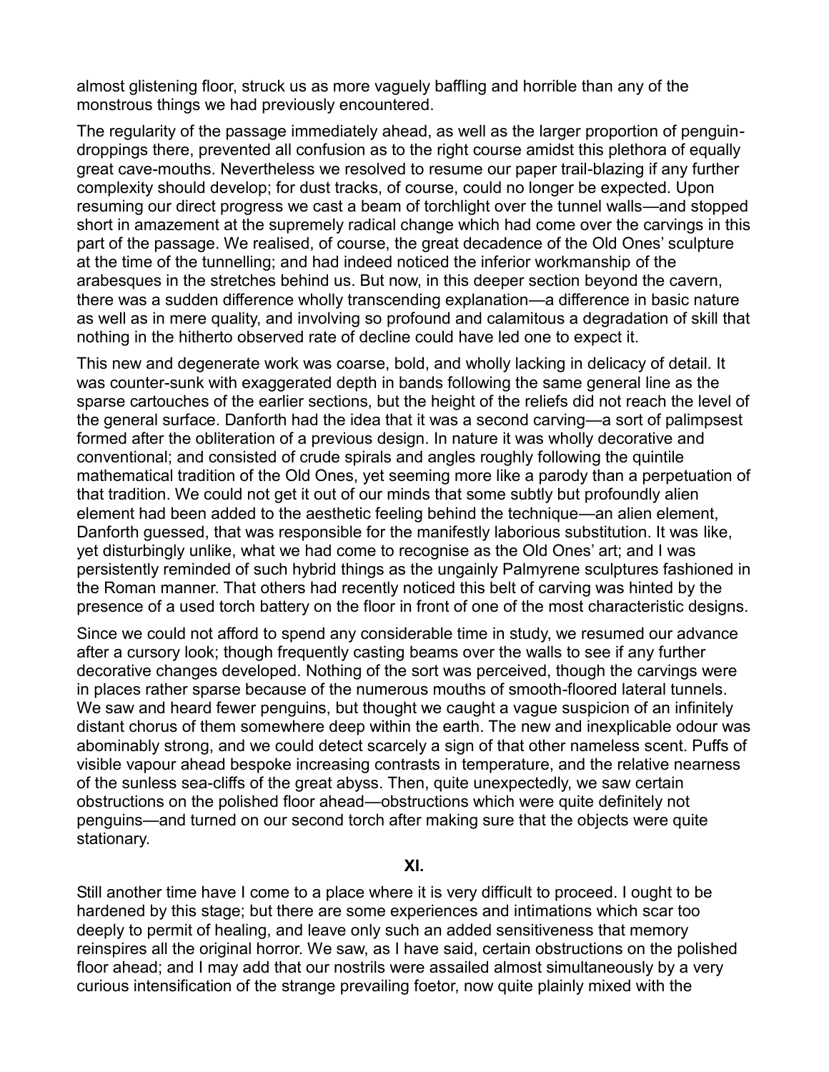almost glistening floor, struck us as more vaguely baffling and horrible than any of the monstrous things we had previously encountered.

The regularity of the passage immediately ahead, as well as the larger proportion of penguin-droppings there, prevented all confusion as to the right course amidst this plethora of equally great cave-mouths. Nevertheless we resolved to resume our paper trail-blazing if any further complexity should develop; for dust tracks, of course, could no longer be expected. Upon resuming our direct progress we cast a beam of torchlight over the tunnel walls—and stopped short in amazement at the supremely radical change which had come over the carvings in this part of the passage. We realised, of course, the great decadence of the Old Ones' sculpture at the time of the tunnelling; and had indeed noticed the inferior workmanship of the arabesques in the stretches behind us. But now, in this deeper section beyond the cavern, there was a sudden difference wholly transcending explanation—a difference in basic nature as well as in mere quality, and involving so profound and calamitous a degradation of skill that nothing in the hitherto observed rate of decline could have led one to expect it.

This new and degenerate work was coarse, bold, and wholly lacking in delicacy of detail. It was counter-sunk with exaggerated depth in bands following the same general line as the sparse cartouches of the earlier sections, but the height of the reliefs did not reach the level of the general surface. Danforth had the idea that it was a second carving—a sort of palimpsest formed after the obliteration of a previous design. In nature it was wholly decorative and conventional; and consisted of crude spirals and angles roughly following the quintile mathematical tradition of the Old Ones, yet seeming more like a parody than a perpetuation of that tradition. We could not get it out of our minds that some subtly but profoundly alien element had been added to the aesthetic feeling behind the technique—an alien element, Danforth guessed, that was responsible for the manifestly laborious substitution. It was like, yet disturbingly unlike, what we had come to recognise as the Old Ones' art; and I was persistently reminded of such hybrid things as the ungainly Palmyrene sculptures fashioned in the Roman manner. That others had recently noticed this belt of carving was hinted by the presence of a used torch battery on the floor in front of one of the most characteristic designs.

Since we could not afford to spend any considerable time in study, we resumed our advance after a cursory look; though frequently casting beams over the walls to see if any further decorative changes developed. Nothing of the sort was perceived, though the carvings were in places rather sparse because of the numerous mouths of smooth-floored lateral tunnels. We saw and heard fewer penguins, but thought we caught a vague suspicion of an infinitely distant chorus of them somewhere deep within the earth. The new and inexplicable odour was abominably strong, and we could detect scarcely a sign of that other nameless scent. Puffs of visible vapour ahead bespoke increasing contrasts in temperature, and the relative nearness of the sunless sea-cliffs of the great abyss. Then, quite unexpectedly, we saw certain obstructions on the polished floor ahead—obstructions which were quite definitely not penguins—and turned on our second torch after making sure that the objects were quite stationary.

## XI.

Still another time have I come to a place where it is very difficult to proceed. I ought to be hardened by this stage; but there are some experiences and intimations which scar too deeply to permit of healing, and leave only such an added sensitiveness that memory reinspires all the original horror. We saw, as I have said, certain obstructions on the polished floor ahead; and I may add that our nostrils were assailed almost simultaneously by a very curious intensification of the strange prevailing foetor, now quite plainly mixed with the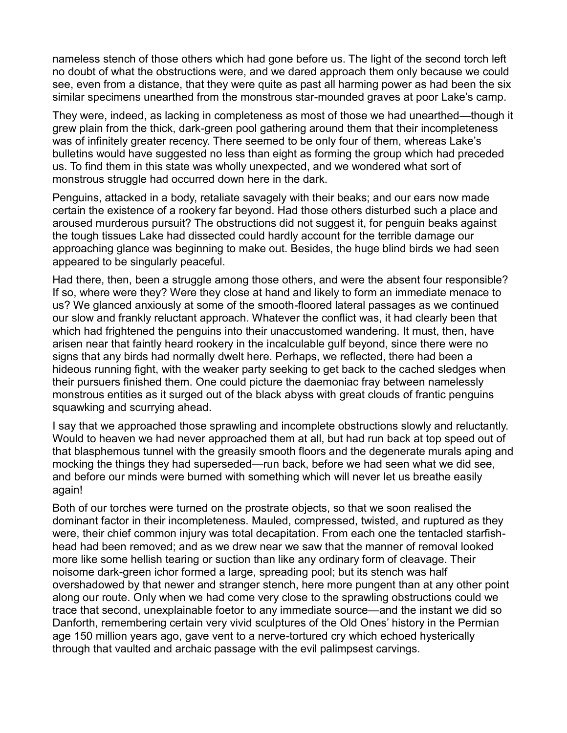nameless stench of those others which had gone before us. The light of the second torch left no doubt of what the obstructions were, and we dared approach them only because we could see, even from a distance, that they were quite as past all harming power as had been the six similar specimens unearthed from the monstrous star-mounded graves at poor Lake's camp.

They were, indeed, as lacking in completeness as most of those we had unearthed—though it grew plain from the thick, dark-green pool gathering around them that their incompleteness was of infinitely greater recency. There seemed to be only four of them, whereas Lake's bulletins would have suggested no less than eight as forming the group which had preceded us. To find them in this state was wholly unexpected, and we wondered what sort of monstrous struggle had occurred down here in the dark.

Penguins, attacked in a body, retaliate savagely with their beaks; and our ears now made certain the existence of a rookery far beyond. Had those others disturbed such a place and aroused murderous pursuit? The obstructions did not suggest it, for penguin beaks against the tough tissues Lake had dissected could hardly account for the terrible damage our approaching glance was beginning to make out. Besides, the huge blind birds we had seen appeared to be singularly peaceful.

Had there, then, been a struggle among those others, and were the absent four responsible? If so, where were they? Were they close at hand and likely to form an immediate menace to us? We glanced anxiously at some of the smooth-floored lateral passages as we continued our slow and frankly reluctant approach. Whatever the conflict was, it had clearly been that which had frightened the penguins into their unaccustomed wandering. It must, then, have arisen near that faintly heard rookery in the incalculable gulf beyond, since there were no signs that any birds had normally dwelt here. Perhaps, we reflected, there had been a hideous running fight, with the weaker party seeking to get back to the cached sledges when their pursuers finished them. One could picture the daemoniac fray between namelessly monstrous entities as it surged out of the black abyss with great clouds of frantic penguins squawking and scurrying ahead.

I say that we approached those sprawling and incomplete obstructions slowly and reluctantly. Would to heaven we had never approached them at all, but had run back at top speed out of that blasphemous tunnel with the greasily smooth floors and the degenerate murals aping and mocking the things they had superseded—run back, before we had seen what we did see, and before our minds were burned with something which will never let us breathe easily again!

Both of our torches were turned on the prostrate objects, so that we soon realised the dominant factor in their incompleteness. Mauled, compressed, twisted, and ruptured as they were, their chief common injury was total decapitation. From each one the tentacled starfish-head had been removed; and as we drew near we saw that the manner of removal looked more like some hellish tearing or suction than like any ordinary form of cleavage. Their noisome dark-green ichor formed a large, spreading pool; but its stench was half overshadowed by that newer and stranger stench, here more pungent than at any other point along our route. Only when we had come very close to the sprawling obstructions could we trace that second, unexplainable foetor to any immediate source—and the instant we did so Danforth, remembering certain very vivid sculptures of the Old Ones' history in the Permian age 150 million years ago, gave vent to a nerve-tortured cry which echoed hysterically through that vaulted and archaic passage with the evil palimpsest carvings.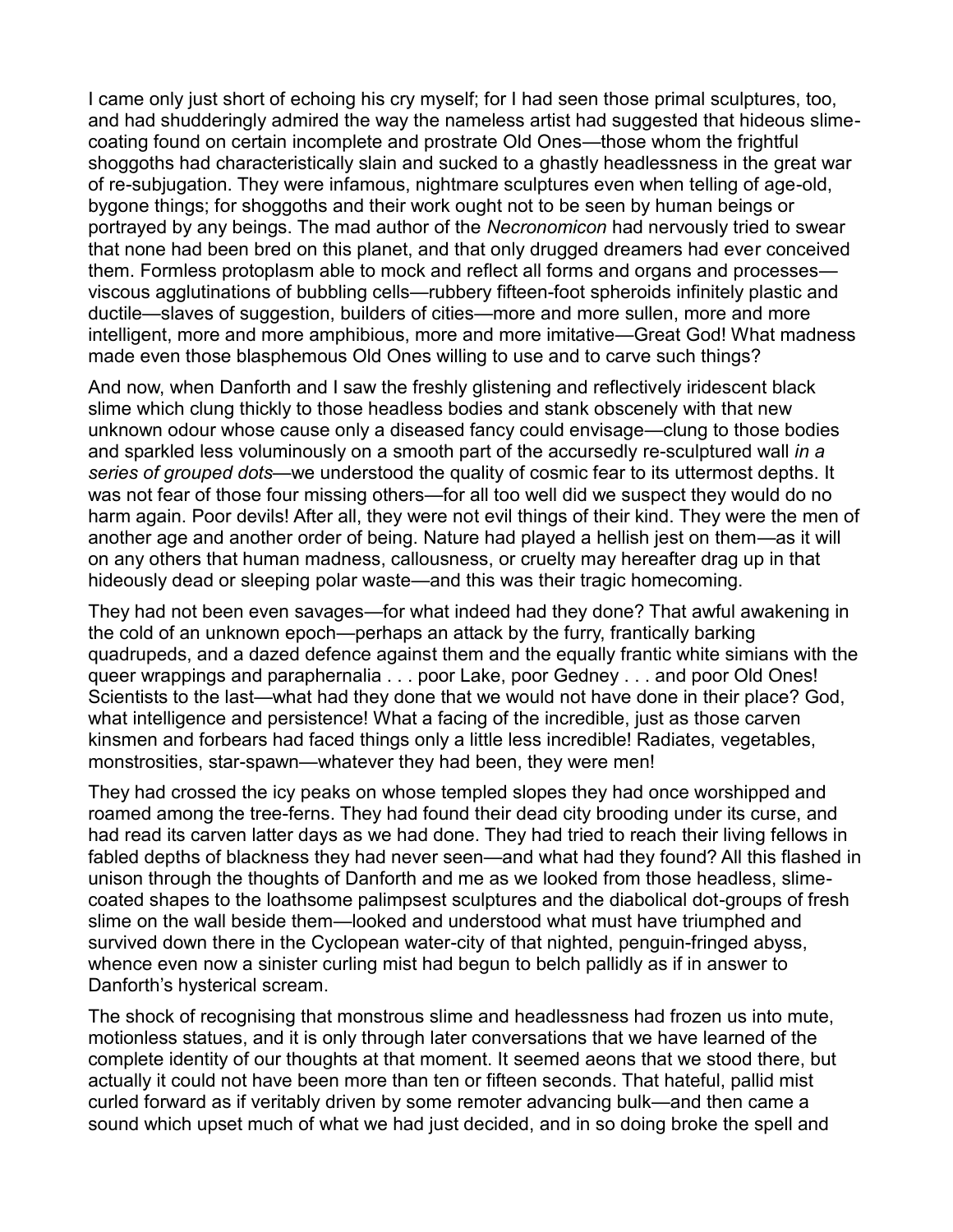I came only just short of echoing his cry myself; for I had seen those primal sculptures, too, and had shudderingly admired the way the nameless artist had suggested that hideous slime-coating found on certain incomplete and prostrate Old Ones—those whom the frightful shoggoths had characteristically slain and sucked to a ghastly headlessness in the great war of re-subjugation. They were infamous, nightmare sculptures even when telling of age-old, bygone things; for shoggoths and their work ought not to be seen by human beings or portrayed by any beings. The mad author of the *Necronomicon* had nervously tried to swear that none had been bred on this planet, and that only drugged dreamers had ever conceived them. Formless protoplasm able to mock and reflect all forms and organs and processes—viscous agglutinations of bubbling cells—rubbery fifteen-foot spheroids infinitely plastic and ductile—slaves of suggestion, builders of cities—more and more sullen, more and more intelligent, more and more amphibious, more and more imitative—Great God! What madness made even those blasphemous Old Ones willing to use and to carve such things?

And now, when Danforth and I saw the freshly glistening and reflectively iridescent black slime which clung thickly to those headless bodies and stank obscenely with that new unknown odour whose cause only a diseased fancy could envisage—clung to those bodies and sparkled less voluminously on a smooth part of the accursedly re-sculptured wall *in a series of grouped dots*—we understood the quality of cosmic fear to its uttermost depths. It was not fear of those four missing others—for all too well did we suspect they would do no harm again. Poor devils! After all, they were not evil things of their kind. They were the men of another age and another order of being. Nature had played a hellish jest on them—as it will on any others that human madness, callousness, or cruelty may hereafter drag up in that hideously dead or sleeping polar waste—and this was their tragic homecoming.

They had not been even savages—for what indeed had they done? That awful awakening in the cold of an unknown epoch—perhaps an attack by the furry, frantically barking quadrupeds, and a dazed defence against them and the equally frantic white simians with the queer wrappings and paraphernalia . . . poor Lake, poor Gedney . . . and poor Old Ones! Scientists to the last—what had they done that we would not have done in their place? God, what intelligence and persistence! What a facing of the incredible, just as those carven kinsmen and forbears had faced things only a little less incredible! Radiates, vegetables, monstrosities, star-spawn—whatever they had been, they were men!

They had crossed the icy peaks on whose templed slopes they had once worshipped and roamed among the tree-ferns. They had found their dead city brooding under its curse, and had read its carven latter days as we had done. They had tried to reach their living fellows in fabled depths of blackness they had never seen—and what had they found? All this flashed in unison through the thoughts of Danforth and me as we looked from those headless, slime-coated shapes to the loathsome palimpsest sculptures and the diabolical dot-groups of fresh slime on the wall beside them—looked and understood what must have triumphed and survived down there in the Cyclopean water-city of that nighted, penguin-fringed abyss, whence even now a sinister curling mist had begun to belch pallidly as if in answer to Danforth's hysterical scream.

The shock of recognising that monstrous slime and headlessness had frozen us into mute, motionless statues, and it is only through later conversations that we have learned of the complete identity of our thoughts at that moment. It seemed aeons that we stood there, but actually it could not have been more than ten or fifteen seconds. That hateful, pallid mist curled forward as if veritably driven by some remoter advancing bulk—and then came a sound which upset much of what we had just decided, and in so doing broke the spell and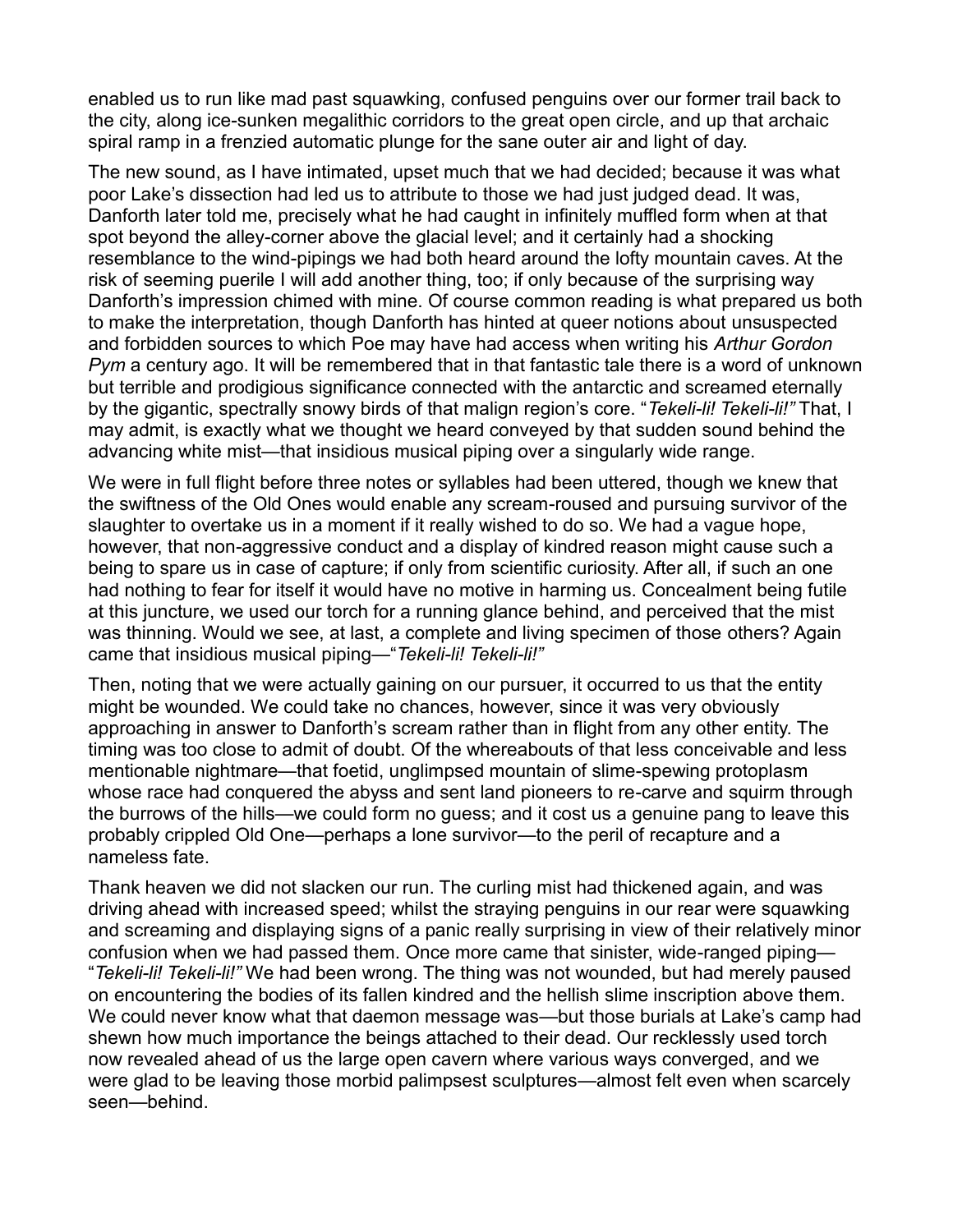enabled us to run like mad past squawking, confused penguins over our former trail back to the city, along ice-sunken megalithic corridors to the great open circle, and up that archaic spiral ramp in a frenzied automatic plunge for the sane outer air and light of day.

The new sound, as I have intimated, upset much that we had decided; because it was what poor Lake's dissection had led us to attribute to those we had just judged dead. It was, Danforth later told me, precisely what he had caught in infinitely muffled form when at that spot beyond the alley-corner above the glacial level; and it certainly had a shocking resemblance to the wind-pipings we had both heard around the lofty mountain caves. At the risk of seeming puerile I will add another thing, too; if only because of the surprising way Danforth's impression chimed with mine. Of course common reading is what prepared us both to make the interpretation, though Danforth has hinted at queer notions about unsuspected and forbidden sources to which Poe may have had access when writing his *Arthur Gordon Pym* a century ago. It will be remembered that in that fantastic tale there is a word of unknown but terrible and prodigious significance connected with the antarctic and screamed eternally by the gigantic, spectrally snowy birds of that malign region's core. "*Tekeli-li! Tekeli-li!"* That, I may admit, is exactly what we thought we heard conveyed by that sudden sound behind the advancing white mist—that insidious musical piping over a singularly wide range.

We were in full flight before three notes or syllables had been uttered, though we knew that the swiftness of the Old Ones would enable any scream-roused and pursuing survivor of the slaughter to overtake us in a moment if it really wished to do so. We had a vague hope, however, that non-aggressive conduct and a display of kindred reason might cause such a being to spare us in case of capture; if only from scientific curiosity. After all, if such an one had nothing to fear for itself it would have no motive in harming us. Concealment being futile at this juncture, we used our torch for a running glance behind, and perceived that the mist was thinning. Would we see, at last, a complete and living specimen of those others? Again came that insidious musical piping—"*Tekeli-li! Tekeli-li!"*

Then, noting that we were actually gaining on our pursuer, it occurred to us that the entity might be wounded. We could take no chances, however, since it was very obviously approaching in answer to Danforth's scream rather than in flight from any other entity. The timing was too close to admit of doubt. Of the whereabouts of that less conceivable and less mentionable nightmare—that foetid, unglimpsed mountain of slime-spewing protoplasm whose race had conquered the abyss and sent land pioneers to re-carve and squirm through the burrows of the hills—we could form no guess; and it cost us a genuine pang to leave this probably crippled Old One—perhaps a lone survivor—to the peril of recapture and a nameless fate.

Thank heaven we did not slacken our run. The curling mist had thickened again, and was driving ahead with increased speed; whilst the straying penguins in our rear were squawking and screaming and displaying signs of a panic really surprising in view of their relatively minor confusion when we had passed them. Once more came that sinister, wide-ranged piping—"*Tekeli-li! Tekeli-li!"* We had been wrong. The thing was not wounded, but had merely paused on encountering the bodies of its fallen kindred and the hellish slime inscription above them. We could never know what that daemon message was—but those burials at Lake's camp had shewn how much importance the beings attached to their dead. Our recklessly used torch now revealed ahead of us the large open cavern where various ways converged, and we were glad to be leaving those morbid palimpsest sculptures—almost felt even when scarcely seen—behind.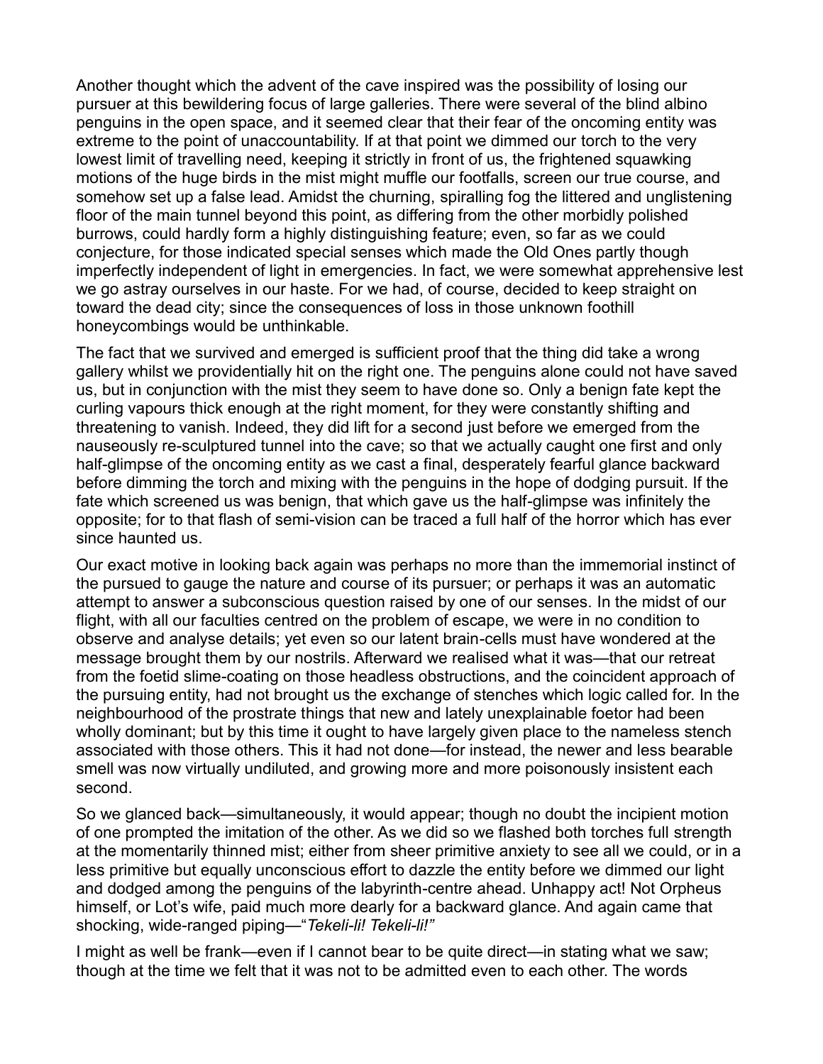Another thought which the advent of the cave inspired was the possibility of losing our pursuer at this bewildering focus of large galleries. There were several of the blind albino penguins in the open space, and it seemed clear that their fear of the oncoming entity was extreme to the point of unaccountability. If at that point we dimmed our torch to the very lowest limit of travelling need, keeping it strictly in front of us, the frightened squawking motions of the huge birds in the mist might muffle our footfalls, screen our true course, and somehow set up a false lead. Amidst the churning, spiralling fog the littered and unglistening floor of the main tunnel beyond this point, as differing from the other morbidly polished burrows, could hardly form a highly distinguishing feature; even, so far as we could conjecture, for those indicated special senses which made the Old Ones partly though imperfectly independent of light in emergencies. In fact, we were somewhat apprehensive lest we go astray ourselves in our haste. For we had, of course, decided to keep straight on toward the dead city; since the consequences of loss in those unknown foothill honeycombings would be unthinkable.

The fact that we survived and emerged is sufficient proof that the thing did take a wrong gallery whilst we providentially hit on the right one. The penguins alone could not have saved us, but in conjunction with the mist they seem to have done so. Only a benign fate kept the curling vapours thick enough at the right moment, for they were constantly shifting and threatening to vanish. Indeed, they did lift for a second just before we emerged from the nauseously re-sculptured tunnel into the cave; so that we actually caught one first and only half-glimpse of the oncoming entity as we cast a final, desperately fearful glance backward before dimming the torch and mixing with the penguins in the hope of dodging pursuit. If the fate which screened us was benign, that which gave us the half-glimpse was infinitely the opposite; for to that flash of semi-vision can be traced a full half of the horror which has ever since haunted us.

Our exact motive in looking back again was perhaps no more than the immemorial instinct of the pursued to gauge the nature and course of its pursuer; or perhaps it was an automatic attempt to answer a subconscious question raised by one of our senses. In the midst of our flight, with all our faculties centred on the problem of escape, we were in no condition to observe and analyse details; yet even so our latent brain-cells must have wondered at the message brought them by our nostrils. Afterward we realised what it was—that our retreat from the foetid slime-coating on those headless obstructions, and the coincident approach of the pursuing entity, had not brought us the exchange of stenches which logic called for. In the neighbourhood of the prostrate things that new and lately unexplainable foetor had been wholly dominant; but by this time it ought to have largely given place to the nameless stench associated with those others. This it had not done—for instead, the newer and less bearable smell was now virtually undiluted, and growing more and more poisonously insistent each second.

So we glanced back—simultaneously, it would appear; though no doubt the incipient motion of one prompted the imitation of the other. As we did so we flashed both torches full strength at the momentarily thinned mist; either from sheer primitive anxiety to see all we could, or in a less primitive but equally unconscious effort to dazzle the entity before we dimmed our light and dodged among the penguins of the labyrinth-centre ahead. Unhappy act! Not Orpheus himself, or Lot's wife, paid much more dearly for a backward glance. And again came that shocking, wide-ranged piping—"*Tekeli-li! Tekeli-li!*"

I might as well be frank—even if I cannot bear to be quite direct—in stating what we saw; though at the time we felt that it was not to be admitted even to each other. The words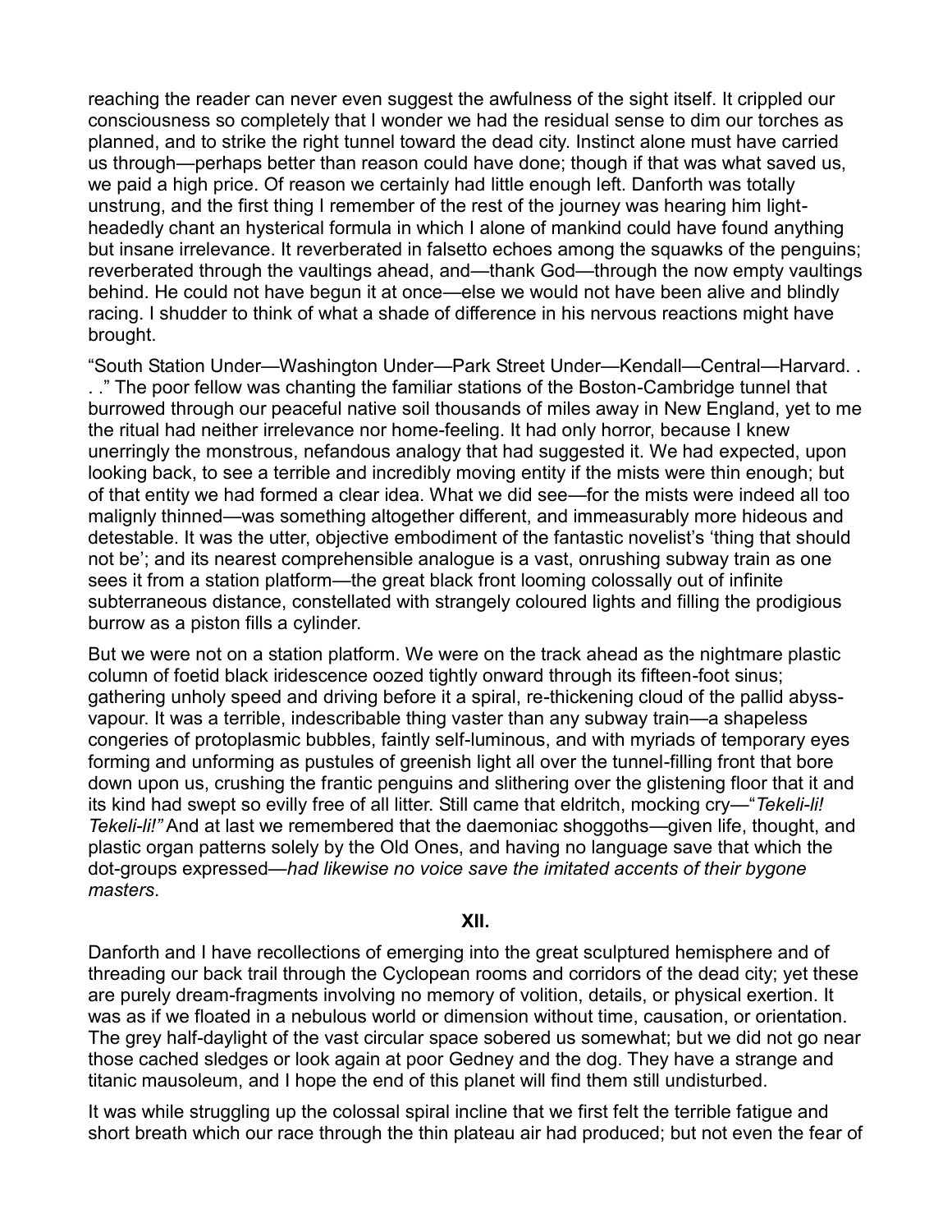reaching the reader can never even suggest the awfulness of the sight itself. It crippled our consciousness so completely that I wonder we had the residual sense to dim our torches as planned, and to strike the right tunnel toward the dead city. Instinct alone must have carried us through—perhaps better than reason could have done; though if that was what saved us, we paid a high price. Of reason we certainly had little enough left. Danforth was totally unstrung, and the first thing I remember of the rest of the journey was hearing him light-headedly chant an hysterical formula in which I alone of mankind could have found anything but insane irrelevance. It reverberated in falsetto echoes among the squawks of the penguins; reverberated through the vaultings ahead, and—thank God—through the now empty vaultings behind. He could not have begun it at once—else we would not have been alive and blindly racing. I shudder to think of what a shade of difference in his nervous reactions might have brought.

"South Station Under—Washington Under—Park Street Under—Kendall—Central—Harvard. . . ." The poor fellow was chanting the familiar stations of the Boston-Cambridge tunnel that burrowed through our peaceful native soil thousands of miles away in New England, yet to me the ritual had neither irrelevance nor home-feeling. It had only horror, because I knew unerringly the monstrous, nefandous analogy that had suggested it. We had expected, upon looking back, to see a terrible and incredibly moving entity if the mists were thin enough; but of that entity we had formed a clear idea. What we did see—for the mists were indeed all too malignly thinned—was something altogether different, and immeasurably more hideous and detestable. It was the utter, objective embodiment of the fantastic novelist's 'thing that should not be'; and its nearest comprehensible analogue is a vast, onrushing subway train as one sees it from a station platform—the great black front looming colossally out of infinite subterraneous distance, constellated with strangely coloured lights and filling the prodigious burrow as a piston fills a cylinder.

But we were not on a station platform. We were on the track ahead as the nightmare plastic column of foetid black iridescence oozed tightly onward through its fifteen-foot sinus; gathering unholy speed and driving before it a spiral, re-thickening cloud of the pallid abyss-vapour. It was a terrible, indescribable thing vaster than any subway train—a shapeless congeries of protoplasmic bubbles, faintly self-luminous, and with myriads of temporary eyes forming and unforming as pustules of greenish light all over the tunnel-filling front that bore down upon us, crushing the frantic penguins and slithering over the glistening floor that it and its kind had swept so evilly free of all litter. Still came that eldritch, mocking cry—"*Tekeli-li! Tekeli-li!"* And at last we remembered that the daemoniac shoggoths—given life, thought, and plastic organ patterns solely by the Old Ones, and having no language save that which the dot-groups expressed—*had likewise no voice save the imitated accents of their bygone masters*.

## XII.

Danforth and I have recollections of emerging into the great sculptured hemisphere and of threading our back trail through the Cyclopean rooms and corridors of the dead city; yet these are purely dream-fragments involving no memory of volition, details, or physical exertion. It was as if we floated in a nebulous world or dimension without time, causation, or orientation. The grey half-daylight of the vast circular space sobered us somewhat; but we did not go near those cached sledges or look again at poor Gedney and the dog. They have a strange and titanic mausoleum, and I hope the end of this planet will find them still undisturbed.

It was while struggling up the colossal spiral incline that we first felt the terrible fatigue and short breath which our race through the thin plateau air had produced; but not even the fear of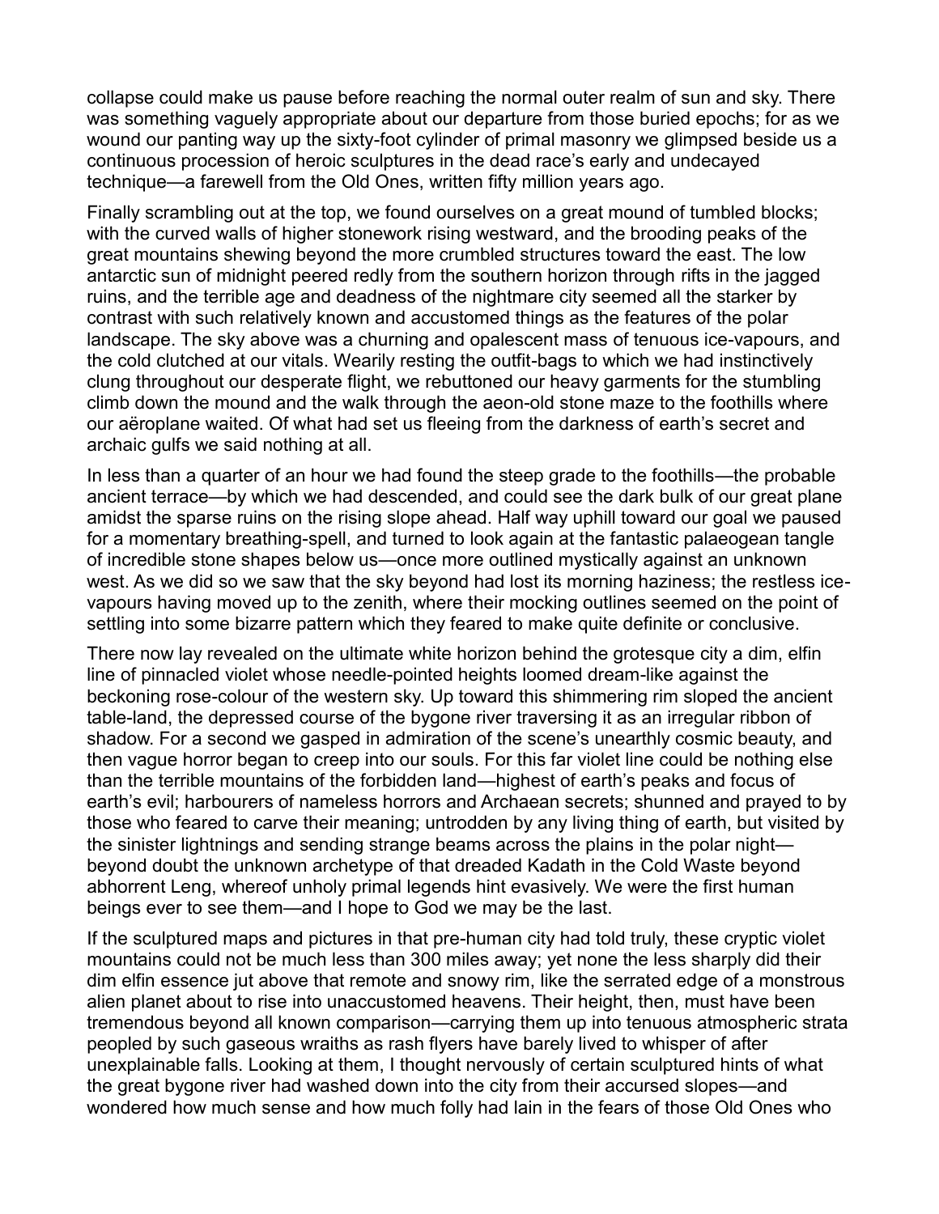collapse could make us pause before reaching the normal outer realm of sun and sky. There was something vaguely appropriate about our departure from those buried epochs; for as we wound our panting way up the sixty-foot cylinder of primal masonry we glimpsed beside us a continuous procession of heroic sculptures in the dead race's early and undecayed technique—a farewell from the Old Ones, written fifty million years ago.

Finally scrambling out at the top, we found ourselves on a great mound of tumbled blocks; with the curved walls of higher stonework rising westward, and the brooding peaks of the great mountains shewing beyond the more crumbled structures toward the east. The low antarctic sun of midnight peered redly from the southern horizon through rifts in the jagged ruins, and the terrible age and deadness of the nightmare city seemed all the starker by contrast with such relatively known and accustomed things as the features of the polar landscape. The sky above was a churning and opalescent mass of tenuous ice-vapours, and the cold clutched at our vitals. Wearily resting the outfit-bags to which we had instinctively clung throughout our desperate flight, we rebuttoned our heavy garments for the stumbling climb down the mound and the walk through the aeon-old stone maze to the foothills where our aëroplane waited. Of what had set us fleeing from the darkness of earth's secret and archaic gulfs we said nothing at all.

In less than a quarter of an hour we had found the steep grade to the foothills—the probable ancient terrace—by which we had descended, and could see the dark bulk of our great plane amidst the sparse ruins on the rising slope ahead. Half way uphill toward our goal we paused for a momentary breathing-spell, and turned to look again at the fantastic palaeogean tangle of incredible stone shapes below us—once more outlined mystically against an unknown west. As we did so we saw that the sky beyond had lost its morning haziness; the restless ice-vapours having moved up to the zenith, where their mocking outlines seemed on the point of settling into some bizarre pattern which they feared to make quite definite or conclusive.

There now lay revealed on the ultimate white horizon behind the grotesque city a dim, elfin line of pinnacled violet whose needle-pointed heights loomed dream-like against the beckoning rose-colour of the western sky. Up toward this shimmering rim sloped the ancient table-land, the depressed course of the bygone river traversing it as an irregular ribbon of shadow. For a second we gasped in admiration of the scene's unearthly cosmic beauty, and then vague horror began to creep into our souls. For this far violet line could be nothing else than the terrible mountains of the forbidden land—highest of earth's peaks and focus of earth's evil; harbourers of nameless horrors and Archaean secrets; shunned and prayed to by those who feared to carve their meaning; untrodden by any living thing of earth, but visited by the sinister lightnings and sending strange beams across the plains in the polar night—beyond doubt the unknown archetype of that dreaded Kadath in the Cold Waste beyond abhorrent Leng, whereof unholy primal legends hint evasively. We were the first human beings ever to see them—and I hope to God we may be the last.

If the sculptured maps and pictures in that pre-human city had told truly, these cryptic violet mountains could not be much less than 300 miles away; yet none the less sharply did their dim elfin essence jut above that remote and snowy rim, like the serrated edge of a monstrous alien planet about to rise into unaccustomed heavens. Their height, then, must have been tremendous beyond all known comparison—carrying them up into tenuous atmospheric strata peopled by such gaseous wraiths as rash flyers have barely lived to whisper of after unexplainable falls. Looking at them, I thought nervously of certain sculptured hints of what the great bygone river had washed down into the city from their accursed slopes—and wondered how much sense and how much folly had lain in the fears of those Old Ones who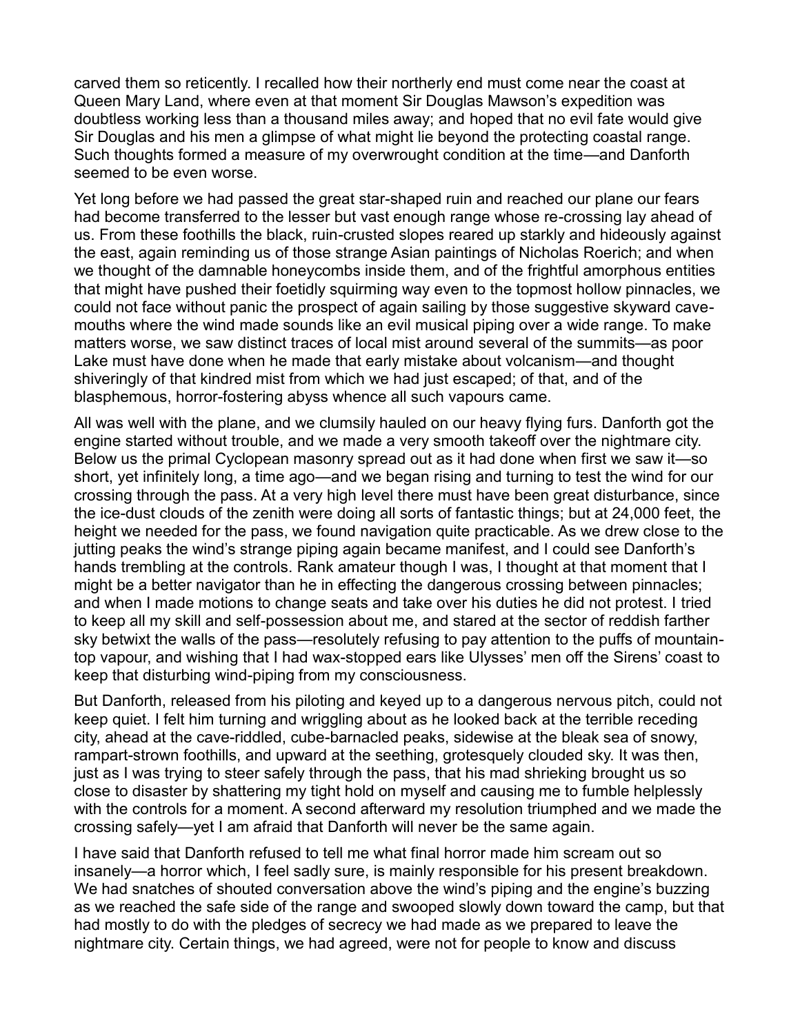carved them so reticently. I recalled how their northerly end must come near the coast at Queen Mary Land, where even at that moment Sir Douglas Mawson's expedition was doubtless working less than a thousand miles away; and hoped that no evil fate would give Sir Douglas and his men a glimpse of what might lie beyond the protecting coastal range. Such thoughts formed a measure of my overwrought condition at the time—and Danforth seemed to be even worse.

Yet long before we had passed the great star-shaped ruin and reached our plane our fears had become transferred to the lesser but vast enough range whose re-crossing lay ahead of us. From these foothills the black, ruin-crusted slopes reared up starkly and hideously against the east, again reminding us of those strange Asian paintings of Nicholas Roerich; and when we thought of the damnable honeycombs inside them, and of the frightful amorphous entities that might have pushed their foetidly squirming way even to the topmost hollow pinnacles, we could not face without panic the prospect of again sailing by those suggestive skyward cave-mouths where the wind made sounds like an evil musical piping over a wide range. To make matters worse, we saw distinct traces of local mist around several of the summits—as poor Lake must have done when he made that early mistake about volcanism—and thought shiveringly of that kindred mist from which we had just escaped; of that, and of the blasphemous, horror-fostering abyss whence all such vapours came.

All was well with the plane, and we clumsily hauled on our heavy flying furs. Danforth got the engine started without trouble, and we made a very smooth takeoff over the nightmare city. Below us the primal Cyclopean masonry spread out as it had done when first we saw it—so short, yet infinitely long, a time ago—and we began rising and turning to test the wind for our crossing through the pass. At a very high level there must have been great disturbance, since the ice-dust clouds of the zenith were doing all sorts of fantastic things; but at 24,000 feet, the height we needed for the pass, we found navigation quite practicable. As we drew close to the jutting peaks the wind's strange piping again became manifest, and I could see Danforth's hands trembling at the controls. Rank amateur though I was, I thought at that moment that I might be a better navigator than he in effecting the dangerous crossing between pinnacles; and when I made motions to change seats and take over his duties he did not protest. I tried to keep all my skill and self-possession about me, and stared at the sector of reddish farther sky betwixt the walls of the pass—resolutely refusing to pay attention to the puffs of mountain-top vapour, and wishing that I had wax-stopped ears like Ulysses' men off the Sirens' coast to keep that disturbing wind-piping from my consciousness.

But Danforth, released from his piloting and keyed up to a dangerous nervous pitch, could not keep quiet. I felt him turning and wriggling about as he looked back at the terrible receding city, ahead at the cave-riddled, cube-barnacled peaks, sidewise at the bleak sea of snowy, rampart-strown foothills, and upward at the seething, grotesquely clouded sky. It was then, just as I was trying to steer safely through the pass, that his mad shrieking brought us so close to disaster by shattering my tight hold on myself and causing me to fumble helplessly with the controls for a moment. A second afterward my resolution triumphed and we made the crossing safely—yet I am afraid that Danforth will never be the same again.

I have said that Danforth refused to tell me what final horror made him scream out so insanely—a horror which, I feel sadly sure, is mainly responsible for his present breakdown. We had snatches of shouted conversation above the wind's piping and the engine's buzzing as we reached the safe side of the range and swooped slowly down toward the camp, but that had mostly to do with the pledges of secrecy we had made as we prepared to leave the nightmare city. Certain things, we had agreed, were not for people to know and discuss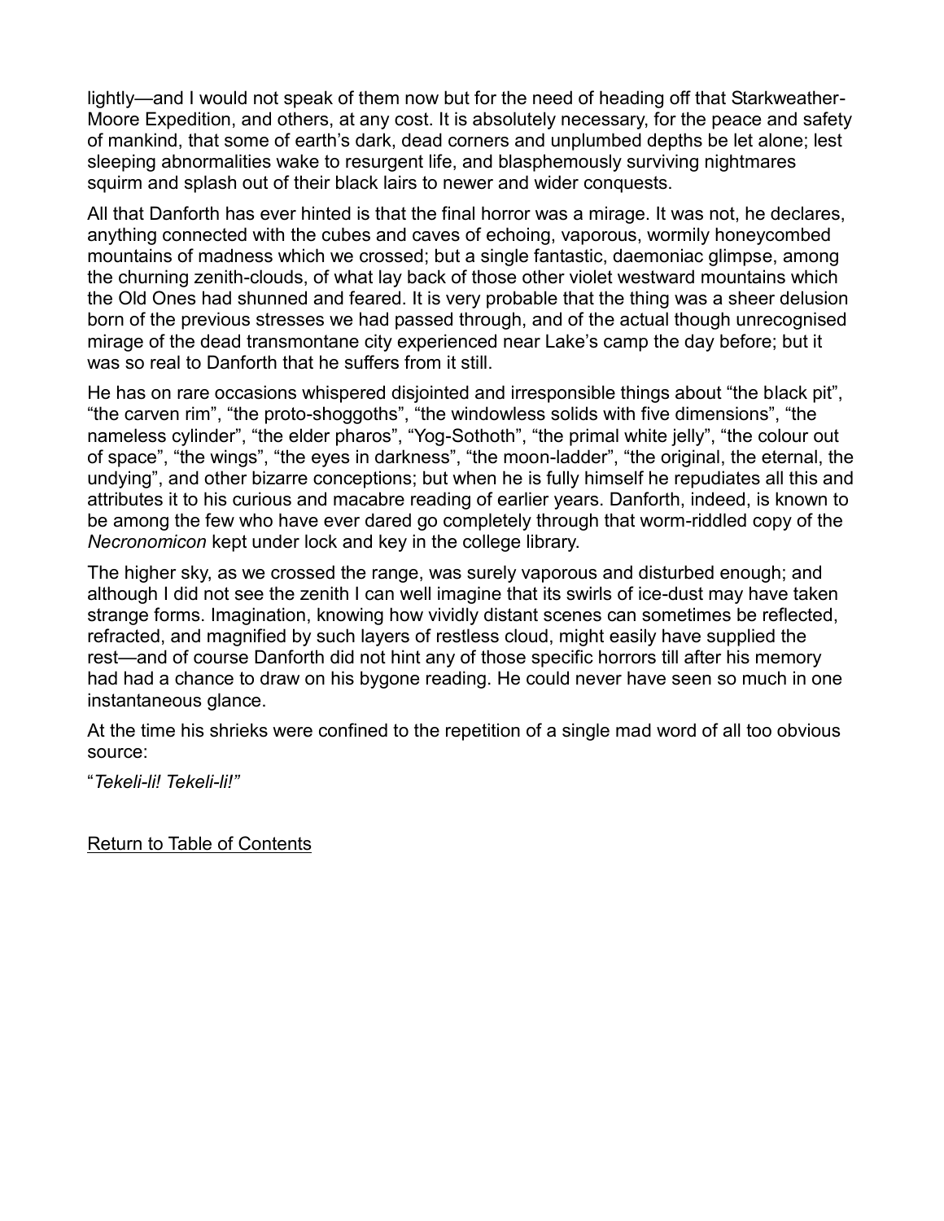lightly—and I would not speak of them now but for the need of heading off that Starkweather-Moore Expedition, and others, at any cost. It is absolutely necessary, for the peace and safety of mankind, that some of earth's dark, dead corners and unplumbed depths be let alone; lest sleeping abnormalities wake to resurgent life, and blasphemously surviving nightmares squirm and splash out of their black lairs to newer and wider conquests.

All that Danforth has ever hinted is that the final horror was a mirage. It was not, he declares, anything connected with the cubes and caves of echoing, vaporous, wormily honeycombed mountains of madness which we crossed; but a single fantastic, daemoniac glimpse, among the churning zenith-clouds, of what lay back of those other violet westward mountains which the Old Ones had shunned and feared. It is very probable that the thing was a sheer delusion born of the previous stresses we had passed through, and of the actual though unrecognised mirage of the dead transmontane city experienced near Lake's camp the day before; but it was so real to Danforth that he suffers from it still.

He has on rare occasions whispered disjointed and irresponsible things about "the black pit", "the carven rim", "the proto-shoggoths", "the windowless solids with five dimensions", "the nameless cylinder", "the elder pharos", "Yog-Sothoth", "the primal white jelly", "the colour out of space", "the wings", "the eyes in darkness", "the moon-ladder", "the original, the eternal, the undying", and other bizarre conceptions; but when he is fully himself he repudiates all this and attributes it to his curious and macabre reading of earlier years. Danforth, indeed, is known to be among the few who have ever dared go completely through that worm-riddled copy of the *Necronomicon* kept under lock and key in the college library.

The higher sky, as we crossed the range, was surely vaporous and disturbed enough; and although I did not see the zenith I can well imagine that its swirls of ice-dust may have taken strange forms. Imagination, knowing how vividly distant scenes can sometimes be reflected, refracted, and magnified by such layers of restless cloud, might easily have supplied the rest—and of course Danforth did not hint any of those specific horrors till after his memory had had a chance to draw on his bygone reading. He could never have seen so much in one instantaneous glance.

At the time his shrieks were confined to the repetition of a single mad word of all too obvious source:

"*Tekeli-li! Tekeli-li!"*

Return to Table of Contents